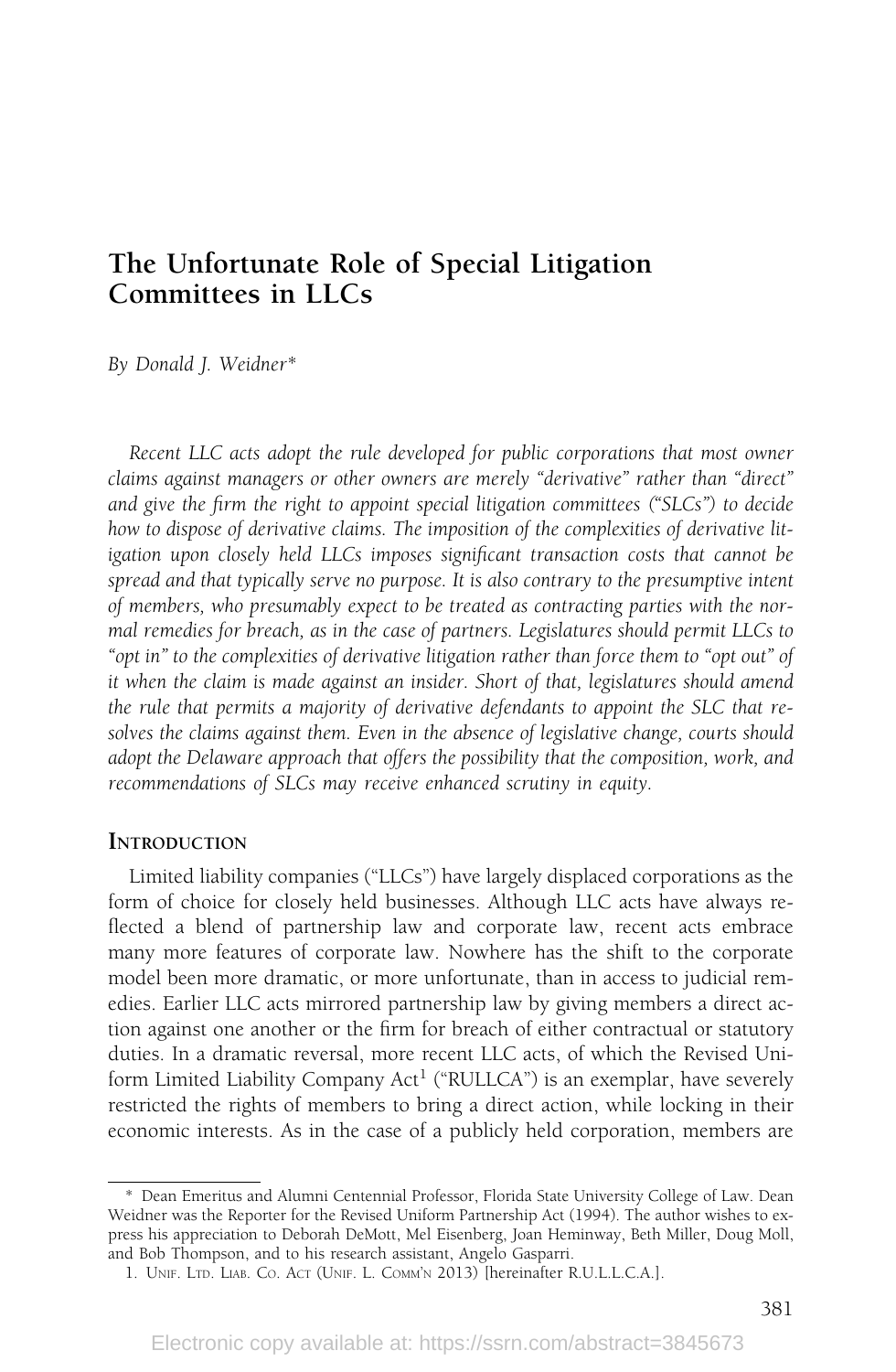# The Unfortunate Role of Special Litigation Committees in LLCs

*By Donald J. Weidner\**

*Recent LLC acts adopt the rule developed for public corporations that most owner claims against managers or other owners are merely "derivative" rather than "direct" and give the firm the right to appoint special litigation committees ("SLCs") to decide how to dispose of derivative claims. The imposition of the complexities of derivative litigation upon closely held LLCs imposes significant transaction costs that cannot be spread and that typically serve no purpose. It is also contrary to the presumptive intent of members, who presumably expect to be treated as contracting parties with the normal remedies for breach, as in the case of partners. Legislatures should permit LLCs to "opt in" to the complexities of derivative litigation rather than force them to "opt out" of it when the claim is made against an insider. Short of that, legislatures should amend the rule that permits a majority of derivative defendants to appoint the SLC that resolves the claims against them. Even in the absence of legislative change, courts should adopt the Delaware approach that offers the possibility that the composition, work, and recommendations of SLCs may receive enhanced scrutiny in equity.*

## Introduction

Limited liability companies ("LLCs") have largely displaced corporations as the form of choice for closely held businesses. Although LLC acts have always reflected a blend of partnership law and corporate law, recent acts embrace many more features of corporate law. Nowhere has the shift to the corporate model been more dramatic, or more unfortunate, than in access to judicial remedies. Earlier LLC acts mirrored partnership law by giving members a direct action against one another or the firm for breach of either contractual or statutory duties. In a dramatic reversal, more recent LLC acts, of which the Revised Uniform Limited Liability Company Act[1] ("RULLCA") is an exemplar, have severely restricted the rights of members to bring a direct action, while locking in their economic interests. As in the case of a publicly held corporation, members are

---

\* Dean Emeritus and Alumni Centennial Professor, Florida State University College of Law. Dean Weidner was the Reporter for the Revised Uniform Partnership Act (1994). The author wishes to express his appreciation to Deborah DeMott, Mel Eisenberg, Joan Heminway, Beth Miller, Doug Moll, and Bob Thompson, and to his research assistant, Angelo Gasparri.

1. Unif. Ltd. Liab. Co. Act (Unif. L. Comm'n 2013) [hereinafter R.U.L.L.C.A.].

Electronic copy available at: https://ssrn.com/abstract=3845673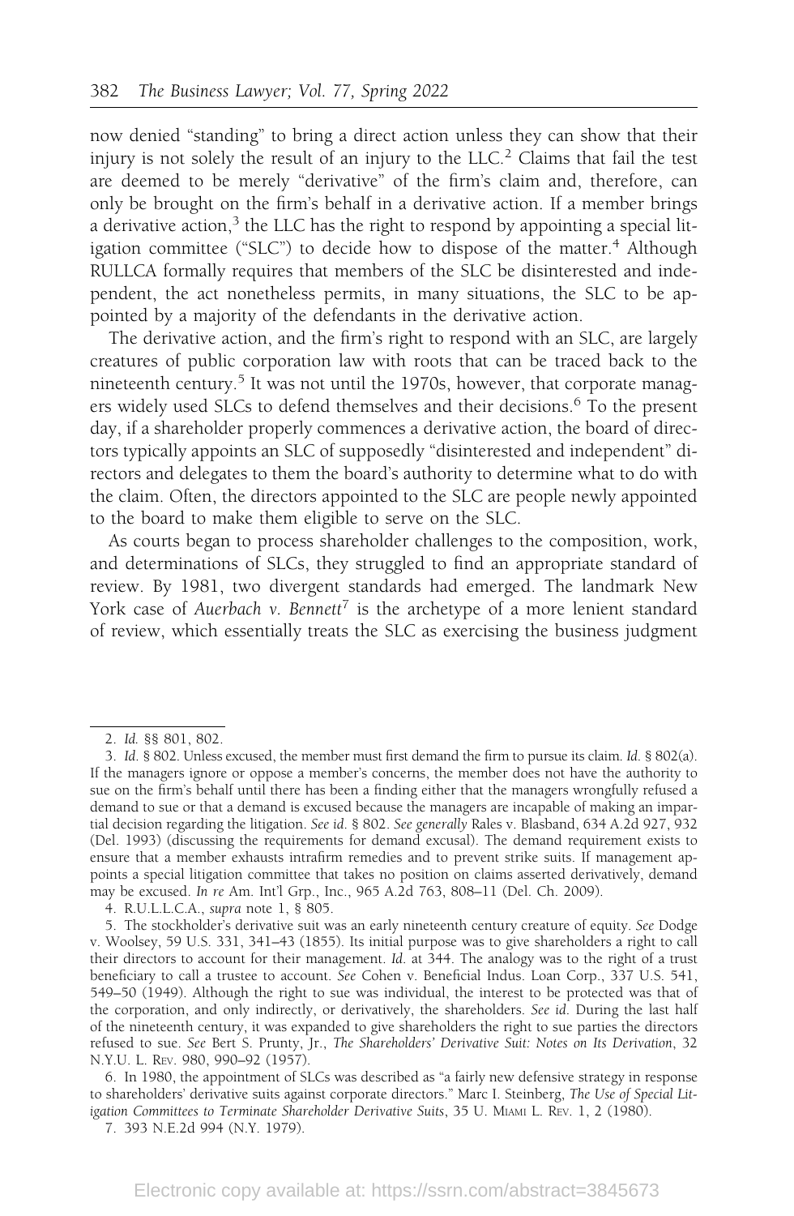now denied "standing" to bring a direct action unless they can show that their injury is not solely the result of an injury to the LLC.[2] Claims that fail the test are deemed to be merely "derivative" of the firm's claim and, therefore, can only be brought on the firm's behalf in a derivative action. If a member brings a derivative action,[3] the LLC has the right to respond by appointing a special litigation committee ("SLC") to decide how to dispose of the matter.[4] Although RULLCA formally requires that members of the SLC be disinterested and independent, the act nonetheless permits, in many situations, the SLC to be appointed by a majority of the defendants in the derivative action.

The derivative action, and the firm's right to respond with an SLC, are largely creatures of public corporation law with roots that can be traced back to the nineteenth century.[5] It was not until the 1970s, however, that corporate managers widely used SLCs to defend themselves and their decisions.[6] To the present day, if a shareholder properly commences a derivative action, the board of directors typically appoints an SLC of supposedly "disinterested and independent" directors and delegates to them the board's authority to determine what to do with the claim. Often, the directors appointed to the SLC are people newly appointed to the board to make them eligible to serve on the SLC.

As courts began to process shareholder challenges to the composition, work, and determinations of SLCs, they struggled to find an appropriate standard of review. By 1981, two divergent standards had emerged. The landmark New York case of *Auerbach v. Bennett*[7] is the archetype of a more lenient standard of review, which essentially treats the SLC as exercising the business judgment

---

2. *Id.* §§ 801, 802.

3. *Id.* § 802. Unless excused, the member must first demand the firm to pursue its claim. *Id.* § 802(a). If the managers ignore or oppose a member's concerns, the member does not have the authority to sue on the firm's behalf until there has been a finding either that the managers wrongfully refused a demand to sue or that a demand is excused because the managers are incapable of making an impartial decision regarding the litigation. *See id.* § 802. *See generally* Rales v. Blasband, 634 A.2d 927, 932 (Del. 1993) (discussing the requirements for demand excusal). The demand requirement exists to ensure that a member exhausts intrafirm remedies and to prevent strike suits. If management appoints a special litigation committee that takes no position on claims asserted derivatively, demand may be excused. *In re* Am. Int'l Grp., Inc., 965 A.2d 763, 808–11 (Del. Ch. 2009).

4. R.U.L.L.C.A., *supra* note 1, § 805.

5. The stockholder's derivative suit was an early nineteenth century creature of equity. *See* Dodge v. Woolsey, 59 U.S. 331, 341–43 (1855). Its initial purpose was to give shareholders a right to call their directors to account for their management. *Id.* at 344. The analogy was to the right of a trust beneficiary to call a trustee to account. *See* Cohen v. Beneficial Indus. Loan Corp., 337 U.S. 541, 549–50 (1949). Although the right to sue was individual, the interest to be protected was that of the corporation, and only indirectly, or derivatively, the shareholders. *See id.* During the last half of the nineteenth century, it was expanded to give shareholders the right to sue parties the directors refused to sue. *See* Bert S. Prunty, Jr., *The Shareholders' Derivative Suit: Notes on Its Derivation*, 32 N.Y.U. L. Rev. 980, 990–92 (1957).

6. In 1980, the appointment of SLCs was described as "a fairly new defensive strategy in response to shareholders' derivative suits against corporate directors." Marc I. Steinberg, *The Use of Special Litigation Committees to Terminate Shareholder Derivative Suits*, 35 U. Miami L. Rev. 1, 2 (1980).

7. 393 N.E.2d 994 (N.Y. 1979).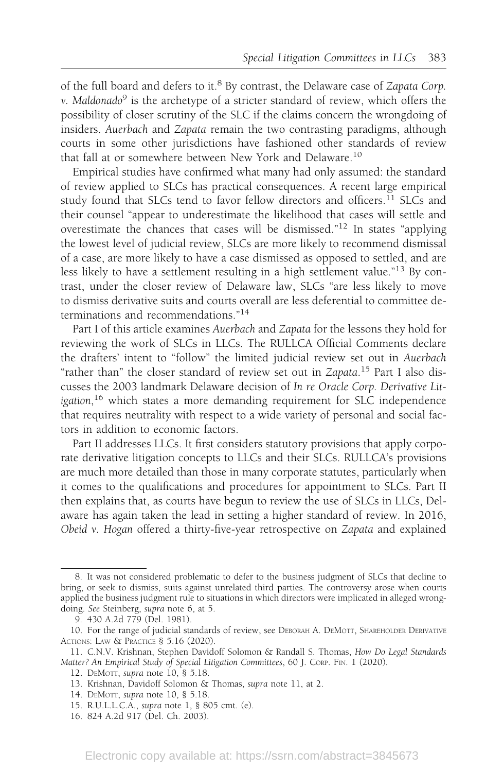of the full board and defers to it.[8] By contrast, the Delaware case of *Zapata Corp. v. Maldonado*[9] is the archetype of a stricter standard of review, which offers the possibility of closer scrutiny of the SLC if the claims concern the wrongdoing of insiders. *Auerbach* and *Zapata* remain the two contrasting paradigms, although courts in some other jurisdictions have fashioned other standards of review that fall at or somewhere between New York and Delaware.[10]

Empirical studies have confirmed what many had only assumed: the standard of review applied to SLCs has practical consequences. A recent large empirical study found that SLCs tend to favor fellow directors and officers.[11] SLCs and their counsel "appear to underestimate the likelihood that cases will settle and overestimate the chances that cases will be dismissed."[12] In states "applying the lowest level of judicial review, SLCs are more likely to recommend dismissal of a case, are more likely to have a case dismissed as opposed to settled, and are less likely to have a settlement resulting in a high settlement value."[13] By contrast, under the closer review of Delaware law, SLCs "are less likely to move to dismiss derivative suits and courts overall are less deferential to committee determinations and recommendations."[14]

Part I of this article examines *Auerbach* and *Zapata* for the lessons they hold for reviewing the work of SLCs in LLCs. The RULLCA Official Comments declare the drafters' intent to "follow" the limited judicial review set out in *Auerbach* "rather than" the closer standard of review set out in *Zapata*.[15] Part I also discusses the 2003 landmark Delaware decision of *In re Oracle Corp. Derivative Litigation*,[16] which states a more demanding requirement for SLC independence that requires neutrality with respect to a wide variety of personal and social factors in addition to economic factors.

Part II addresses LLCs. It first considers statutory provisions that apply corporate derivative litigation concepts to LLCs and their SLCs. RULLCA's provisions are much more detailed than those in many corporate statutes, particularly when it comes to the qualifications and procedures for appointment to SLCs. Part II then explains that, as courts have begun to review the use of SLCs in LLCs, Delaware has again taken the lead in setting a higher standard of review. In 2016, *Obeid v. Hogan* offered a thirty-five-year retrospective on *Zapata* and explained

---

8. It was not considered problematic to defer to the business judgment of SLCs that decline to bring, or seek to dismiss, suits against unrelated third parties. The controversy arose when courts applied the business judgment rule to situations in which directors were implicated in alleged wrongdoing. *See* Steinberg, *supra* note 6, at 5.

9. 430 A.2d 779 (Del. 1981).

10. For the range of judicial standards of review, see Deborah A. DeMott, Shareholder Derivative Actions: Law & Practice § 5.16 (2020).

11. C.N.V. Krishnan, Stephen Davidoff Solomon & Randall S. Thomas, *How Do Legal Standards Matter? An Empirical Study of Special Litigation Committees*, 60 J. Corp. Fin. 1 (2020).

12. DeMott, *supra* note 10, § 5.18.

13. Krishnan, Davidoff Solomon & Thomas, *supra* note 11, at 2.

14. DeMott, *supra* note 10, § 5.18.

15. R.U.L.L.C.A., *supra* note 1, § 805 cmt. (e).

16. 824 A.2d 917 (Del. Ch. 2003).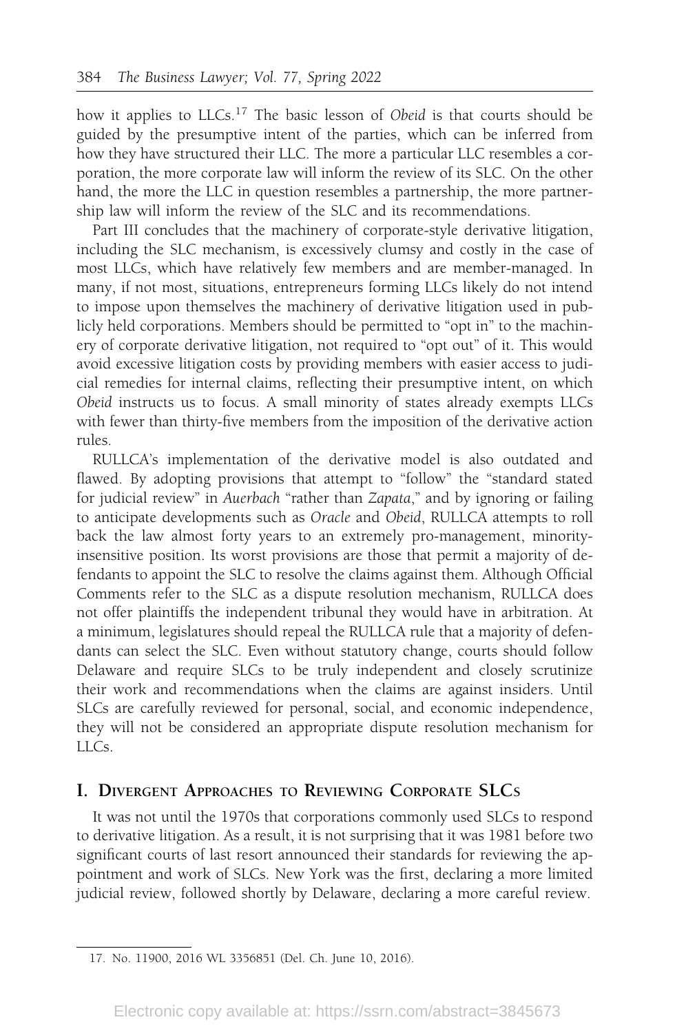how it applies to LLCs.[17] The basic lesson of *Obeid* is that courts should be guided by the presumptive intent of the parties, which can be inferred from how they have structured their LLC. The more a particular LLC resembles a corporation, the more corporate law will inform the review of its SLC. On the other hand, the more the LLC in question resembles a partnership, the more partnership law will inform the review of the SLC and its recommendations.

Part III concludes that the machinery of corporate-style derivative litigation, including the SLC mechanism, is excessively clumsy and costly in the case of most LLCs, which have relatively few members and are member-managed. In many, if not most, situations, entrepreneurs forming LLCs likely do not intend to impose upon themselves the machinery of derivative litigation used in publicly held corporations. Members should be permitted to "opt in" to the machinery of corporate derivative litigation, not required to "opt out" of it. This would avoid excessive litigation costs by providing members with easier access to judicial remedies for internal claims, reflecting their presumptive intent, on which *Obeid* instructs us to focus. A small minority of states already exempts LLCs with fewer than thirty-five members from the imposition of the derivative action rules.

RULLCA's implementation of the derivative model is also outdated and flawed. By adopting provisions that attempt to "follow" the "standard stated for judicial review" in *Auerbach* "rather than *Zapata*," and by ignoring or failing to anticipate developments such as *Oracle* and *Obeid*, RULLCA attempts to roll back the law almost forty years to an extremely pro-management, minority-insensitive position. Its worst provisions are those that permit a majority of defendants to appoint the SLC to resolve the claims against them. Although Official Comments refer to the SLC as a dispute resolution mechanism, RULLCA does not offer plaintiffs the independent tribunal they would have in arbitration. At a minimum, legislatures should repeal the RULLCA rule that a majority of defendants can select the SLC. Even without statutory change, courts should follow Delaware and require SLCs to be truly independent and closely scrutinize their work and recommendations when the claims are against insiders. Until SLCs are carefully reviewed for personal, social, and economic independence, they will not be considered an appropriate dispute resolution mechanism for LLCs.

## I. Divergent Approaches to Reviewing Corporate SLCs

It was not until the 1970s that corporations commonly used SLCs to respond to derivative litigation. As a result, it is not surprising that it was 1981 before two significant courts of last resort announced their standards for reviewing the appointment and work of SLCs. New York was the first, declaring a more limited judicial review, followed shortly by Delaware, declaring a more careful review.

---

17. No. 11900, 2016 WL 3356851 (Del. Ch. June 10, 2016).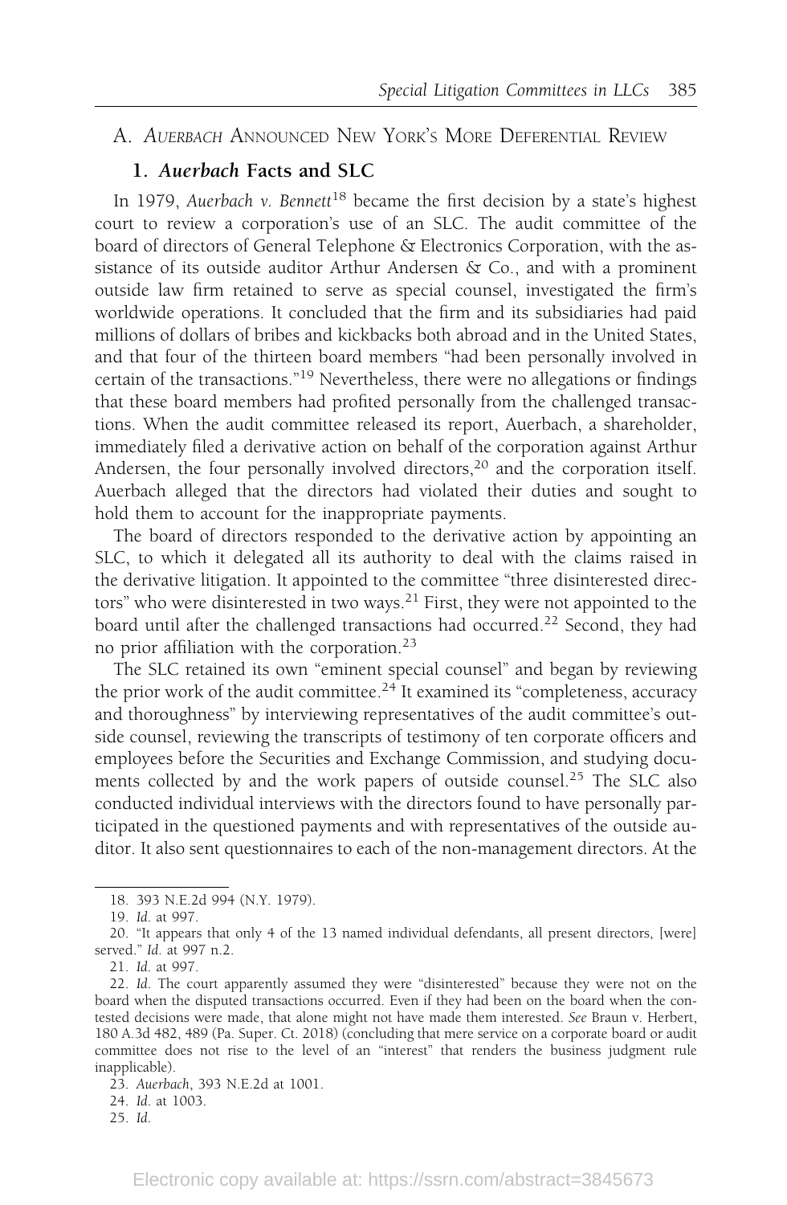## A. *Auerbach* Announced New York's More Deferential Review

### 1. *Auerbach* Facts and SLC

In 1979, *Auerbach v. Bennett*[18] became the first decision by a state's highest court to review a corporation's use of an SLC. The audit committee of the board of directors of General Telephone & Electronics Corporation, with the assistance of its outside auditor Arthur Andersen & Co., and with a prominent outside law firm retained to serve as special counsel, investigated the firm's worldwide operations. It concluded that the firm and its subsidiaries had paid millions of dollars of bribes and kickbacks both abroad and in the United States, and that four of the thirteen board members "had been personally involved in certain of the transactions."[19] Nevertheless, there were no allegations or findings that these board members had profited personally from the challenged transactions. When the audit committee released its report, Auerbach, a shareholder, immediately filed a derivative action on behalf of the corporation against Arthur Andersen, the four personally involved directors,[20] and the corporation itself. Auerbach alleged that the directors had violated their duties and sought to hold them to account for the inappropriate payments.

The board of directors responded to the derivative action by appointing an SLC, to which it delegated all its authority to deal with the claims raised in the derivative litigation. It appointed to the committee "three disinterested directors" who were disinterested in two ways.[21] First, they were not appointed to the board until after the challenged transactions had occurred.[22] Second, they had no prior affiliation with the corporation.[23]

The SLC retained its own "eminent special counsel" and began by reviewing the prior work of the audit committee.[24] It examined its "completeness, accuracy and thoroughness" by interviewing representatives of the audit committee's outside counsel, reviewing the transcripts of testimony of ten corporate officers and employees before the Securities and Exchange Commission, and studying documents collected by and the work papers of outside counsel.[25] The SLC also conducted individual interviews with the directors found to have personally participated in the questioned payments and with representatives of the outside auditor. It also sent questionnaires to each of the non-management directors. At the

---

18. 393 N.E.2d 994 (N.Y. 1979).

19. *Id.* at 997.

20. "It appears that only 4 of the 13 named individual defendants, all present directors, [were] served." *Id.* at 997 n.2.

21. *Id.* at 997.

22. *Id.* The court apparently assumed they were "disinterested" because they were not on the board when the disputed transactions occurred. Even if they had been on the board when the contested decisions were made, that alone might not have made them interested. *See* Braun v. Herbert, 180 A.3d 482, 489 (Pa. Super. Ct. 2018) (concluding that mere service on a corporate board or audit committee does not rise to the level of an "interest" that renders the business judgment rule inapplicable).

23. *Auerbach*, 393 N.E.2d at 1001.

24. *Id.* at 1003.

25. *Id.*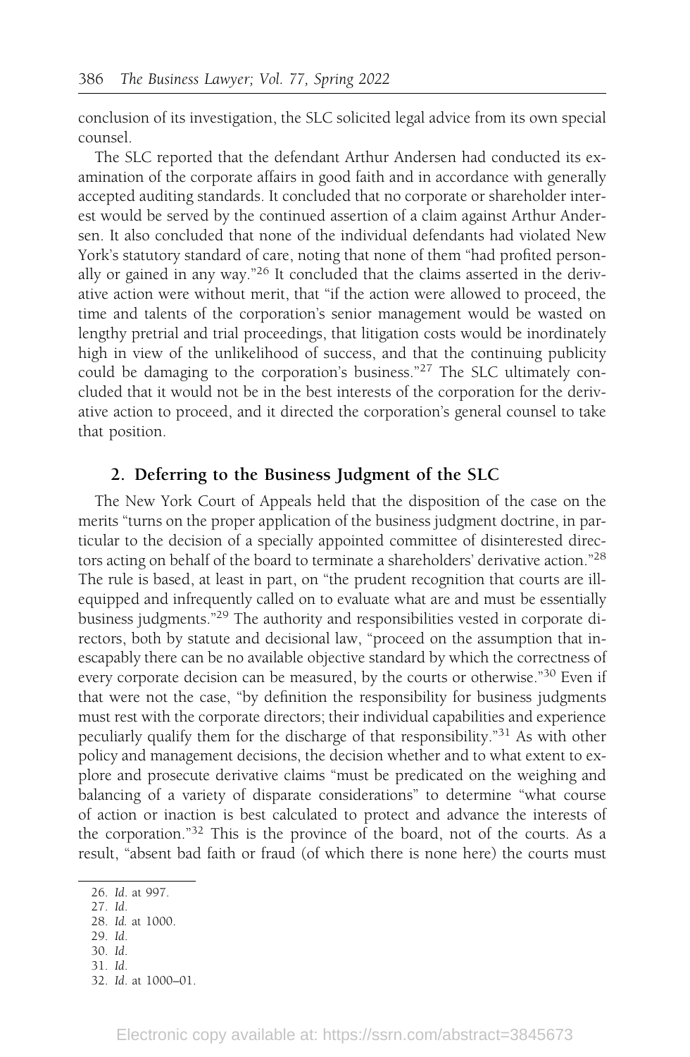conclusion of its investigation, the SLC solicited legal advice from its own special counsel.

The SLC reported that the defendant Arthur Andersen had conducted its examination of the corporate affairs in good faith and in accordance with generally accepted auditing standards. It concluded that no corporate or shareholder interest would be served by the continued assertion of a claim against Arthur Andersen. It also concluded that none of the individual defendants had violated New York's statutory standard of care, noting that none of them "had profited personally or gained in any way."[26] It concluded that the claims asserted in the derivative action were without merit, that "if the action were allowed to proceed, the time and talents of the corporation's senior management would be wasted on lengthy pretrial and trial proceedings, that litigation costs would be inordinately high in view of the unlikelihood of success, and that the continuing publicity could be damaging to the corporation's business."[27] The SLC ultimately concluded that it would not be in the best interests of the corporation for the derivative action to proceed, and it directed the corporation's general counsel to take that position.

### 2. Deferring to the Business Judgment of the SLC

The New York Court of Appeals held that the disposition of the case on the merits "turns on the proper application of the business judgment doctrine, in particular to the decision of a specially appointed committee of disinterested directors acting on behalf of the board to terminate a shareholders' derivative action."[28] The rule is based, at least in part, on "the prudent recognition that courts are ill-equipped and infrequently called on to evaluate what are and must be essentially business judgments."[29] The authority and responsibilities vested in corporate directors, both by statute and decisional law, "proceed on the assumption that inescapably there can be no available objective standard by which the correctness of every corporate decision can be measured, by the courts or otherwise."[30] Even if that were not the case, "by definition the responsibility for business judgments must rest with the corporate directors; their individual capabilities and experience peculiarly qualify them for the discharge of that responsibility."[31] As with other policy and management decisions, the decision whether and to what extent to explore and prosecute derivative claims "must be predicated on the weighing and balancing of a variety of disparate considerations" to determine "what course of action or inaction is best calculated to protect and advance the interests of the corporation."[32] This is the province of the board, not of the courts. As a result, "absent bad faith or fraud (of which there is none here) the courts must

26. *Id.* at 997.
27. *Id.*
28. *Id.* at 1000.
29. *Id.*
30. *Id.*
31. *Id.*
32. *Id.* at 1000–01.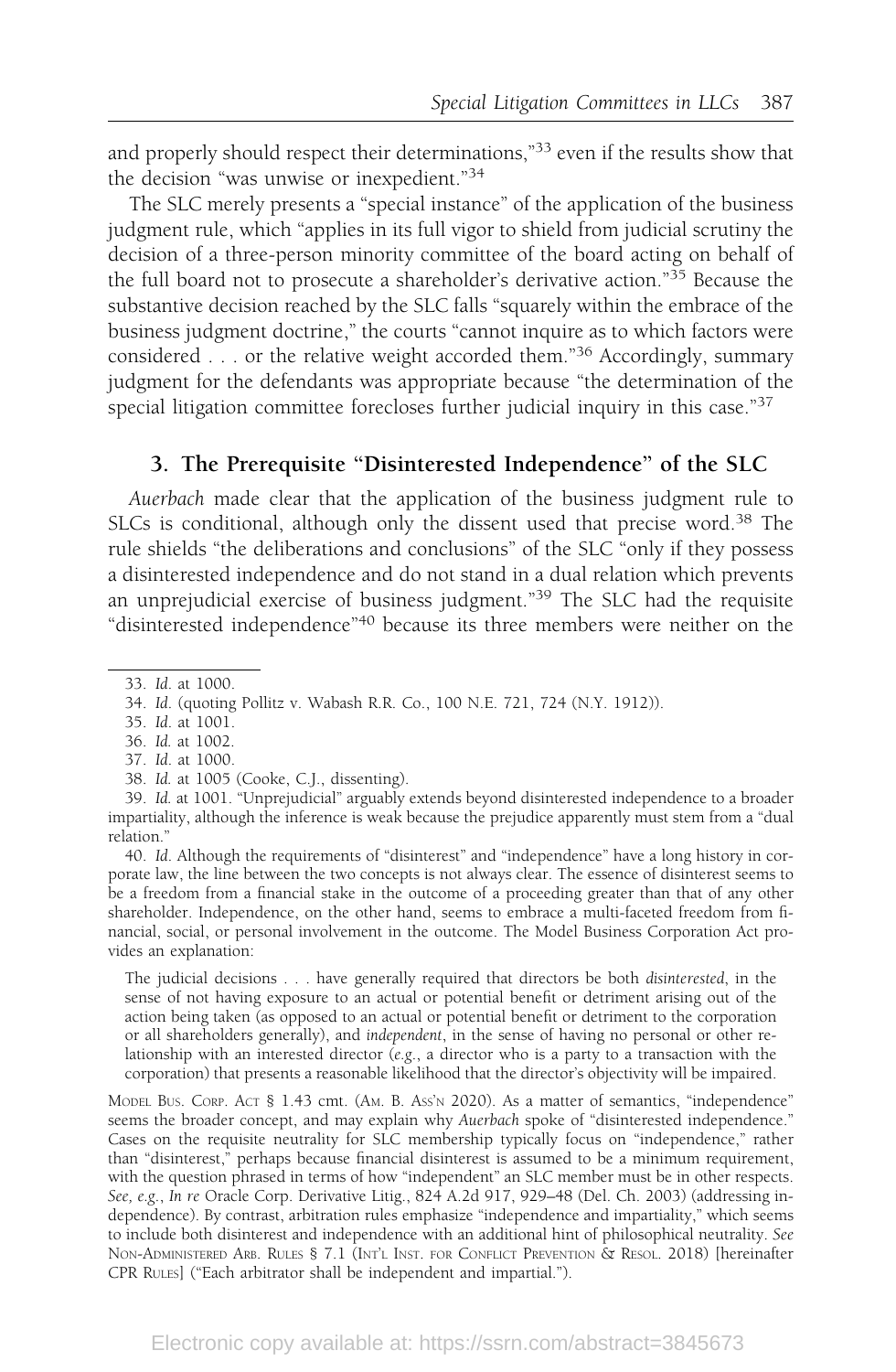and properly should respect their determinations,"[33] even if the results show that the decision "was unwise or inexpedient."[34]

The SLC merely presents a "special instance" of the application of the business judgment rule, which "applies in its full vigor to shield from judicial scrutiny the decision of a three-person minority committee of the board acting on behalf of the full board not to prosecute a shareholder's derivative action."[35] Because the substantive decision reached by the SLC falls "squarely within the embrace of the business judgment doctrine," the courts "cannot inquire as to which factors were considered . . . or the relative weight accorded them."[36] Accordingly, summary judgment for the defendants was appropriate because "the determination of the special litigation committee forecloses further judicial inquiry in this case."[37]

### 3. The Prerequisite "Disinterested Independence" of the SLC

*Auerbach* made clear that the application of the business judgment rule to SLCs is conditional, although only the dissent used that precise word.[38] The rule shields "the deliberations and conclusions" of the SLC "only if they possess a disinterested independence and do not stand in a dual relation which prevents an unprejudicial exercise of business judgment."[39] The SLC had the requisite "disinterested independence"[40] because its three members were neither on the

---

33. *Id.* at 1000.

34. *Id.* (quoting Pollitz v. Wabash R.R. Co., 100 N.E. 721, 724 (N.Y. 1912)).

35. *Id.* at 1001.

36. *Id.* at 1002.

37. *Id.* at 1000.

38. *Id.* at 1005 (Cooke, C.J., dissenting).

39. *Id.* at 1001. "Unprejudicial" arguably extends beyond disinterested independence to a broader impartiality, although the inference is weak because the prejudice apparently must stem from a "dual relation."

40. *Id.* Although the requirements of "disinterest" and "independence" have a long history in corporate law, the line between the two concepts is not always clear. The essence of disinterest seems to be a freedom from a financial stake in the outcome of a proceeding greater than that of any other shareholder. Independence, on the other hand, seems to embrace a multi-faceted freedom from financial, social, or personal involvement in the outcome. The Model Business Corporation Act provides an explanation:

> The judicial decisions . . . have generally required that directors be both *disinterested*, in the sense of not having exposure to an actual or potential benefit or detriment arising out of the action being taken (as opposed to an actual or potential benefit or detriment to the corporation or all shareholders generally), and *independent*, in the sense of having no personal or other relationship with an interested director (*e.g.*, a director who is a party to a transaction with the corporation) that presents a reasonable likelihood that the director's objectivity will be impaired.

MODEL BUS. CORP. ACT § 1.43 cmt. (AM. B. ASS'N 2020). As a matter of semantics, "independence" seems the broader concept, and may explain why *Auerbach* spoke of "disinterested independence." Cases on the requisite neutrality for SLC membership typically focus on "independence," rather than "disinterest," perhaps because financial disinterest is assumed to be a minimum requirement, with the question phrased in terms of how "independent" an SLC member must be in other respects. *See, e.g.*, *In re* Oracle Corp. Derivative Litig., 824 A.2d 917, 929–48 (Del. Ch. 2003) (addressing independence). By contrast, arbitration rules emphasize "independence and impartiality," which seems to include both disinterest and independence with an additional hint of philosophical neutrality. *See* NON-ADMINISTERED ARB. RULES § 7.1 (INT'L INST. FOR CONFLICT PREVENTION & RESOL. 2018) [hereinafter CPR RULES] ("Each arbitrator shall be independent and impartial.").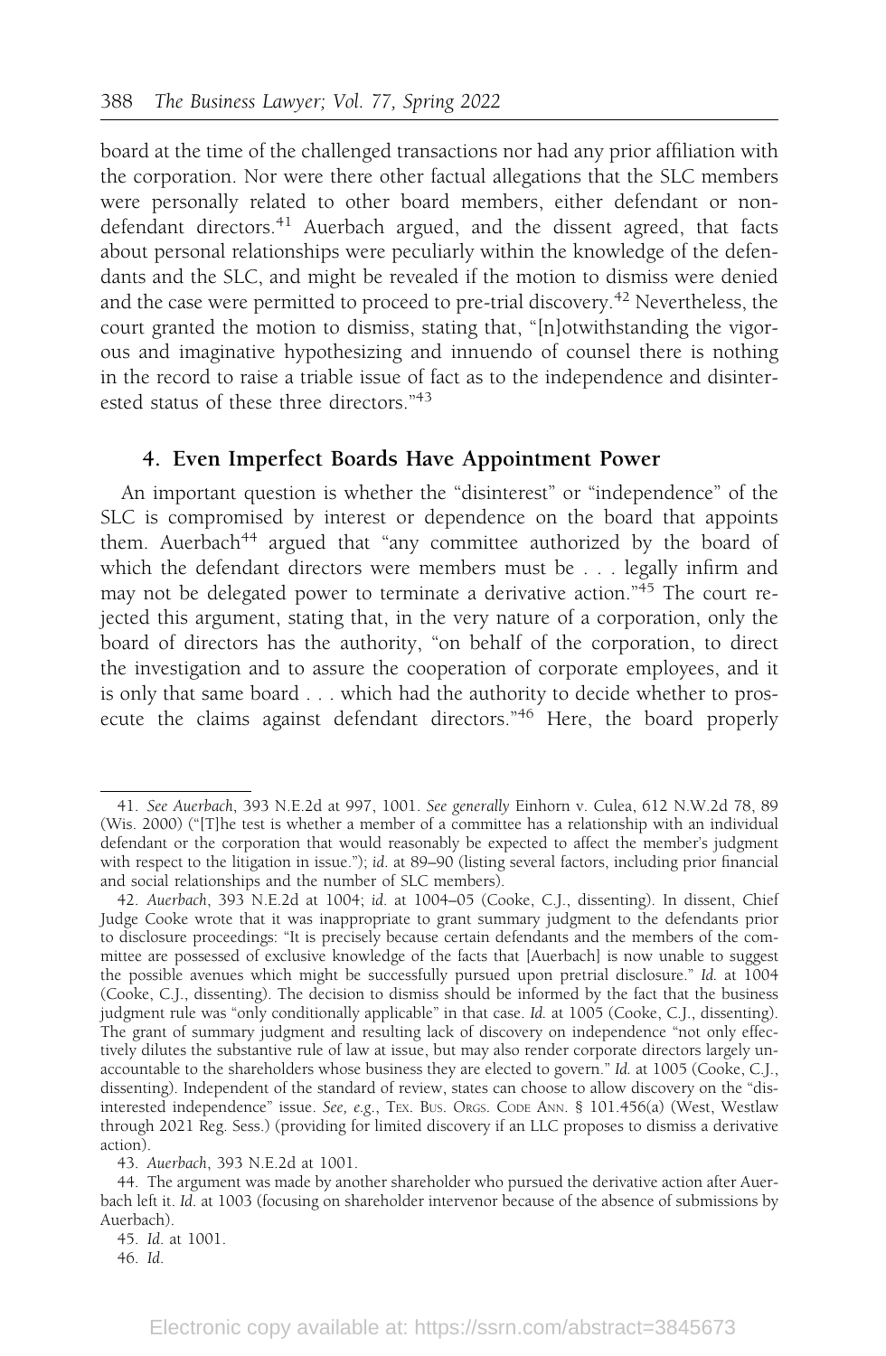board at the time of the challenged transactions nor had any prior affiliation with the corporation. Nor were there other factual allegations that the SLC members were personally related to other board members, either defendant or non-defendant directors.[41] Auerbach argued, and the dissent agreed, that facts about personal relationships were peculiarly within the knowledge of the defendants and the SLC, and might be revealed if the motion to dismiss were denied and the case were permitted to proceed to pre-trial discovery.[42] Nevertheless, the court granted the motion to dismiss, stating that, "[n]otwithstanding the vigorous and imaginative hypothesizing and innuendo of counsel there is nothing in the record to raise a triable issue of fact as to the independence and disinterested status of these three directors."[43]

#### 4. Even Imperfect Boards Have Appointment Power

An important question is whether the "disinterest" or "independence" of the SLC is compromised by interest or dependence on the board that appoints them. Auerbach[44] argued that "any committee authorized by the board of which the defendant directors were members must be . . . legally infirm and may not be delegated power to terminate a derivative action."[45] The court rejected this argument, stating that, in the very nature of a corporation, only the board of directors has the authority, "on behalf of the corporation, to direct the investigation and to assure the cooperation of corporate employees, and it is only that same board . . . which had the authority to decide whether to prosecute the claims against defendant directors."[46] Here, the board properly

---

41. *See Auerbach*, 393 N.E.2d at 997, 1001. *See generally* Einhorn v. Culea, 612 N.W.2d 78, 89 (Wis. 2000) ("[T]he test is whether a member of a committee has a relationship with an individual defendant or the corporation that would reasonably be expected to affect the member's judgment with respect to the litigation in issue."); *id.* at 89–90 (listing several factors, including prior financial and social relationships and the number of SLC members).

42. *Auerbach*, 393 N.E.2d at 1004; *id.* at 1004–05 (Cooke, C.J., dissenting). In dissent, Chief Judge Cooke wrote that it was inappropriate to grant summary judgment to the defendants prior to disclosure proceedings: "It is precisely because certain defendants and the members of the committee are possessed of exclusive knowledge of the facts that [Auerbach] is now unable to suggest the possible avenues which might be successfully pursued upon pretrial disclosure." *Id.* at 1004 (Cooke, C.J., dissenting). The decision to dismiss should be informed by the fact that the business judgment rule was "only conditionally applicable" in that case. *Id.* at 1005 (Cooke, C.J., dissenting). The grant of summary judgment and resulting lack of discovery on independence "not only effectively dilutes the substantive rule of law at issue, but may also render corporate directors largely unaccountable to the shareholders whose business they are elected to govern." *Id.* at 1005 (Cooke, C.J., dissenting). Independent of the standard of review, states can choose to allow discovery on the "disinterested independence" issue. *See, e.g.*, TEX. BUS. ORGS. CODE ANN. § 101.456(a) (West, Westlaw through 2021 Reg. Sess.) (providing for limited discovery if an LLC proposes to dismiss a derivative action).

43. *Auerbach*, 393 N.E.2d at 1001.

44. The argument was made by another shareholder who pursued the derivative action after Auerbach left it. *Id.* at 1003 (focusing on shareholder intervenor because of the absence of submissions by Auerbach).

45. *Id.* at 1001.

46. *Id.*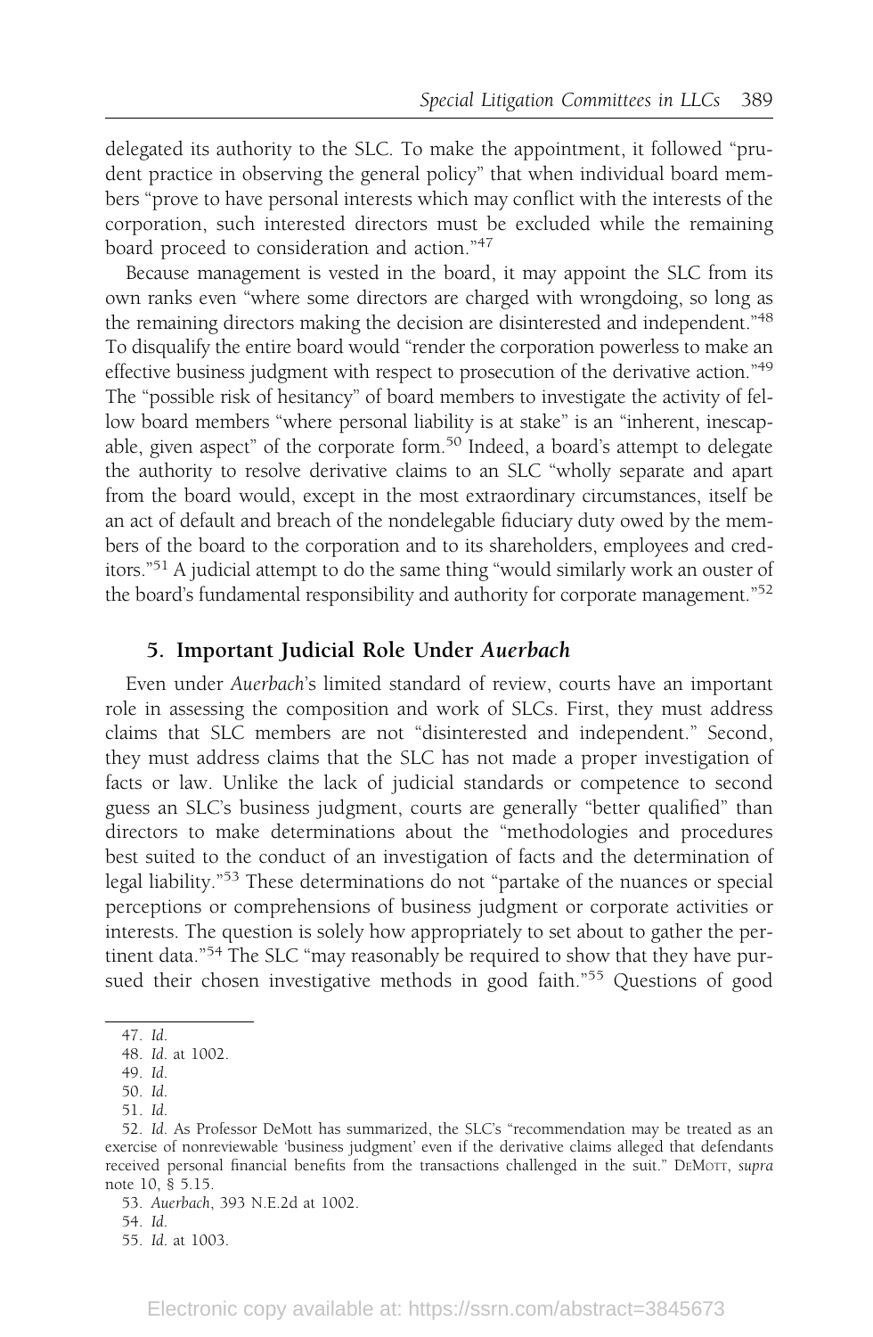delegated its authority to the SLC. To make the appointment, it followed "prudent practice in observing the general policy" that when individual board members "prove to have personal interests which may conflict with the interests of the corporation, such interested directors must be excluded while the remaining board proceed to consideration and action."[47]

Because management is vested in the board, it may appoint the SLC from its own ranks even "where some directors are charged with wrongdoing, so long as the remaining directors making the decision are disinterested and independent."[48] To disqualify the entire board would "render the corporation powerless to make an effective business judgment with respect to prosecution of the derivative action."[49] The "possible risk of hesitancy" of board members to investigate the activity of fellow board members "where personal liability is at stake" is an "inherent, inescapable, given aspect" of the corporate form.[50] Indeed, a board's attempt to delegate the authority to resolve derivative claims to an SLC "wholly separate and apart from the board would, except in the most extraordinary circumstances, itself be an act of default and breach of the nondelegable fiduciary duty owed by the members of the board to the corporation and to its shareholders, employees and creditors."[51] A judicial attempt to do the same thing "would similarly work an ouster of the board's fundamental responsibility and authority for corporate management."[52]

### 5. Important Judicial Role Under *Auerbach*

Even under *Auerbach*'s limited standard of review, courts have an important role in assessing the composition and work of SLCs. First, they must address claims that SLC members are not "disinterested and independent." Second, they must address claims that the SLC has not made a proper investigation of facts or law. Unlike the lack of judicial standards or competence to second guess an SLC's business judgment, courts are generally "better qualified" than directors to make determinations about the "methodologies and procedures best suited to the conduct of an investigation of facts and the determination of legal liability."[53] These determinations do not "partake of the nuances or special perceptions or comprehensions of business judgment or corporate activities or interests. The question is solely how appropriately to set about to gather the pertinent data."[54] The SLC "may reasonably be required to show that they have pursued their chosen investigative methods in good faith."[55] Questions of good

47. *Id.*

48. *Id.* at 1002.

49. *Id.*

50. *Id.*

51. *Id.*

52. *Id.* As Professor DeMott has summarized, the SLC's "recommendation may be treated as an exercise of nonreviewable 'business judgment' even if the derivative claims alleged that defendants received personal financial benefits from the transactions challenged in the suit." DeMott, *supra* note 10, § 5.15.

53. *Auerbach*, 393 N.E.2d at 1002.

54. *Id.*

55. *Id.* at 1003.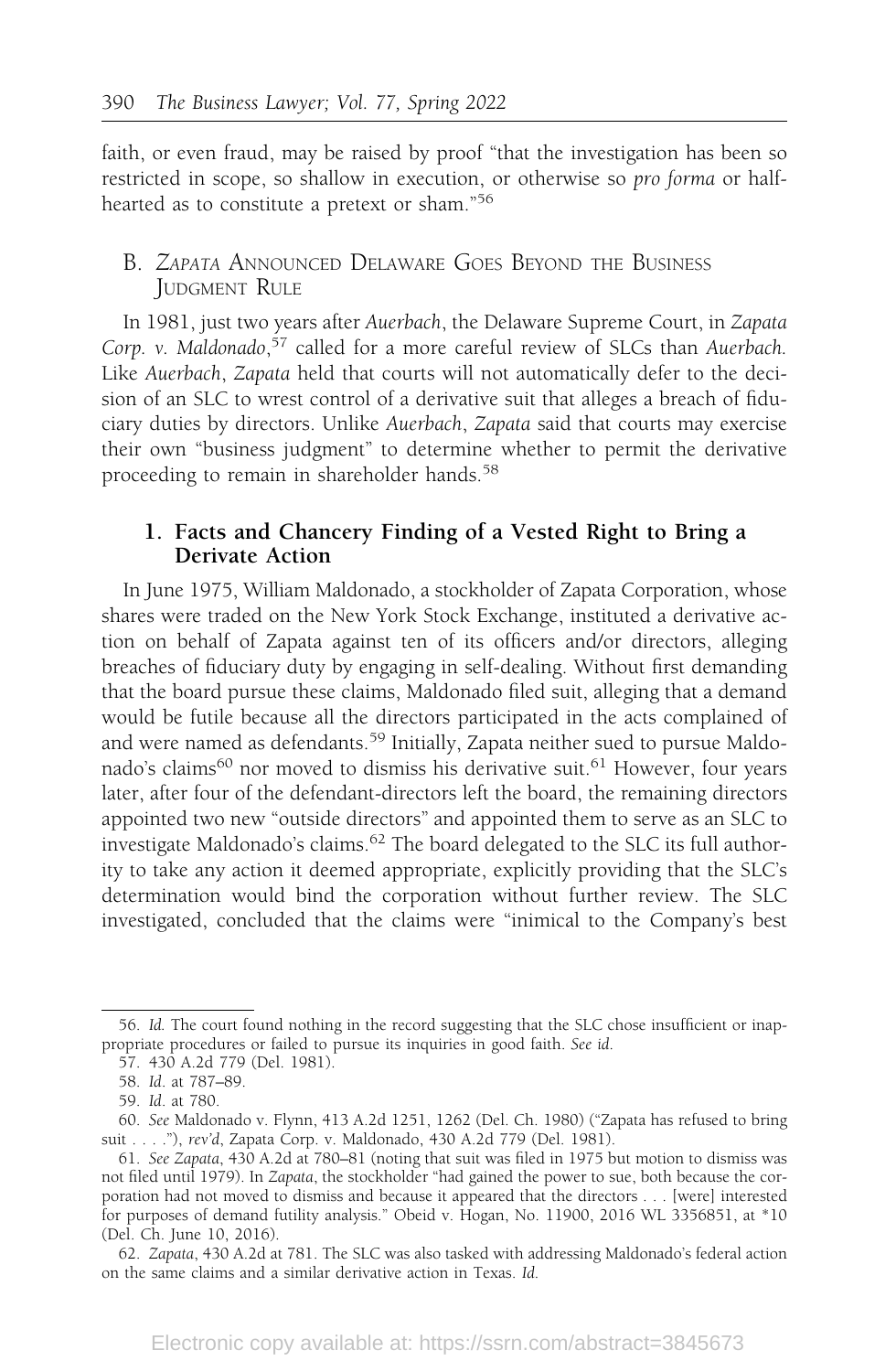faith, or even fraud, may be raised by proof "that the investigation has been so restricted in scope, so shallow in execution, or otherwise so *pro forma* or half-hearted as to constitute a pretext or sham."[56]

### B. *Zapata* Announced Delaware Goes Beyond the Business Judgment Rule

In 1981, just two years after *Auerbach*, the Delaware Supreme Court, in *Zapata Corp. v. Maldonado*,[57] called for a more careful review of SLCs than *Auerbach*. Like *Auerbach*, *Zapata* held that courts will not automatically defer to the decision of an SLC to wrest control of a derivative suit that alleges a breach of fiduciary duties by directors. Unlike *Auerbach*, *Zapata* said that courts may exercise their own "business judgment" to determine whether to permit the derivative proceeding to remain in shareholder hands.[58]

#### 1. Facts and Chancery Finding of a Vested Right to Bring a Derivate Action

In June 1975, William Maldonado, a stockholder of Zapata Corporation, whose shares were traded on the New York Stock Exchange, instituted a derivative action on behalf of Zapata against ten of its officers and/or directors, alleging breaches of fiduciary duty by engaging in self-dealing. Without first demanding that the board pursue these claims, Maldonado filed suit, alleging that a demand would be futile because all the directors participated in the acts complained of and were named as defendants.[59] Initially, Zapata neither sued to pursue Maldonado's claims[60] nor moved to dismiss his derivative suit.[61] However, four years later, after four of the defendant-directors left the board, the remaining directors appointed two new "outside directors" and appointed them to serve as an SLC to investigate Maldonado's claims.[62] The board delegated to the SLC its full authority to take any action it deemed appropriate, explicitly providing that the SLC's determination would bind the corporation without further review. The SLC investigated, concluded that the claims were "inimical to the Company's best

---

56. *Id.* The court found nothing in the record suggesting that the SLC chose insufficient or inappropriate procedures or failed to pursue its inquiries in good faith. *See id.*

57. 430 A.2d 779 (Del. 1981).

58. *Id.* at 787–89.

59. *Id.* at 780.

60. *See* Maldonado v. Flynn, 413 A.2d 1251, 1262 (Del. Ch. 1980) ("Zapata has refused to bring suit . . . ."), *rev'd*, Zapata Corp. v. Maldonado, 430 A.2d 779 (Del. 1981).

61. *See Zapata*, 430 A.2d at 780–81 (noting that suit was filed in 1975 but motion to dismiss was not filed until 1979). In *Zapata*, the stockholder "had gained the power to sue, both because the corporation had not moved to dismiss and because it appeared that the directors . . . [were] interested for purposes of demand futility analysis." Obeid v. Hogan, No. 11900, 2016 WL 3356851, at *10 (Del. Ch. June 10, 2016).

62. *Zapata*, 430 A.2d at 781. The SLC was also tasked with addressing Maldonado's federal action on the same claims and a similar derivative action in Texas. *Id.*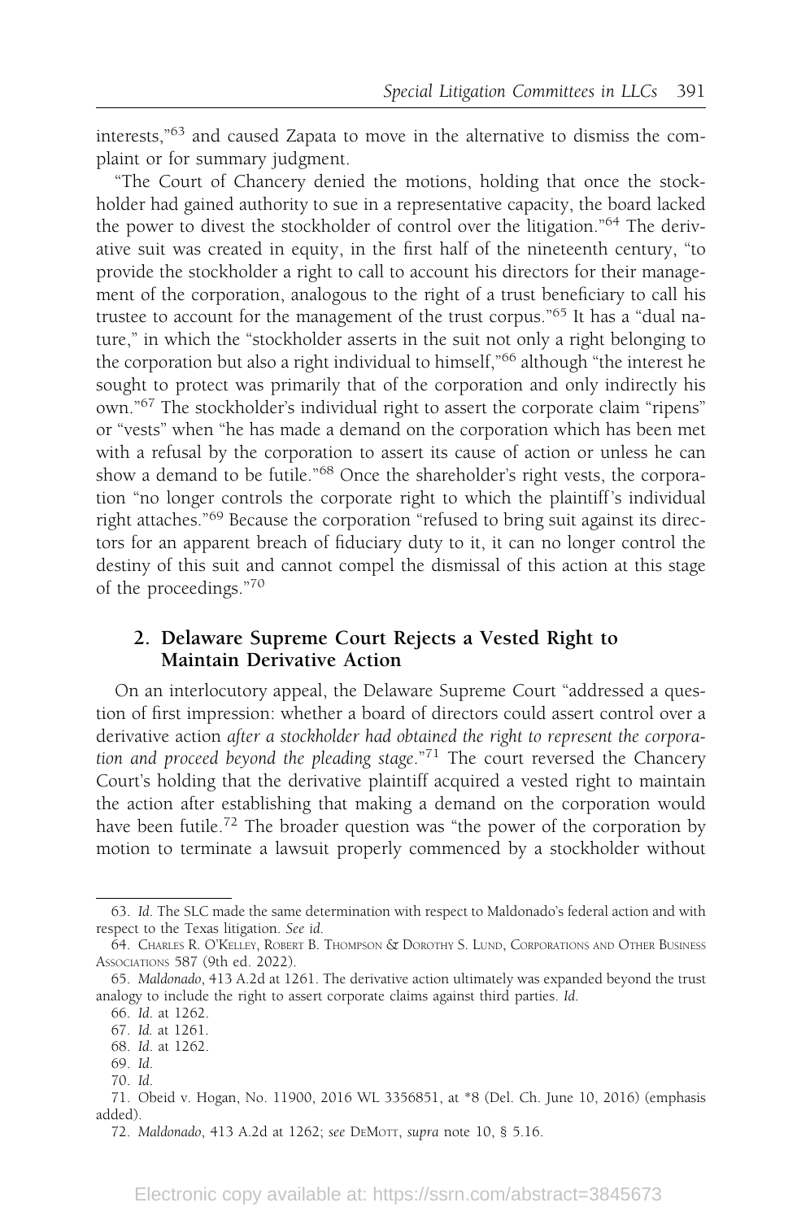interests,"[63] and caused Zapata to move in the alternative to dismiss the complaint or for summary judgment.

"The Court of Chancery denied the motions, holding that once the stockholder had gained authority to sue in a representative capacity, the board lacked the power to divest the stockholder of control over the litigation."[64] The derivative suit was created in equity, in the first half of the nineteenth century, "to provide the stockholder a right to call to account his directors for their management of the corporation, analogous to the right of a trust beneficiary to call his trustee to account for the management of the trust corpus."[65] It has a "dual nature," in which the "stockholder asserts in the suit not only a right belonging to the corporation but also a right individual to himself,"[66] although "the interest he sought to protect was primarily that of the corporation and only indirectly his own."[67] The stockholder's individual right to assert the corporate claim "ripens" or "vests" when "he has made a demand on the corporation which has been met with a refusal by the corporation to assert its cause of action or unless he can show a demand to be futile."[68] Once the shareholder's right vests, the corporation "no longer controls the corporate right to which the plaintiff's individual right attaches."[69] Because the corporation "refused to bring suit against its directors for an apparent breach of fiduciary duty to it, it can no longer control the destiny of this suit and cannot compel the dismissal of this action at this stage of the proceedings."[70]

### 2. Delaware Supreme Court Rejects a Vested Right to Maintain Derivative Action

On an interlocutory appeal, the Delaware Supreme Court "addressed a question of first impression: whether a board of directors could assert control over a derivative action *after a stockholder had obtained the right to represent the corporation and proceed beyond the pleading stage*."[71] The court reversed the Chancery Court's holding that the derivative plaintiff acquired a vested right to maintain the action after establishing that making a demand on the corporation would have been futile.[72] The broader question was "the power of the corporation by motion to terminate a lawsuit properly commenced by a stockholder without

---

63. *Id.* The SLC made the same determination with respect to Maldonado's federal action and with respect to the Texas litigation. *See id.*

64. Charles R. O'Kelley, Robert B. Thompson & Dorothy S. Lund, Corporations and Other Business Associations 587 (9th ed. 2022).

65. *Maldonado*, 413 A.2d at 1261. The derivative action ultimately was expanded beyond the trust analogy to include the right to assert corporate claims against third parties. *Id.*

66. *Id.* at 1262.

67. *Id.* at 1261.

68. *Id.* at 1262.

69. *Id.*

70. *Id.*

71. Obeid v. Hogan, No. 11900, 2016 WL 3356851, at *8 (Del. Ch. June 10, 2016) (emphasis added).

72. *Maldonado*, 413 A.2d at 1262; *see* DeMott, *supra* note 10, § 5.16.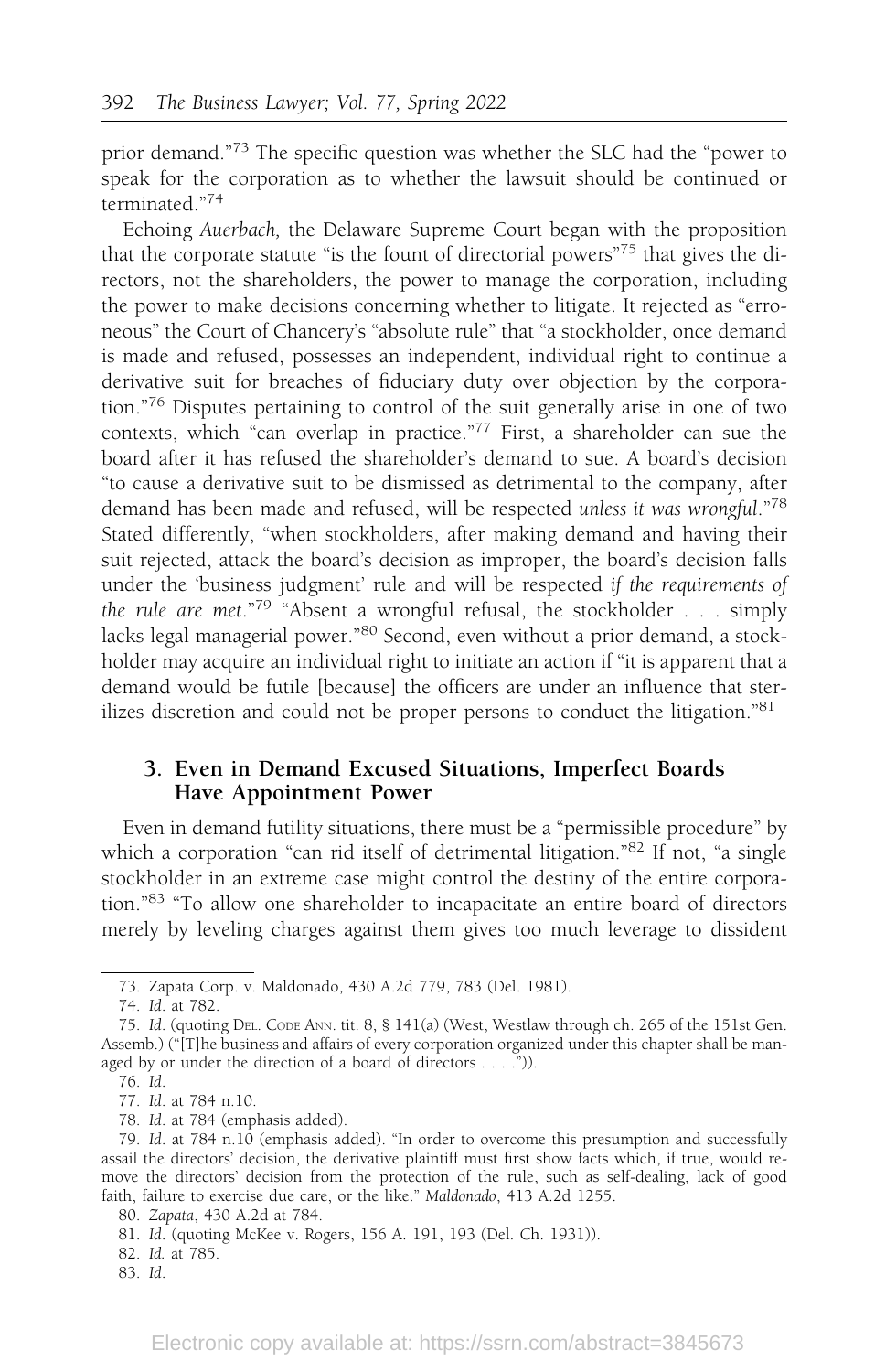prior demand."[73] The specific question was whether the SLC had the "power to speak for the corporation as to whether the lawsuit should be continued or terminated."[74]

Echoing *Auerbach,* the Delaware Supreme Court began with the proposition that the corporate statute "is the fount of directorial powers"[75] that gives the directors, not the shareholders, the power to manage the corporation, including the power to make decisions concerning whether to litigate. It rejected as "erroneous" the Court of Chancery's "absolute rule" that "a stockholder, once demand is made and refused, possesses an independent, individual right to continue a derivative suit for breaches of fiduciary duty over objection by the corporation."[76] Disputes pertaining to control of the suit generally arise in one of two contexts, which "can overlap in practice."[77] First, a shareholder can sue the board after it has refused the shareholder's demand to sue. A board's decision "to cause a derivative suit to be dismissed as detrimental to the company, after demand has been made and refused, will be respected *unless it was wrongful*."[78] Stated differently, "when stockholders, after making demand and having their suit rejected, attack the board's decision as improper, the board's decision falls under the 'business judgment' rule and will be respected *if the requirements of the rule are met*."[79] "Absent a wrongful refusal, the stockholder . . . simply lacks legal managerial power."[80] Second, even without a prior demand, a stockholder may acquire an individual right to initiate an action if "it is apparent that a demand would be futile [because] the officers are under an influence that sterilizes discretion and could not be proper persons to conduct the litigation."[81]

### 3. Even in Demand Excused Situations, Imperfect Boards Have Appointment Power

Even in demand futility situations, there must be a "permissible procedure" by which a corporation "can rid itself of detrimental litigation."[82] If not, "a single stockholder in an extreme case might control the destiny of the entire corporation."[83] "To allow one shareholder to incapacitate an entire board of directors merely by leveling charges against them gives too much leverage to dissident

---

73. Zapata Corp. v. Maldonado, 430 A.2d 779, 783 (Del. 1981).

74. *Id.* at 782.

75. *Id.* (quoting Del. Code Ann. tit. 8, § 141(a) (West, Westlaw through ch. 265 of the 151st Gen. Assemb.) ("[T]he business and affairs of every corporation organized under this chapter shall be managed by or under the direction of a board of directors . . . .")).

76. *Id.*

77. *Id.* at 784 n.10.

78. *Id.* at 784 (emphasis added).

79. *Id.* at 784 n.10 (emphasis added). "In order to overcome this presumption and successfully assail the directors' decision, the derivative plaintiff must first show facts which, if true, would remove the directors' decision from the protection of the rule, such as self-dealing, lack of good faith, failure to exercise due care, or the like." *Maldonado*, 413 A.2d 1255.

80. *Zapata*, 430 A.2d at 784.

81. *Id.* (quoting McKee v. Rogers, 156 A. 191, 193 (Del. Ch. 1931)).

82. *Id.* at 785.

83. *Id.*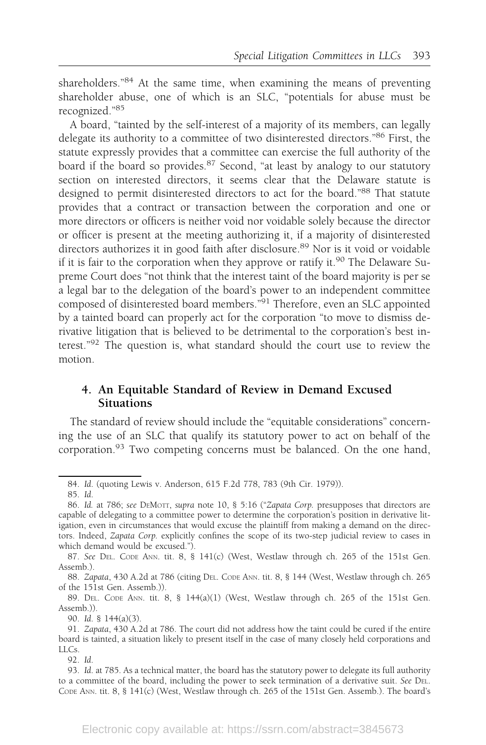shareholders."[84] At the same time, when examining the means of preventing shareholder abuse, one of which is an SLC, "potentials for abuse must be recognized."[85]

A board, "tainted by the self-interest of a majority of its members, can legally delegate its authority to a committee of two disinterested directors."[86] First, the statute expressly provides that a committee can exercise the full authority of the board if the board so provides.[87] Second, "at least by analogy to our statutory section on interested directors, it seems clear that the Delaware statute is designed to permit disinterested directors to act for the board."[88] That statute provides that a contract or transaction between the corporation and one or more directors or officers is neither void nor voidable solely because the director or officer is present at the meeting authorizing it, if a majority of disinterested directors authorizes it in good faith after disclosure.[89] Nor is it void or voidable if it is fair to the corporation when they approve or ratify it.[90] The Delaware Supreme Court does "not think that the interest taint of the board majority is per se a legal bar to the delegation of the board's power to an independent committee composed of disinterested board members."[91] Therefore, even an SLC appointed by a tainted board can properly act for the corporation "to move to dismiss derivative litigation that is believed to be detrimental to the corporation's best interest."[92] The question is, what standard should the court use to review the motion.

### 4. An Equitable Standard of Review in Demand Excused Situations

The standard of review should include the "equitable considerations" concerning the use of an SLC that qualify its statutory power to act on behalf of the corporation.[93] Two competing concerns must be balanced. On the one hand,

---

84. *Id.* (quoting Lewis v. Anderson, 615 F.2d 778, 783 (9th Cir. 1979)).

85. *Id.*

86. *Id.* at 786; *see* DeMott, *supra* note 10, § 5:16 ("*Zapata Corp.* presupposes that directors are capable of delegating to a committee power to determine the corporation's position in derivative litigation, even in circumstances that would excuse the plaintiff from making a demand on the directors. Indeed, *Zapata Corp.* explicitly confines the scope of its two-step judicial review to cases in which demand would be excused.").

87. *See* Del. Code Ann. tit. 8, § 141(c) (West, Westlaw through ch. 265 of the 151st Gen. Assemb.).

88. *Zapata*, 430 A.2d at 786 (citing Del. Code Ann. tit. 8, § 144 (West, Westlaw through ch. 265 of the 151st Gen. Assemb.)).

89. Del. Code Ann. tit. 8, § 144(a)(1) (West, Westlaw through ch. 265 of the 151st Gen. Assemb.)).

90. *Id.* § 144(a)(3).

91. *Zapata*, 430 A.2d at 786. The court did not address how the taint could be cured if the entire board is tainted, a situation likely to present itself in the case of many closely held corporations and LLCs.

92. *Id.*

93. *Id.* at 785. As a technical matter, the board has the statutory power to delegate its full authority to a committee of the board, including the power to seek termination of a derivative suit. *See* Del. Code Ann. tit. 8, § 141(c) (West, Westlaw through ch. 265 of the 151st Gen. Assemb.). The board's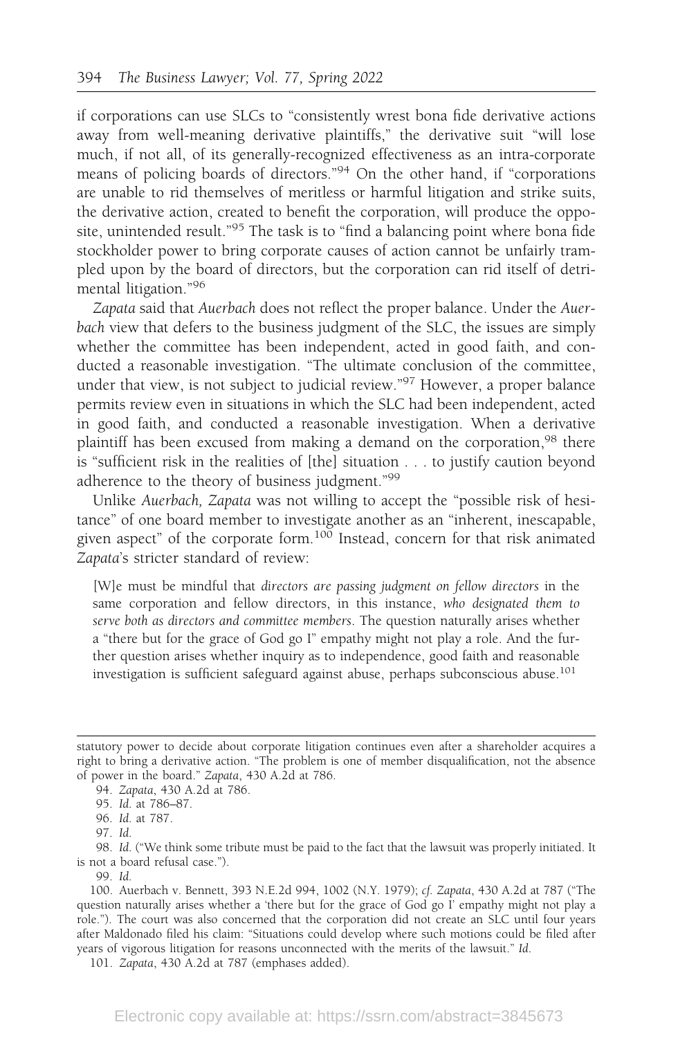if corporations can use SLCs to "consistently wrest bona fide derivative actions away from well-meaning derivative plaintiffs," the derivative suit "will lose much, if not all, of its generally-recognized effectiveness as an intra-corporate means of policing boards of directors."[94] On the other hand, if "corporations are unable to rid themselves of meritless or harmful litigation and strike suits, the derivative action, created to benefit the corporation, will produce the opposite, unintended result."[95] The task is to "find a balancing point where bona fide stockholder power to bring corporate causes of action cannot be unfairly trampled upon by the board of directors, but the corporation can rid itself of detrimental litigation."[96]

*Zapata* said that *Auerbach* does not reflect the proper balance. Under the *Auerbach* view that defers to the business judgment of the SLC, the issues are simply whether the committee has been independent, acted in good faith, and conducted a reasonable investigation. "The ultimate conclusion of the committee, under that view, is not subject to judicial review."[97] However, a proper balance permits review even in situations in which the SLC had been independent, acted in good faith, and conducted a reasonable investigation. When a derivative plaintiff has been excused from making a demand on the corporation,[98] there is "sufficient risk in the realities of [the] situation . . . to justify caution beyond adherence to the theory of business judgment."[99]

Unlike *Auerbach, Zapata* was not willing to accept the "possible risk of hesitance" of one board member to investigate another as an "inherent, inescapable, given aspect" of the corporate form.[100] Instead, concern for that risk animated *Zapata*'s stricter standard of review:

> [W]e must be mindful that *directors are passing judgment on fellow directors* in the same corporation and fellow directors, in this instance, *who designated them to serve both as directors and committee members*. The question naturally arises whether a "there but for the grace of God go I" empathy might not play a role. And the further question arises whether inquiry as to independence, good faith and reasonable investigation is sufficient safeguard against abuse, perhaps subconscious abuse.[101]

---

statutory power to decide about corporate litigation continues even after a shareholder acquires a right to bring a derivative action. "The problem is one of member disqualification, not the absence of power in the board." *Zapata*, 430 A.2d at 786.

94. *Zapata*, 430 A.2d at 786.

95. *Id.* at 786–87.

96. *Id.* at 787.

97. *Id.*

98. *Id.* ("We think some tribute must be paid to the fact that the lawsuit was properly initiated. It is not a board refusal case.").

99. *Id.*

100. Auerbach v. Bennett, 393 N.E.2d 994, 1002 (N.Y. 1979); *cf. Zapata*, 430 A.2d at 787 ("The question naturally arises whether a 'there but for the grace of God go I' empathy might not play a role."). The court was also concerned that the corporation did not create an SLC until four years after Maldonado filed his claim: "Situations could develop where such motions could be filed after years of vigorous litigation for reasons unconnected with the merits of the lawsuit." *Id.*

101. *Zapata*, 430 A.2d at 787 (emphases added).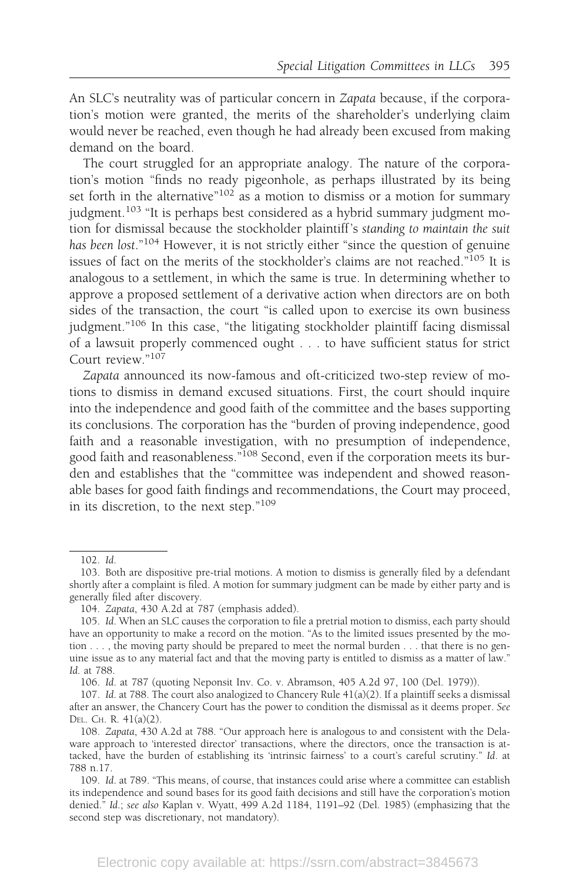An SLC's neutrality was of particular concern in *Zapata* because, if the corporation's motion were granted, the merits of the shareholder's underlying claim would never be reached, even though he had already been excused from making demand on the board.

The court struggled for an appropriate analogy. The nature of the corporation's motion "finds no ready pigeonhole, as perhaps illustrated by its being set forth in the alternative"[102] as a motion to dismiss or a motion for summary judgment.[103] "It is perhaps best considered as a hybrid summary judgment motion for dismissal because the stockholder plaintiff's *standing to maintain the suit has been lost*."[104] However, it is not strictly either "since the question of genuine issues of fact on the merits of the stockholder's claims are not reached."[105] It is analogous to a settlement, in which the same is true. In determining whether to approve a proposed settlement of a derivative action when directors are on both sides of the transaction, the court "is called upon to exercise its own business judgment."[106] In this case, "the litigating stockholder plaintiff facing dismissal of a lawsuit properly commenced ought . . . to have sufficient status for strict Court review."[107]

*Zapata* announced its now-famous and oft-criticized two-step review of motions to dismiss in demand excused situations. First, the court should inquire into the independence and good faith of the committee and the bases supporting its conclusions. The corporation has the "burden of proving independence, good faith and a reasonable investigation, with no presumption of independence, good faith and reasonableness."[108] Second, even if the corporation meets its burden and establishes that the "committee was independent and showed reasonable bases for good faith findings and recommendations, the Court may proceed, in its discretion, to the next step."[109]

---

102. *Id.*

103. Both are dispositive pre-trial motions. A motion to dismiss is generally filed by a defendant shortly after a complaint is filed. A motion for summary judgment can be made by either party and is generally filed after discovery.

104. *Zapata*, 430 A.2d at 787 (emphasis added).

105. *Id.* When an SLC causes the corporation to file a pretrial motion to dismiss, each party should have an opportunity to make a record on the motion. "As to the limited issues presented by the motion . . . , the moving party should be prepared to meet the normal burden . . . that there is no genuine issue as to any material fact and that the moving party is entitled to dismiss as a matter of law." *Id.* at 788.

106. *Id.* at 787 (quoting Neponsit Inv. Co. v. Abramson, 405 A.2d 97, 100 (Del. 1979)).

107. *Id.* at 788. The court also analogized to Chancery Rule 41(a)(2). If a plaintiff seeks a dismissal after an answer, the Chancery Court has the power to condition the dismissal as it deems proper. *See* DEL. CH. R. 41(a)(2).

108. *Zapata*, 430 A.2d at 788. "Our approach here is analogous to and consistent with the Delaware approach to 'interested director' transactions, where the directors, once the transaction is attacked, have the burden of establishing its 'intrinsic fairness' to a court's careful scrutiny." *Id.* at 788 n.17.

109. *Id.* at 789. "This means, of course, that instances could arise where a committee can establish its independence and sound bases for its good faith decisions and still have the corporation's motion denied." *Id.*; *see also* Kaplan v. Wyatt, 499 A.2d 1184, 1191–92 (Del. 1985) (emphasizing that the second step was discretionary, not mandatory).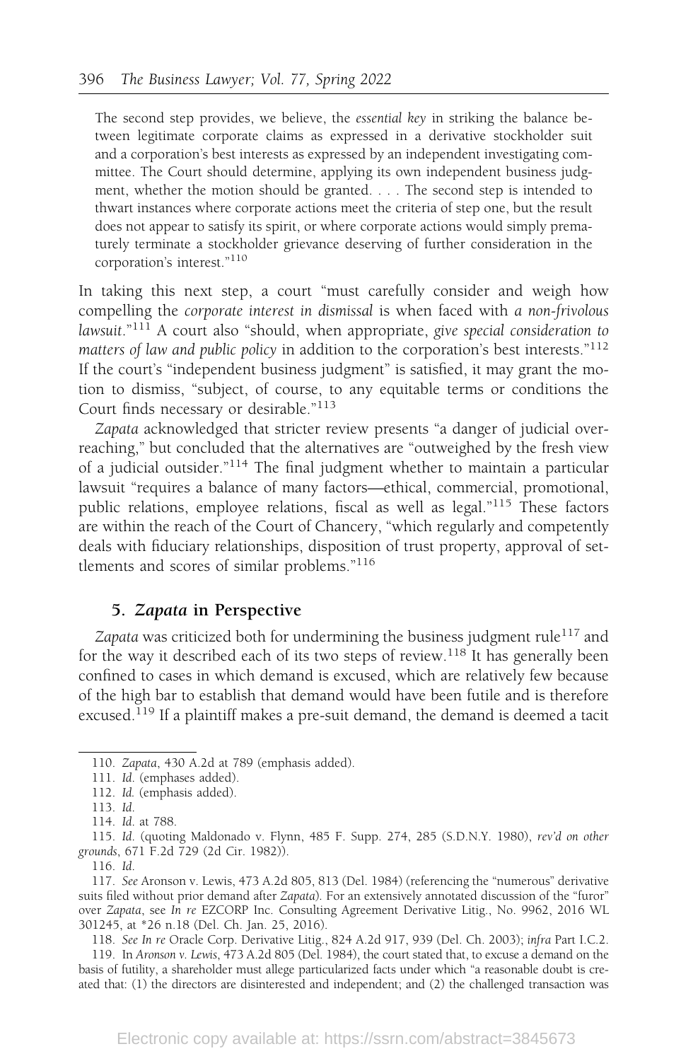> The second step provides, we believe, the *essential key* in striking the balance between legitimate corporate claims as expressed in a derivative stockholder suit and a corporation's best interests as expressed by an independent investigating committee. The Court should determine, applying its own independent business judgment, whether the motion should be granted. . . . The second step is intended to thwart instances where corporate actions meet the criteria of step one, but the result does not appear to satisfy its spirit, or where corporate actions would simply prematurely terminate a stockholder grievance deserving of further consideration in the corporation's interest."[110]

In taking this next step, a court "must carefully consider and weigh how compelling the *corporate interest in dismissal* is when faced with *a non-frivolous lawsuit*."[111] A court also "should, when appropriate, *give special consideration to matters of law and public policy* in addition to the corporation's best interests."[112] If the court's "independent business judgment" is satisfied, it may grant the motion to dismiss, "subject, of course, to any equitable terms or conditions the Court finds necessary or desirable."[113]

*Zapata* acknowledged that stricter review presents "a danger of judicial overreaching," but concluded that the alternatives are "outweighed by the fresh view of a judicial outsider."[114] The final judgment whether to maintain a particular lawsuit "requires a balance of many factors—ethical, commercial, promotional, public relations, employee relations, fiscal as well as legal."[115] These factors are within the reach of the Court of Chancery, "which regularly and competently deals with fiduciary relationships, disposition of trust property, approval of settlements and scores of similar problems."[116]

### 5. *Zapata* in Perspective

*Zapata* was criticized both for undermining the business judgment rule[117] and for the way it described each of its two steps of review.[118] It has generally been confined to cases in which demand is excused, which are relatively few because of the high bar to establish that demand would have been futile and is therefore excused.[119] If a plaintiff makes a pre-suit demand, the demand is deemed a tacit

---

110. *Zapata*, 430 A.2d at 789 (emphasis added).

111. *Id.* (emphases added).

112. *Id.* (emphasis added).

113. *Id.*

114. *Id.* at 788.

115. *Id.* (quoting Maldonado v. Flynn, 485 F. Supp. 274, 285 (S.D.N.Y. 1980), *rev'd on other grounds*, 671 F.2d 729 (2d Cir. 1982)).

116. *Id.*

117. *See* Aronson v. Lewis, 473 A.2d 805, 813 (Del. 1984) (referencing the "numerous" derivative suits filed without prior demand after *Zapata*). For an extensively annotated discussion of the "furor" over *Zapata*, see *In re* EZCORP Inc. Consulting Agreement Derivative Litig., No. 9962, 2016 WL 301245, at *26 n.18 (Del. Ch. Jan. 25, 2016).

118. *See In re* Oracle Corp. Derivative Litig., 824 A.2d 917, 939 (Del. Ch. 2003); *infra* Part I.C.2.

119. In *Aronson v. Lewis*, 473 A.2d 805 (Del. 1984), the court stated that, to excuse a demand on the basis of futility, a shareholder must allege particularized facts under which "a reasonable doubt is created that: (1) the directors are disinterested and independent; and (2) the challenged transaction was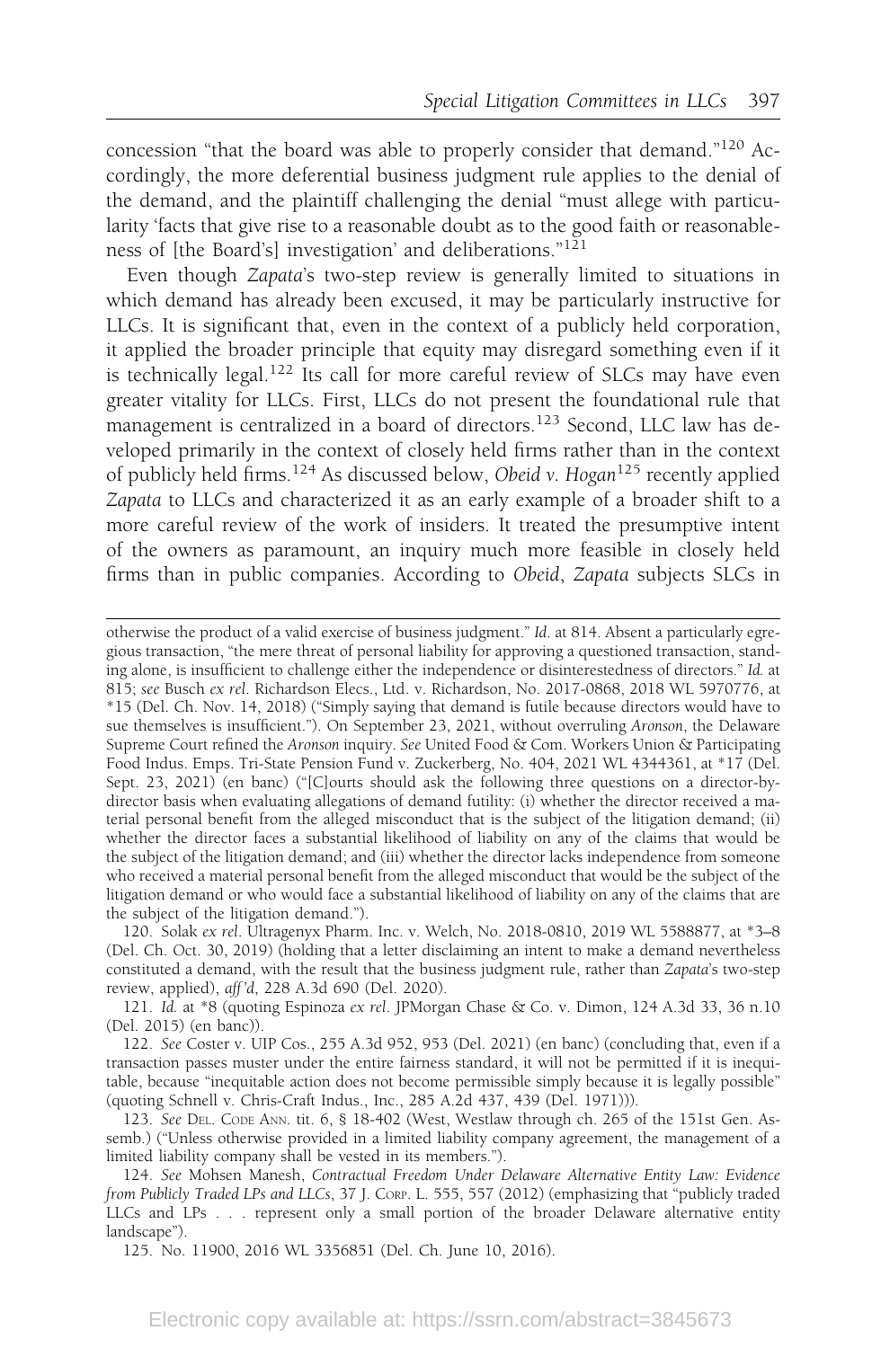concession "that the board was able to properly consider that demand."[120] Accordingly, the more deferential business judgment rule applies to the denial of the demand, and the plaintiff challenging the denial "must allege with particularity 'facts that give rise to a reasonable doubt as to the good faith or reasonableness of [the Board's] investigation' and deliberations."[121]

Even though *Zapata*'s two-step review is generally limited to situations in which demand has already been excused, it may be particularly instructive for LLCs. It is significant that, even in the context of a publicly held corporation, it applied the broader principle that equity may disregard something even if it is technically legal.[122] Its call for more careful review of SLCs may have even greater vitality for LLCs. First, LLCs do not present the foundational rule that management is centralized in a board of directors.[123] Second, LLC law has developed primarily in the context of closely held firms rather than in the context of publicly held firms.[124] As discussed below, *Obeid v. Hogan*[125] recently applied *Zapata* to LLCs and characterized it as an early example of a broader shift to a more careful review of the work of insiders. It treated the presumptive intent of the owners as paramount, an inquiry much more feasible in closely held firms than in public companies. According to *Obeid*, *Zapata* subjects SLCs in

---

otherwise the product of a valid exercise of business judgment." *Id.* at 814. Absent a particularly egregious transaction, "the mere threat of personal liability for approving a questioned transaction, standing alone, is insufficient to challenge either the independence or disinterestedness of directors." *Id.* at 815; *see* Busch *ex rel.* Richardson Elecs., Ltd. v. Richardson, No. 2017-0868, 2018 WL 5970776, at *15 (Del. Ch. Nov. 14, 2018) ("Simply saying that demand is futile because directors would have to sue themselves is insufficient."). On September 23, 2021, without overruling *Aronson*, the Delaware Supreme Court refined the *Aronson* inquiry. *See* United Food & Com. Workers Union & Participating Food Indus. Emps. Tri-State Pension Fund v. Zuckerberg, No. 404, 2021 WL 4344361, at *17 (Del. Sept. 23, 2021) (en banc) ("[C]ourts should ask the following three questions on a director-by-director basis when evaluating allegations of demand futility: (i) whether the director received a material personal benefit from the alleged misconduct that is the subject of the litigation demand; (ii) whether the director faces a substantial likelihood of liability on any of the claims that would be the subject of the litigation demand; and (iii) whether the director lacks independence from someone who received a material personal benefit from the alleged misconduct that would be the subject of the litigation demand or who would face a substantial likelihood of liability on any of the claims that are the subject of the litigation demand.").

120. Solak *ex rel.* Ultragenyx Pharm. Inc. v. Welch, No. 2018-0810, 2019 WL 5588877, at *3–8 (Del. Ch. Oct. 30, 2019) (holding that a letter disclaiming an intent to make a demand nevertheless constituted a demand, with the result that the business judgment rule, rather than *Zapata*'s two-step review, applied), *aff'd*, 228 A.3d 690 (Del. 2020).

121. *Id.* at *8 (quoting Espinoza *ex rel.* JPMorgan Chase & Co. v. Dimon, 124 A.3d 33, 36 n.10 (Del. 2015) (en banc)).

122. *See* Coster v. UIP Cos., 255 A.3d 952, 953 (Del. 2021) (en banc) (concluding that, even if a transaction passes muster under the entire fairness standard, it will not be permitted if it is inequitable, because "inequitable action does not become permissible simply because it is legally possible" (quoting Schnell v. Chris-Craft Indus., Inc., 285 A.2d 437, 439 (Del. 1971))).

123. *See* DEL. CODE ANN. tit. 6, § 18-402 (West, Westlaw through ch. 265 of the 151st Gen. Assemb.) ("Unless otherwise provided in a limited liability company agreement, the management of a limited liability company shall be vested in its members.").

124. *See* Mohsen Manesh, *Contractual Freedom Under Delaware Alternative Entity Law: Evidence from Publicly Traded LPs and LLCs*, 37 J. CORP. L. 555, 557 (2012) (emphasizing that "publicly traded LLCs and LPs . . . represent only a small portion of the broader Delaware alternative entity landscape").

125. No. 11900, 2016 WL 3356851 (Del. Ch. June 10, 2016).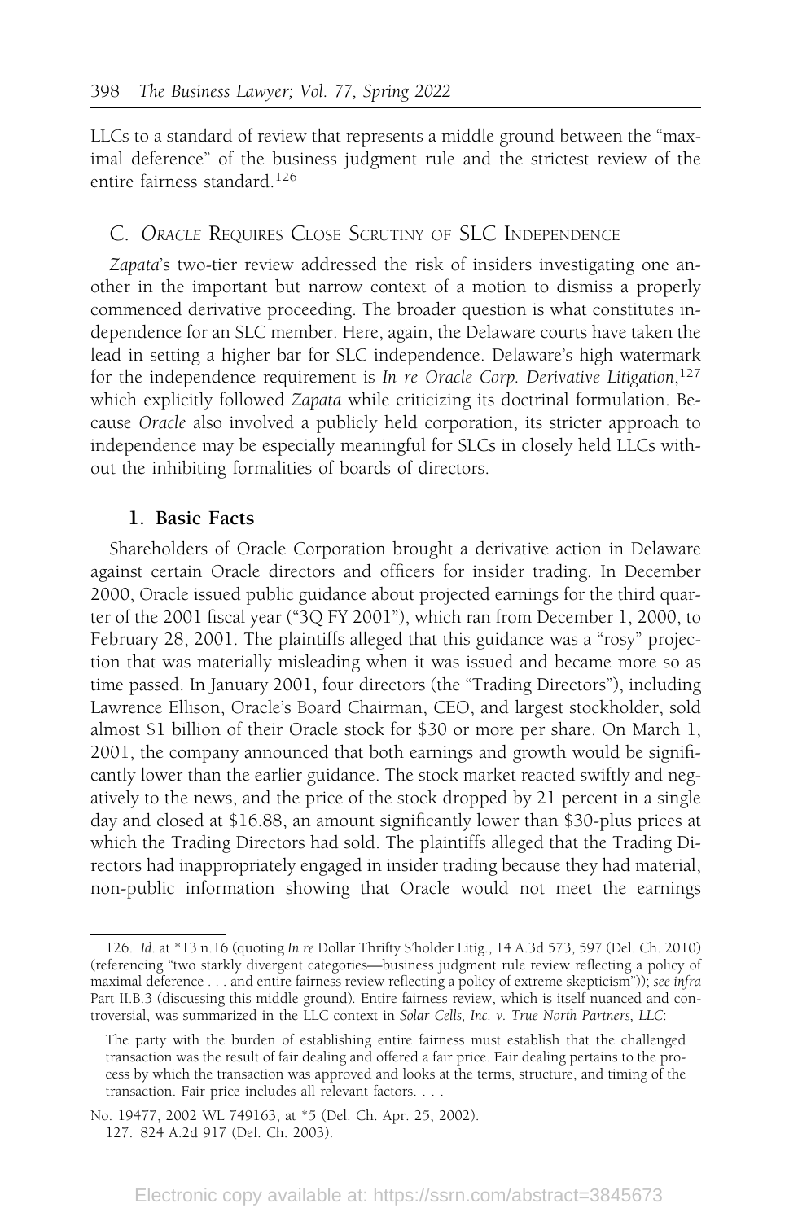LLCs to a standard of review that represents a middle ground between the "maximal deference" of the business judgment rule and the strictest review of the entire fairness standard.[126]

## C. *Oracle* Requires Close Scrutiny of SLC Independence

*Zapata*'s two-tier review addressed the risk of insiders investigating one another in the important but narrow context of a motion to dismiss a properly commenced derivative proceeding. The broader question is what constitutes independence for an SLC member. Here, again, the Delaware courts have taken the lead in setting a higher bar for SLC independence. Delaware's high watermark for the independence requirement is *In re Oracle Corp. Derivative Litigation*,[127] which explicitly followed *Zapata* while criticizing its doctrinal formulation. Because *Oracle* also involved a publicly held corporation, its stricter approach to independence may be especially meaningful for SLCs in closely held LLCs without the inhibiting formalities of boards of directors.

### 1. Basic Facts

Shareholders of Oracle Corporation brought a derivative action in Delaware against certain Oracle directors and officers for insider trading. In December 2000, Oracle issued public guidance about projected earnings for the third quarter of the 2001 fiscal year ("3Q FY 2001"), which ran from December 1, 2000, to February 28, 2001. The plaintiffs alleged that this guidance was a "rosy" projection that was materially misleading when it was issued and became more so as time passed. In January 2001, four directors (the "Trading Directors"), including Lawrence Ellison, Oracle's Board Chairman, CEO, and largest stockholder, sold almost $1 billion of their Oracle stock for $30 or more per share. On March 1, 2001, the company announced that both earnings and growth would be significantly lower than the earlier guidance. The stock market reacted swiftly and negatively to the news, and the price of the stock dropped by 21 percent in a single day and closed at $16.88, an amount significantly lower than $30-plus prices at which the Trading Directors had sold. The plaintiffs alleged that the Trading Directors had inappropriately engaged in insider trading because they had material, non-public information showing that Oracle would not meet the earnings

---

126. *Id.* at *13 n.16 (quoting *In re* Dollar Thrifty S'holder Litig., 14 A.3d 573, 597 (Del. Ch. 2010) (referencing "two starkly divergent categories—business judgment rule review reflecting a policy of maximal deference . . . and entire fairness review reflecting a policy of extreme skepticism")); *see infra* Part II.B.3 (discussing this middle ground). Entire fairness review, which is itself nuanced and controversial, was summarized in the LLC context in *Solar Cells, Inc. v. True North Partners, LLC*:

> The party with the burden of establishing entire fairness must establish that the challenged transaction was the result of fair dealing and offered a fair price. Fair dealing pertains to the process by which the transaction was approved and looks at the terms, structure, and timing of the transaction. Fair price includes all relevant factors. . . .

No. 19477, 2002 WL 749163, at *5 (Del. Ch. Apr. 25, 2002).

127. 824 A.2d 917 (Del. Ch. 2003).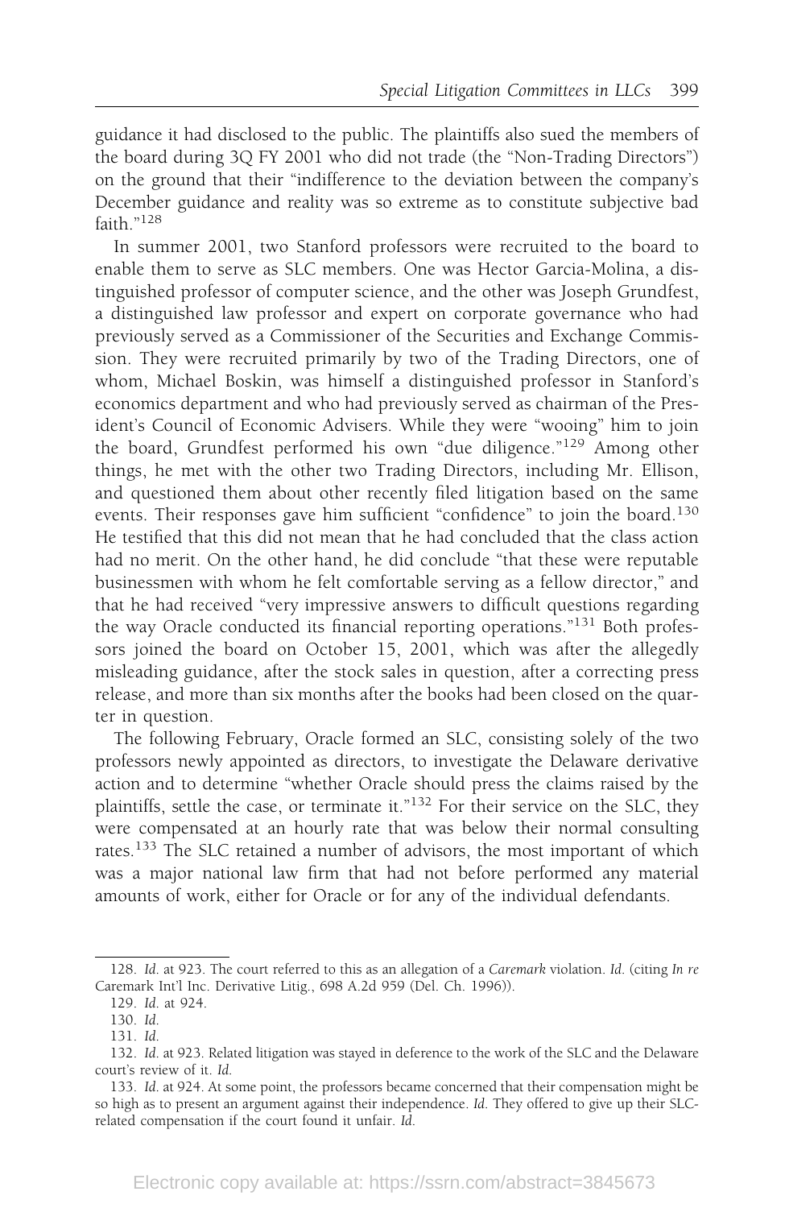guidance it had disclosed to the public. The plaintiffs also sued the members of the board during 3Q FY 2001 who did not trade (the "Non-Trading Directors") on the ground that their "indifference to the deviation between the company's December guidance and reality was so extreme as to constitute subjective bad faith."[128]

In summer 2001, two Stanford professors were recruited to the board to enable them to serve as SLC members. One was Hector Garcia-Molina, a distinguished professor of computer science, and the other was Joseph Grundfest, a distinguished law professor and expert on corporate governance who had previously served as a Commissioner of the Securities and Exchange Commission. They were recruited primarily by two of the Trading Directors, one of whom, Michael Boskin, was himself a distinguished professor in Stanford's economics department and who had previously served as chairman of the President's Council of Economic Advisers. While they were "wooing" him to join the board, Grundfest performed his own "due diligence."[129] Among other things, he met with the other two Trading Directors, including Mr. Ellison, and questioned them about other recently filed litigation based on the same events. Their responses gave him sufficient "confidence" to join the board.[130] He testified that this did not mean that he had concluded that the class action had no merit. On the other hand, he did conclude "that these were reputable businessmen with whom he felt comfortable serving as a fellow director," and that he had received "very impressive answers to difficult questions regarding the way Oracle conducted its financial reporting operations."[131] Both professors joined the board on October 15, 2001, which was after the allegedly misleading guidance, after the stock sales in question, after a correcting press release, and more than six months after the books had been closed on the quarter in question.

The following February, Oracle formed an SLC, consisting solely of the two professors newly appointed as directors, to investigate the Delaware derivative action and to determine "whether Oracle should press the claims raised by the plaintiffs, settle the case, or terminate it."[132] For their service on the SLC, they were compensated at an hourly rate that was below their normal consulting rates.[133] The SLC retained a number of advisors, the most important of which was a major national law firm that had not before performed any material amounts of work, either for Oracle or for any of the individual defendants.

---

128. *Id.* at 923. The court referred to this as an allegation of a *Caremark* violation. *Id.* (citing *In re* Caremark Int'l Inc. Derivative Litig., 698 A.2d 959 (Del. Ch. 1996)).

129. *Id.* at 924.

130. *Id.*

131. *Id.*

132. *Id.* at 923. Related litigation was stayed in deference to the work of the SLC and the Delaware court's review of it. *Id.*

133. *Id.* at 924. At some point, the professors became concerned that their compensation might be so high as to present an argument against their independence. *Id.* They offered to give up their SLC-related compensation if the court found it unfair. *Id.*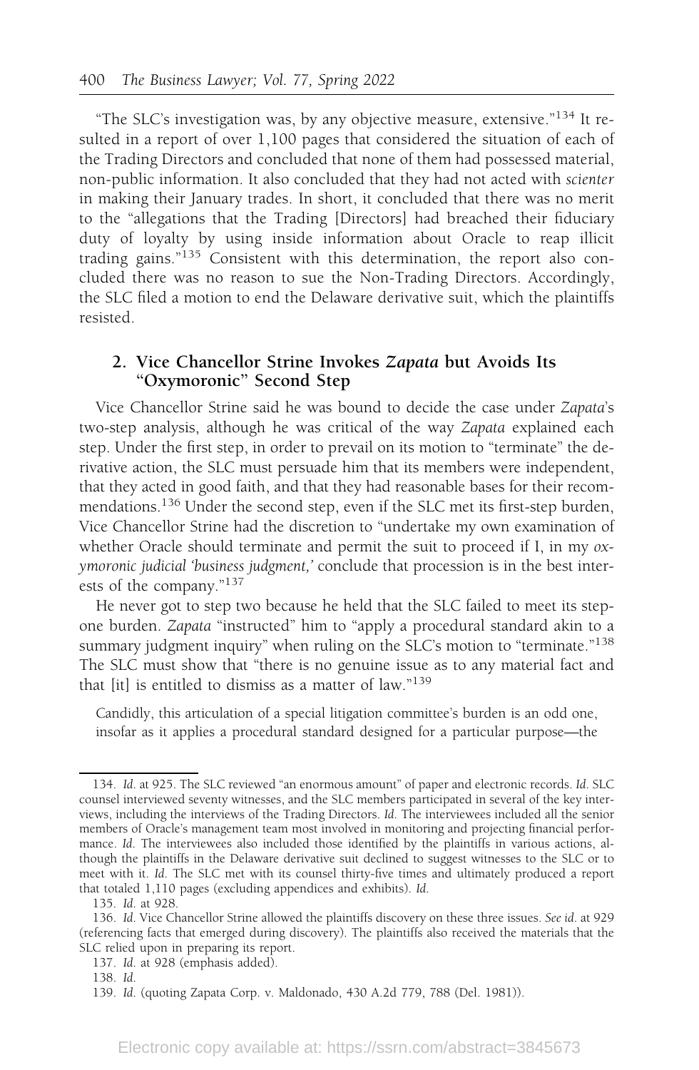"The SLC's investigation was, by any objective measure, extensive."[134] It resulted in a report of over 1,100 pages that considered the situation of each of the Trading Directors and concluded that none of them had possessed material, non-public information. It also concluded that they had not acted with *scienter* in making their January trades. In short, it concluded that there was no merit to the "allegations that the Trading [Directors] had breached their fiduciary duty of loyalty by using inside information about Oracle to reap illicit trading gains."[135] Consistent with this determination, the report also concluded there was no reason to sue the Non-Trading Directors. Accordingly, the SLC filed a motion to end the Delaware derivative suit, which the plaintiffs resisted.

### 2. Vice Chancellor Strine Invokes *Zapata* but Avoids Its "Oxymoronic" Second Step

Vice Chancellor Strine said he was bound to decide the case under *Zapata*'s two-step analysis, although he was critical of the way *Zapata* explained each step. Under the first step, in order to prevail on its motion to "terminate" the derivative action, the SLC must persuade him that its members were independent, that they acted in good faith, and that they had reasonable bases for their recommendations.[136] Under the second step, even if the SLC met its first-step burden, Vice Chancellor Strine had the discretion to "undertake my own examination of whether Oracle should terminate and permit the suit to proceed if I, in my *oxymoronic judicial 'business judgment,'* conclude that procession is in the best interests of the company."[137]

He never got to step two because he held that the SLC failed to meet its step-one burden. *Zapata* "instructed" him to "apply a procedural standard akin to a summary judgment inquiry" when ruling on the SLC's motion to "terminate."[138] The SLC must show that "there is no genuine issue as to any material fact and that [it] is entitled to dismiss as a matter of law."[139]

> Candidly, this articulation of a special litigation committee's burden is an odd one, insofar as it applies a procedural standard designed for a particular purpose—the

---

134. *Id.* at 925. The SLC reviewed "an enormous amount" of paper and electronic records. *Id.* SLC counsel interviewed seventy witnesses, and the SLC members participated in several of the key interviews, including the interviews of the Trading Directors. *Id.* The interviewees included all the senior members of Oracle's management team most involved in monitoring and projecting financial performance. *Id.* The interviewees also included those identified by the plaintiffs in various actions, although the plaintiffs in the Delaware derivative suit declined to suggest witnesses to the SLC or to meet with it. *Id.* The SLC met with its counsel thirty-five times and ultimately produced a report that totaled 1,110 pages (excluding appendices and exhibits). *Id.*

135. *Id.* at 928.

136. *Id.* Vice Chancellor Strine allowed the plaintiffs discovery on these three issues. *See id.* at 929 (referencing facts that emerged during discovery). The plaintiffs also received the materials that the SLC relied upon in preparing its report.

137. *Id.* at 928 (emphasis added).

138. *Id.*

139. *Id.* (quoting Zapata Corp. v. Maldonado, 430 A.2d 779, 788 (Del. 1981)).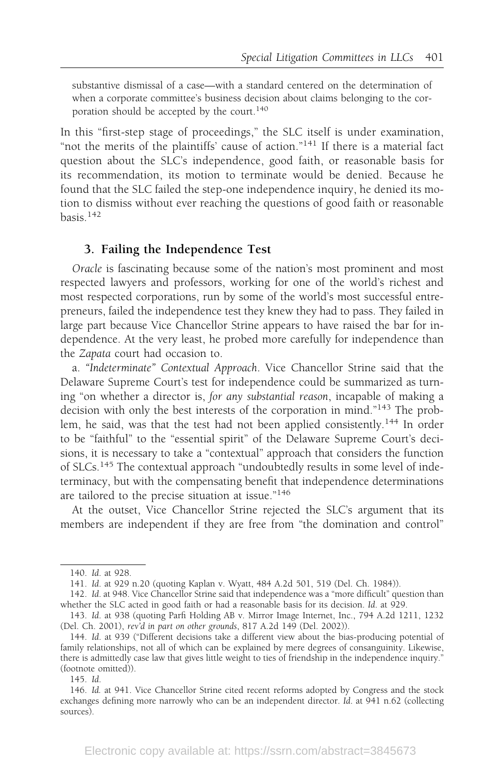substantive dismissal of a case—with a standard centered on the determination of when a corporate committee's business decision about claims belonging to the corporation should be accepted by the court.[140]

In this "first-step stage of proceedings," the SLC itself is under examination, "not the merits of the plaintiffs' cause of action."[141] If there is a material fact question about the SLC's independence, good faith, or reasonable basis for its recommendation, its motion to terminate would be denied. Because he found that the SLC failed the step-one independence inquiry, he denied its motion to dismiss without ever reaching the questions of good faith or reasonable basis.[142]

### 3. Failing the Independence Test

*Oracle* is fascinating because some of the nation's most prominent and most respected lawyers and professors, working for one of the world's richest and most respected corporations, run by some of the world's most successful entrepreneurs, failed the independence test they knew they had to pass. They failed in large part because Vice Chancellor Strine appears to have raised the bar for independence. At the very least, he probed more carefully for independence than the *Zapata* court had occasion to.

a. *"Indeterminate" Contextual Approach*. Vice Chancellor Strine said that the Delaware Supreme Court's test for independence could be summarized as turning "on whether a director is, *for any substantial reason*, incapable of making a decision with only the best interests of the corporation in mind."[143] The problem, he said, was that the test had not been applied consistently.[144] In order to be "faithful" to the "essential spirit" of the Delaware Supreme Court's decisions, it is necessary to take a "contextual" approach that considers the function of SLCs.[145] The contextual approach "undoubtedly results in some level of indeterminacy, but with the compensating benefit that independence determinations are tailored to the precise situation at issue."[146]

At the outset, Vice Chancellor Strine rejected the SLC's argument that its members are independent if they are free from "the domination and control"

---

140. *Id.* at 928.

141. *Id.* at 929 n.20 (quoting Kaplan v. Wyatt, 484 A.2d 501, 519 (Del. Ch. 1984)).

142. *Id.* at 948. Vice Chancellor Strine said that independence was a "more difficult" question than whether the SLC acted in good faith or had a reasonable basis for its decision. *Id.* at 929.

143. *Id.* at 938 (quoting Parfi Holding AB v. Mirror Image Internet, Inc., 794 A.2d 1211, 1232 (Del. Ch. 2001), *rev'd in part on other grounds*, 817 A.2d 149 (Del. 2002)).

144. *Id.* at 939 ("Different decisions take a different view about the bias-producing potential of family relationships, not all of which can be explained by mere degrees of consanguinity. Likewise, there is admittedly case law that gives little weight to ties of friendship in the independence inquiry." (footnote omitted)).

145. *Id.*

146. *Id.* at 941. Vice Chancellor Strine cited recent reforms adopted by Congress and the stock exchanges defining more narrowly who can be an independent director. *Id.* at 941 n.62 (collecting sources).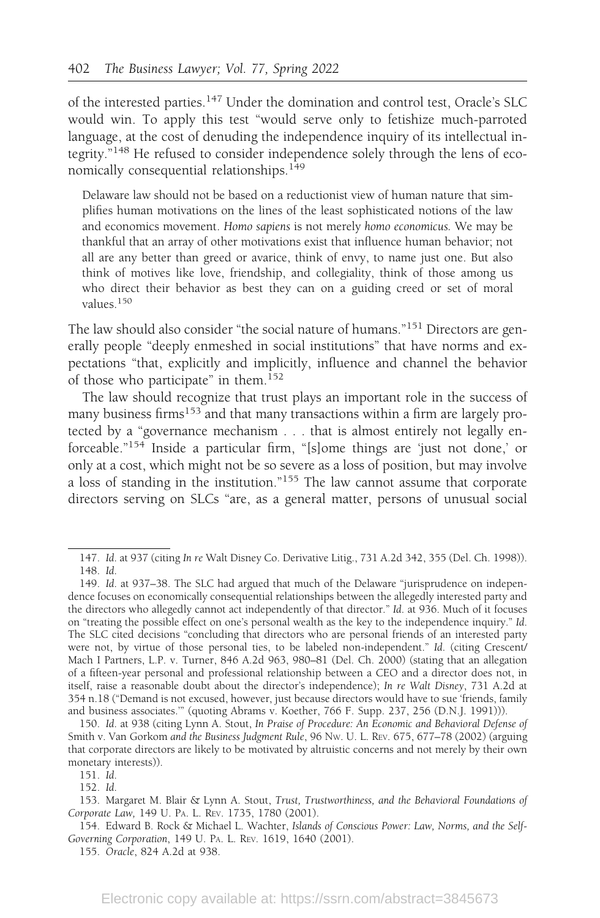of the interested parties.[147] Under the domination and control test, Oracle's SLC would win. To apply this test "would serve only to fetishize much-parroted language, at the cost of denuding the independence inquiry of its intellectual integrity."[148] He refused to consider independence solely through the lens of economically consequential relationships.[149]

> Delaware law should not be based on a reductionist view of human nature that simplifies human motivations on the lines of the least sophisticated notions of the law and economics movement. *Homo sapiens* is not merely *homo economicus.* We may be thankful that an array of other motivations exist that influence human behavior; not all are any better than greed or avarice, think of envy, to name just one. But also think of motives like love, friendship, and collegiality, think of those among us who direct their behavior as best they can on a guiding creed or set of moral values.[150]

The law should also consider "the social nature of humans."[151] Directors are generally people "deeply enmeshed in social institutions" that have norms and expectations "that, explicitly and implicitly, influence and channel the behavior of those who participate" in them.[152]

The law should recognize that trust plays an important role in the success of many business firms[153] and that many transactions within a firm are largely protected by a "governance mechanism . . . that is almost entirely not legally enforceable."[154] Inside a particular firm, "[s]ome things are 'just not done,' or only at a cost, which might not be so severe as a loss of position, but may involve a loss of standing in the institution."[155] The law cannot assume that corporate directors serving on SLCs "are, as a general matter, persons of unusual social

---

147. *Id.* at 937 (citing *In re* Walt Disney Co. Derivative Litig., 731 A.2d 342, 355 (Del. Ch. 1998)).

148. *Id.*

149. *Id.* at 937–38. The SLC had argued that much of the Delaware "jurisprudence on independence focuses on economically consequential relationships between the allegedly interested party and the directors who allegedly cannot act independently of that director." *Id.* at 936. Much of it focuses on "treating the possible effect on one's personal wealth as the key to the independence inquiry." *Id.* The SLC cited decisions "concluding that directors who are personal friends of an interested party were not, by virtue of those personal ties, to be labeled non-independent." *Id.* (citing Crescent/Mach I Partners, L.P. v. Turner, 846 A.2d 963, 980–81 (Del. Ch. 2000) (stating that an allegation of a fifteen-year personal and professional relationship between a CEO and a director does not, in itself, raise a reasonable doubt about the director's independence); *In re Walt Disney*, 731 A.2d at 354 n.18 ("Demand is not excused, however, just because directors would have to sue 'friends, family and business associates.'" (quoting Abrams v. Koether, 766 F. Supp. 237, 256 (D.N.J. 1991))).

150. *Id.* at 938 (citing Lynn A. Stout, *In Praise of Procedure: An Economic and Behavioral Defense of* Smith v. Van Gorkom *and the Business Judgment Rule*, 96 Nw. U. L. Rev. 675, 677–78 (2002) (arguing that corporate directors are likely to be motivated by altruistic concerns and not merely by their own monetary interests)).

151. *Id.*

152. *Id.*

153. Margaret M. Blair & Lynn A. Stout, *Trust, Trustworthiness, and the Behavioral Foundations of Corporate Law,* 149 U. Pa. L. Rev. 1735, 1780 (2001).

154. Edward B. Rock & Michael L. Wachter, *Islands of Conscious Power: Law, Norms, and the Self-Governing Corporation*, 149 U. Pa. L. Rev. 1619, 1640 (2001).

155. *Oracle*, 824 A.2d at 938.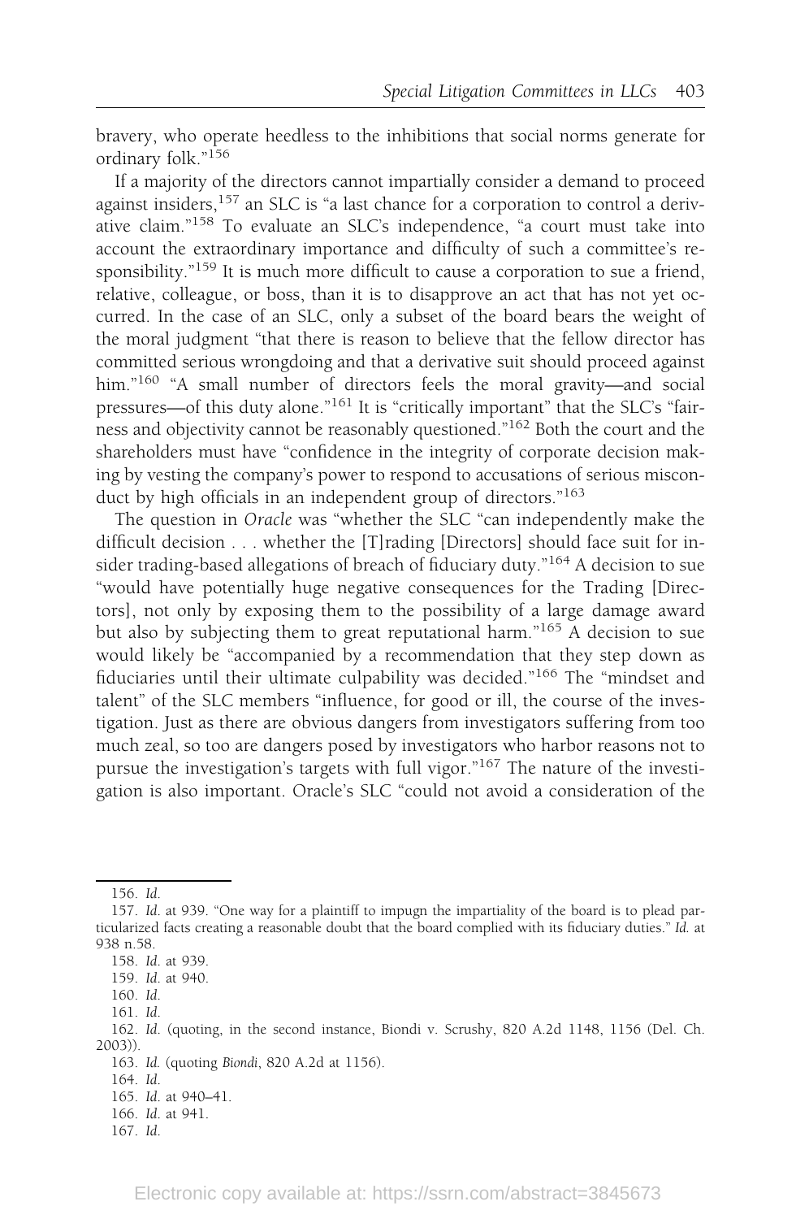bravery, who operate heedless to the inhibitions that social norms generate for ordinary folk."[156]

If a majority of the directors cannot impartially consider a demand to proceed against insiders,[157] an SLC is "a last chance for a corporation to control a derivative claim."[158] To evaluate an SLC's independence, "a court must take into account the extraordinary importance and difficulty of such a committee's responsibility."[159] It is much more difficult to cause a corporation to sue a friend, relative, colleague, or boss, than it is to disapprove an act that has not yet occurred. In the case of an SLC, only a subset of the board bears the weight of the moral judgment "that there is reason to believe that the fellow director has committed serious wrongdoing and that a derivative suit should proceed against him."[160] "A small number of directors feels the moral gravity—and social pressures—of this duty alone."[161] It is "critically important" that the SLC's "fairness and objectivity cannot be reasonably questioned."[162] Both the court and the shareholders must have "confidence in the integrity of corporate decision making by vesting the company's power to respond to accusations of serious misconduct by high officials in an independent group of directors."[163]

The question in *Oracle* was "whether the SLC "can independently make the difficult decision . . . whether the [T]rading [Directors] should face suit for insider trading-based allegations of breach of fiduciary duty."[164] A decision to sue "would have potentially huge negative consequences for the Trading [Directors], not only by exposing them to the possibility of a large damage award but also by subjecting them to great reputational harm."[165] A decision to sue would likely be "accompanied by a recommendation that they step down as fiduciaries until their ultimate culpability was decided."[166] The "mindset and talent" of the SLC members "influence, for good or ill, the course of the investigation. Just as there are obvious dangers from investigators suffering from too much zeal, so too are dangers posed by investigators who harbor reasons not to pursue the investigation's targets with full vigor."[167] The nature of the investigation is also important. Oracle's SLC "could not avoid a consideration of the

---

156. *Id.*

157. *Id.* at 939. "One way for a plaintiff to impugn the impartiality of the board is to plead particularized facts creating a reasonable doubt that the board complied with its fiduciary duties." *Id.* at 938 n.58.

158. *Id.* at 939.

159. *Id.* at 940.

160. *Id.*

161. *Id.*

162. *Id.* (quoting, in the second instance, Biondi v. Scrushy, 820 A.2d 1148, 1156 (Del. Ch. 2003)).

163. *Id.* (quoting *Biondi*, 820 A.2d at 1156).

164. *Id.*

165. *Id.* at 940–41.

166. *Id.* at 941.

167. *Id.*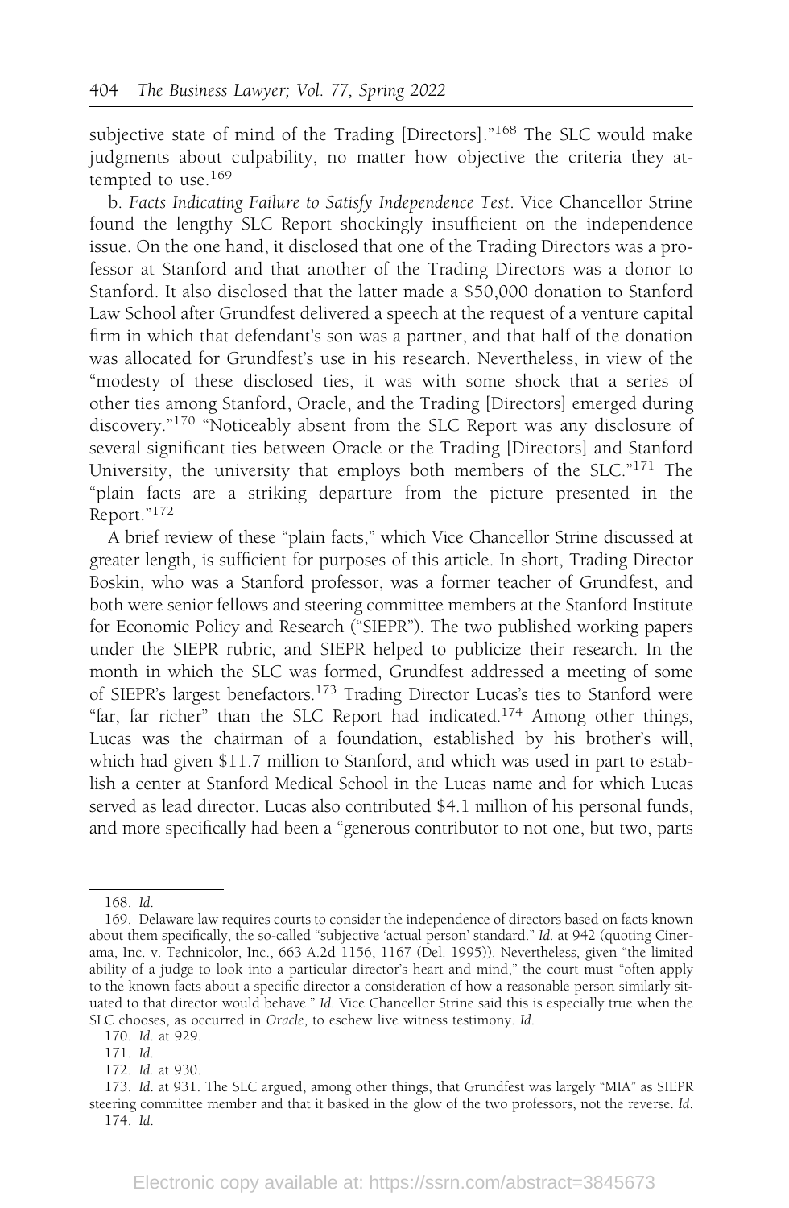subjective state of mind of the Trading [Directors]."[168] The SLC would make judgments about culpability, no matter how objective the criteria they attempted to use.[169]

b. *Facts Indicating Failure to Satisfy Independence Test*. Vice Chancellor Strine found the lengthy SLC Report shockingly insufficient on the independence issue. On the one hand, it disclosed that one of the Trading Directors was a professor at Stanford and that another of the Trading Directors was a donor to Stanford. It also disclosed that the latter made a $50,000 donation to Stanford Law School after Grundfest delivered a speech at the request of a venture capital firm in which that defendant's son was a partner, and that half of the donation was allocated for Grundfest's use in his research. Nevertheless, in view of the "modesty of these disclosed ties, it was with some shock that a series of other ties among Stanford, Oracle, and the Trading [Directors] emerged during discovery."[170] "Noticeably absent from the SLC Report was any disclosure of several significant ties between Oracle or the Trading [Directors] and Stanford University, the university that employs both members of the SLC."[171] The "plain facts are a striking departure from the picture presented in the Report."[172]

A brief review of these "plain facts," which Vice Chancellor Strine discussed at greater length, is sufficient for purposes of this article. In short, Trading Director Boskin, who was a Stanford professor, was a former teacher of Grundfest, and both were senior fellows and steering committee members at the Stanford Institute for Economic Policy and Research ("SIEPR"). The two published working papers under the SIEPR rubric, and SIEPR helped to publicize their research. In the month in which the SLC was formed, Grundfest addressed a meeting of some of SIEPR's largest benefactors.[173] Trading Director Lucas's ties to Stanford were "far, far richer" than the SLC Report had indicated.[174] Among other things, Lucas was the chairman of a foundation, established by his brother's will, which had given $11.7 million to Stanford, and which was used in part to establish a center at Stanford Medical School in the Lucas name and for which Lucas served as lead director. Lucas also contributed $4.1 million of his personal funds, and more specifically had been a "generous contributor to not one, but two, parts

---

168. *Id.*

169. Delaware law requires courts to consider the independence of directors based on facts known about them specifically, the so-called "subjective 'actual person' standard." *Id.* at 942 (quoting Cinerama, Inc. v. Technicolor, Inc., 663 A.2d 1156, 1167 (Del. 1995)). Nevertheless, given "the limited ability of a judge to look into a particular director's heart and mind," the court must "often apply to the known facts about a specific director a consideration of how a reasonable person similarly situated to that director would behave." *Id.* Vice Chancellor Strine said this is especially true when the SLC chooses, as occurred in *Oracle*, to eschew live witness testimony. *Id.*

170. *Id.* at 929.

171. *Id.*

172. *Id.* at 930.

173. *Id.* at 931. The SLC argued, among other things, that Grundfest was largely "MIA" as SIEPR steering committee member and that it basked in the glow of the two professors, not the reverse. *Id.*

174. *Id.*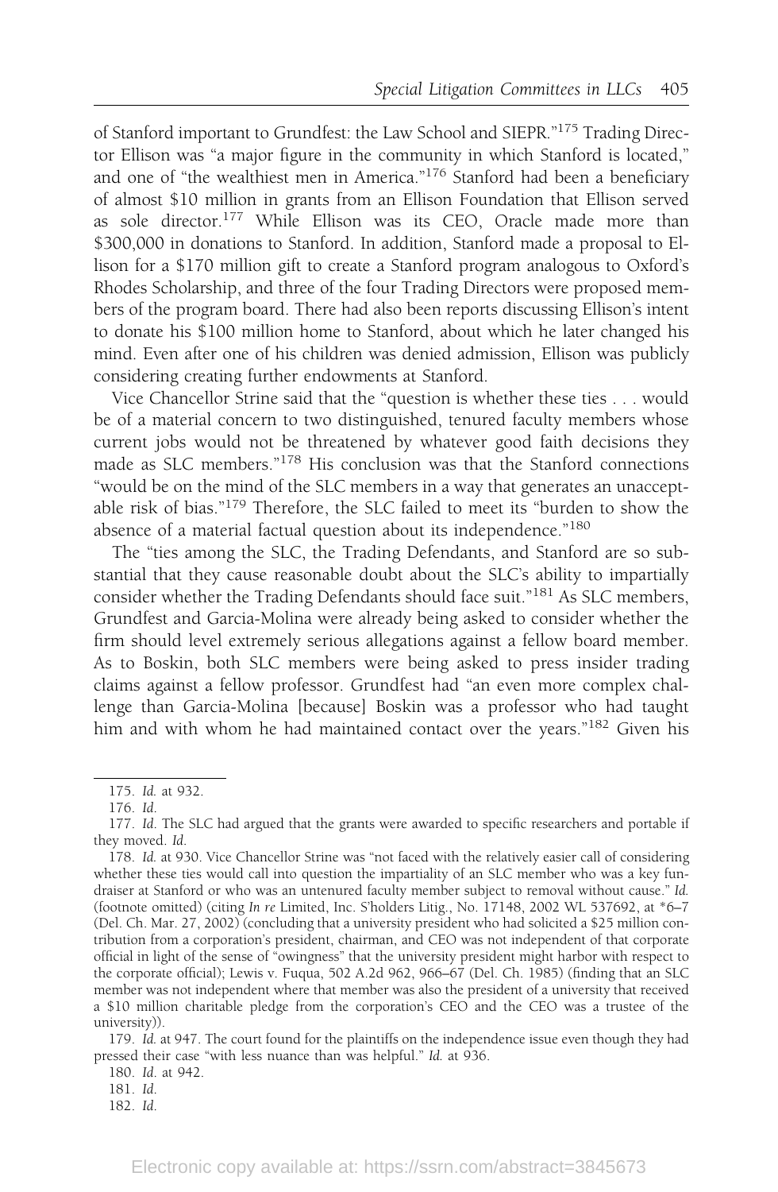of Stanford important to Grundfest: the Law School and SIEPR."[175] Trading Director Ellison was "a major figure in the community in which Stanford is located," and one of "the wealthiest men in America."[176] Stanford had been a beneficiary of almost $10 million in grants from an Ellison Foundation that Ellison served as sole director.[177] While Ellison was its CEO, Oracle made more than $300,000 in donations to Stanford. In addition, Stanford made a proposal to Ellison for a $170 million gift to create a Stanford program analogous to Oxford's Rhodes Scholarship, and three of the four Trading Directors were proposed members of the program board. There had also been reports discussing Ellison's intent to donate his $100 million home to Stanford, about which he later changed his mind. Even after one of his children was denied admission, Ellison was publicly considering creating further endowments at Stanford.

Vice Chancellor Strine said that the "question is whether these ties . . . would be of a material concern to two distinguished, tenured faculty members whose current jobs would not be threatened by whatever good faith decisions they made as SLC members."[178] His conclusion was that the Stanford connections "would be on the mind of the SLC members in a way that generates an unacceptable risk of bias."[179] Therefore, the SLC failed to meet its "burden to show the absence of a material factual question about its independence."[180]

The "ties among the SLC, the Trading Defendants, and Stanford are so substantial that they cause reasonable doubt about the SLC's ability to impartially consider whether the Trading Defendants should face suit."[181] As SLC members, Grundfest and Garcia-Molina were already being asked to consider whether the firm should level extremely serious allegations against a fellow board member. As to Boskin, both SLC members were being asked to press insider trading claims against a fellow professor. Grundfest had "an even more complex challenge than Garcia-Molina [because] Boskin was a professor who had taught him and with whom he had maintained contact over the years."[182] Given his

---

175. *Id.* at 932.

176. *Id.*

177. *Id.* The SLC had argued that the grants were awarded to specific researchers and portable if they moved. *Id.*

178. *Id.* at 930. Vice Chancellor Strine was "not faced with the relatively easier call of considering whether these ties would call into question the impartiality of an SLC member who was a key fundraiser at Stanford or who was an untenured faculty member subject to removal without cause." *Id.* (footnote omitted) (citing *In re* Limited, Inc. S'holders Litig., No. 17148, 2002 WL 537692, at *6–7 (Del. Ch. Mar. 27, 2002) (concluding that a university president who had solicited a $25 million contribution from a corporation's president, chairman, and CEO was not independent of that corporate official in light of the sense of "owingness" that the university president might harbor with respect to the corporate official); Lewis v. Fuqua, 502 A.2d 962, 966–67 (Del. Ch. 1985) (finding that an SLC member was not independent where that member was also the president of a university that received a $10 million charitable pledge from the corporation's CEO and the CEO was a trustee of the university)).

179. *Id.* at 947. The court found for the plaintiffs on the independence issue even though they had pressed their case "with less nuance than was helpful." *Id.* at 936.

180. *Id.* at 942.

181. *Id.*

182. *Id.*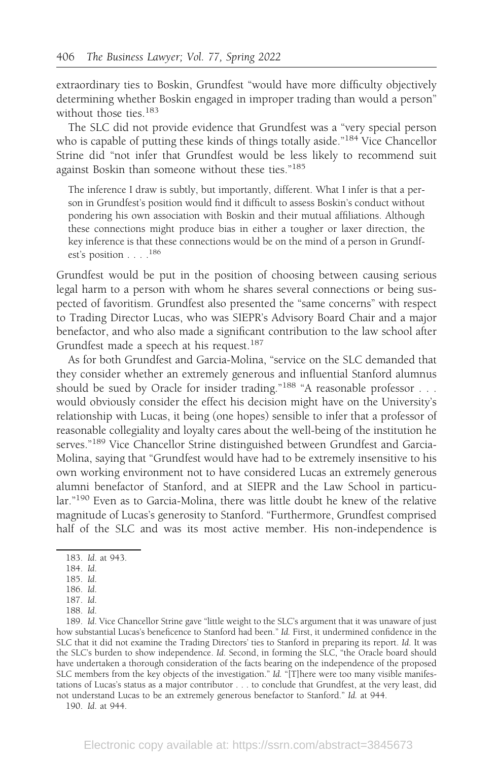extraordinary ties to Boskin, Grundfest "would have more difficulty objectively determining whether Boskin engaged in improper trading than would a person" without those ties.[183]

The SLC did not provide evidence that Grundfest was a "very special person who is capable of putting these kinds of things totally aside."[184] Vice Chancellor Strine did "not infer that Grundfest would be less likely to recommend suit against Boskin than someone without these ties."[185]

> The inference I draw is subtly, but importantly, different. What I infer is that a person in Grundfest's position would find it difficult to assess Boskin's conduct without pondering his own association with Boskin and their mutual affiliations. Although these connections might produce bias in either a tougher or laxer direction, the key inference is that these connections would be on the mind of a person in Grundfest's position . . . .[186]

Grundfest would be put in the position of choosing between causing serious legal harm to a person with whom he shares several connections or being suspected of favoritism. Grundfest also presented the "same concerns" with respect to Trading Director Lucas, who was SIEPR's Advisory Board Chair and a major benefactor, and who also made a significant contribution to the law school after Grundfest made a speech at his request.[187]

As for both Grundfest and Garcia-Molina, "service on the SLC demanded that they consider whether an extremely generous and influential Stanford alumnus should be sued by Oracle for insider trading."[188] "A reasonable professor . . . would obviously consider the effect his decision might have on the University's relationship with Lucas, it being (one hopes) sensible to infer that a professor of reasonable collegiality and loyalty cares about the well-being of the institution he serves."[189] Vice Chancellor Strine distinguished between Grundfest and Garcia-Molina, saying that "Grundfest would have had to be extremely insensitive to his own working environment not to have considered Lucas an extremely generous alumni benefactor of Stanford, and at SIEPR and the Law School in particular."[190] Even as to Garcia-Molina, there was little doubt he knew of the relative magnitude of Lucas's generosity to Stanford. "Furthermore, Grundfest comprised half of the SLC and was its most active member. His non-independence is

---

183. *Id.* at 943.

184. *Id.*

185. *Id.*

186. *Id.*

187. *Id.*

188. *Id.*

189. *Id.* Vice Chancellor Strine gave "little weight to the SLC's argument that it was unaware of just how substantial Lucas's beneficence to Stanford had been." *Id.* First, it undermined confidence in the SLC that it did not examine the Trading Directors' ties to Stanford in preparing its report. *Id.* It was the SLC's burden to show independence. *Id.* Second, in forming the SLC, "the Oracle board should have undertaken a thorough consideration of the facts bearing on the independence of the proposed SLC members from the key objects of the investigation." *Id.* "[T]here were too many visible manifestations of Lucas's status as a major contributor . . . to conclude that Grundfest, at the very least, did not understand Lucas to be an extremely generous benefactor to Stanford." *Id.* at 944.

190. *Id.* at 944.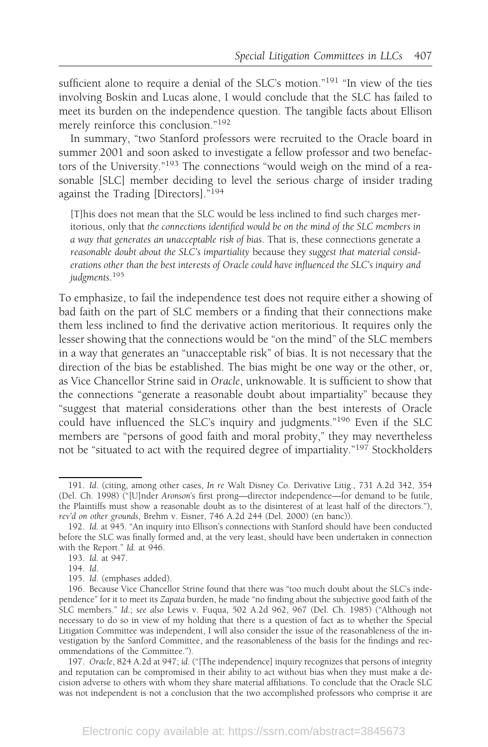sufficient alone to require a denial of the SLC's motion."[191] "In view of the ties involving Boskin and Lucas alone, I would conclude that the SLC has failed to meet its burden on the independence question. The tangible facts about Ellison merely reinforce this conclusion."[192]

In summary, "two Stanford professors were recruited to the Oracle board in summer 2001 and soon asked to investigate a fellow professor and two benefactors of the University."[193] The connections "would weigh on the mind of a reasonable [SLC] member deciding to level the serious charge of insider trading against the Trading [Directors]."[194]

> [T]his does not mean that the SLC would be less inclined to find such charges meritorious, only that *the connections identified would be on the mind of the SLC members in a way that generates an unacceptable risk of bias*. That is, these connections generate a *reasonable doubt about the SLC's impartiality* because they *suggest that material considerations other than the best interests of Oracle could have influenced the SLC's inquiry and judgments*.[195]

To emphasize, to fail the independence test does not require either a showing of bad faith on the part of SLC members or a finding that their connections make them less inclined to find the derivative action meritorious. It requires only the lesser showing that the connections would be "on the mind" of the SLC members in a way that generates an "unacceptable risk" of bias. It is not necessary that the direction of the bias be established. The bias might be one way or the other, or, as Vice Chancellor Strine said in *Oracle*, unknowable. It is sufficient to show that the connections "generate a reasonable doubt about impartiality" because they "suggest that material considerations other than the best interests of Oracle could have influenced the SLC's inquiry and judgments."[196] Even if the SLC members are "persons of good faith and moral probity," they may nevertheless not be "situated to act with the required degree of impartiality."[197] Stockholders

---

191. *Id.* (citing, among other cases, *In re* Walt Disney Co. Derivative Litig., 731 A.2d 342, 354 (Del. Ch. 1998) ("[U]nder *Aronson*'s first prong—director independence—for demand to be futile, the Plaintiffs must show a reasonable doubt as to the disinterest of at least half of the directors."), *rev'd on other grounds*, Brehm v. Eisner, 746 A.2d 244 (Del. 2000) (en banc)).

192. *Id.* at 945. "An inquiry into Ellison's connections with Stanford should have been conducted before the SLC was finally formed and, at the very least, should have been undertaken in connection with the Report." *Id.* at 946.

193. *Id.* at 947.

194. *Id.*

195. *Id.* (emphases added).

196. Because Vice Chancellor Strine found that there was "too much doubt about the SLC's independence" for it to meet its *Zapata* burden, he made "no finding about the subjective good faith of the SLC members." *Id.*; *see also* Lewis v. Fuqua, 502 A.2d 962, 967 (Del. Ch. 1985) ("Although not necessary to do so in view of my holding that there is a question of fact as to whether the Special Litigation Committee was independent, I will also consider the issue of the reasonableness of the investigation by the Sanford Committee, and the reasonableness of the basis for the findings and recommendations of the Committee.").

197. *Oracle*, 824 A.2d at 947; *id.* ("[The independence] inquiry recognizes that persons of integrity and reputation can be compromised in their ability to act without bias when they must make a decision adverse to others with whom they share material affiliations. To conclude that the Oracle SLC was not independent is not a conclusion that the two accomplished professors who comprise it are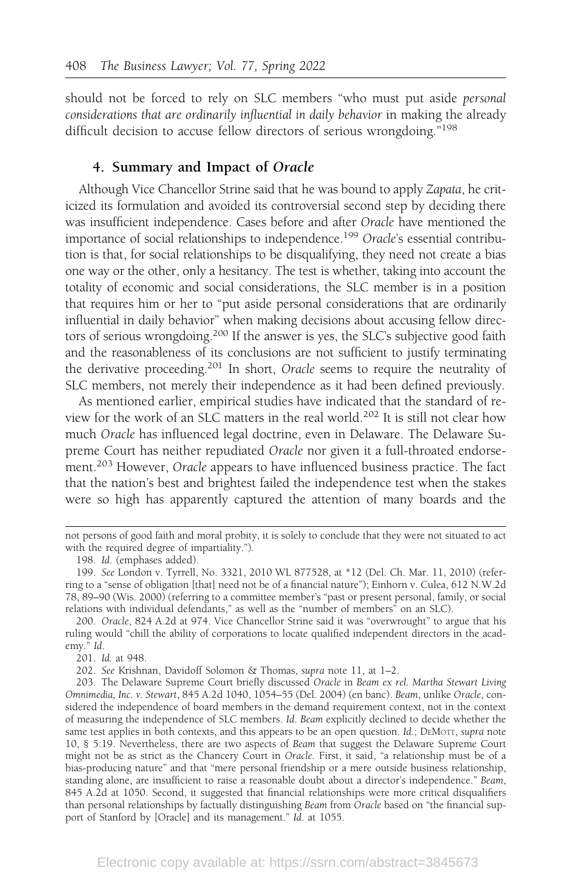should not be forced to rely on SLC members "who must put aside *personal considerations that are ordinarily influential in daily behavior* in making the already difficult decision to accuse fellow directors of serious wrongdoing."[198]

### 4. Summary and Impact of *Oracle*

Although Vice Chancellor Strine said that he was bound to apply *Zapata*, he criticized its formulation and avoided its controversial second step by deciding there was insufficient independence. Cases before and after *Oracle* have mentioned the importance of social relationships to independence.[199] *Oracle*'s essential contribution is that, for social relationships to be disqualifying, they need not create a bias one way or the other, only a hesitancy. The test is whether, taking into account the totality of economic and social considerations, the SLC member is in a position that requires him or her to "put aside personal considerations that are ordinarily influential in daily behavior" when making decisions about accusing fellow directors of serious wrongdoing.[200] If the answer is yes, the SLC's subjective good faith and the reasonableness of its conclusions are not sufficient to justify terminating the derivative proceeding.[201] In short, *Oracle* seems to require the neutrality of SLC members, not merely their independence as it had been defined previously.

As mentioned earlier, empirical studies have indicated that the standard of review for the work of an SLC matters in the real world.[202] It is still not clear how much *Oracle* has influenced legal doctrine, even in Delaware. The Delaware Supreme Court has neither repudiated *Oracle* nor given it a full-throated endorsement.[203] However, *Oracle* appears to have influenced business practice. The fact that the nation's best and brightest failed the independence test when the stakes were so high has apparently captured the attention of many boards and the

---

not persons of good faith and moral probity, it is solely to conclude that they were not situated to act with the required degree of impartiality.").

198. *Id.* (emphases added).

199. *See* London v. Tyrrell, No. 3321, 2010 WL 877528, at *12 (Del. Ch. Mar. 11, 2010) (referring to a "sense of obligation [that] need not be of a financial nature"); Einhorn v. Culea, 612 N.W.2d 78, 89–90 (Wis. 2000) (referring to a committee member's "past or present personal, family, or social relations with individual defendants," as well as the "number of members" on an SLC).

200. *Oracle*, 824 A.2d at 974. Vice Chancellor Strine said it was "overwrought" to argue that his ruling would "chill the ability of corporations to locate qualified independent directors in the academy." *Id.*

201. *Id.* at 948.

202. *See* Krishnan, Davidoff Solomon & Thomas, *supra* note 11, at 1–2.

203. The Delaware Supreme Court briefly discussed *Oracle* in *Beam ex rel. Martha Stewart Living Omnimedia, Inc. v. Stewart*, 845 A.2d 1040, 1054–55 (Del. 2004) (en banc). *Beam*, unlike *Oracle*, considered the independence of board members in the demand requirement context, not in the context of measuring the independence of SLC members. *Id. Beam* explicitly declined to decide whether the same test applies in both contexts, and this appears to be an open question. *Id.*; DeMott, *supra* note 10, § 5:19. Nevertheless, there are two aspects of *Beam* that suggest the Delaware Supreme Court might not be as strict as the Chancery Court in *Oracle*. First, it said, "a relationship must be of a bias-producing nature" and that "mere personal friendship or a mere outside business relationship, standing alone, are insufficient to raise a reasonable doubt about a director's independence." *Beam*, 845 A.2d at 1050. Second, it suggested that financial relationships were more critical disqualifiers than personal relationships by factually distinguishing *Beam* from *Oracle* based on "the financial support of Stanford by [Oracle] and its management." *Id.* at 1055.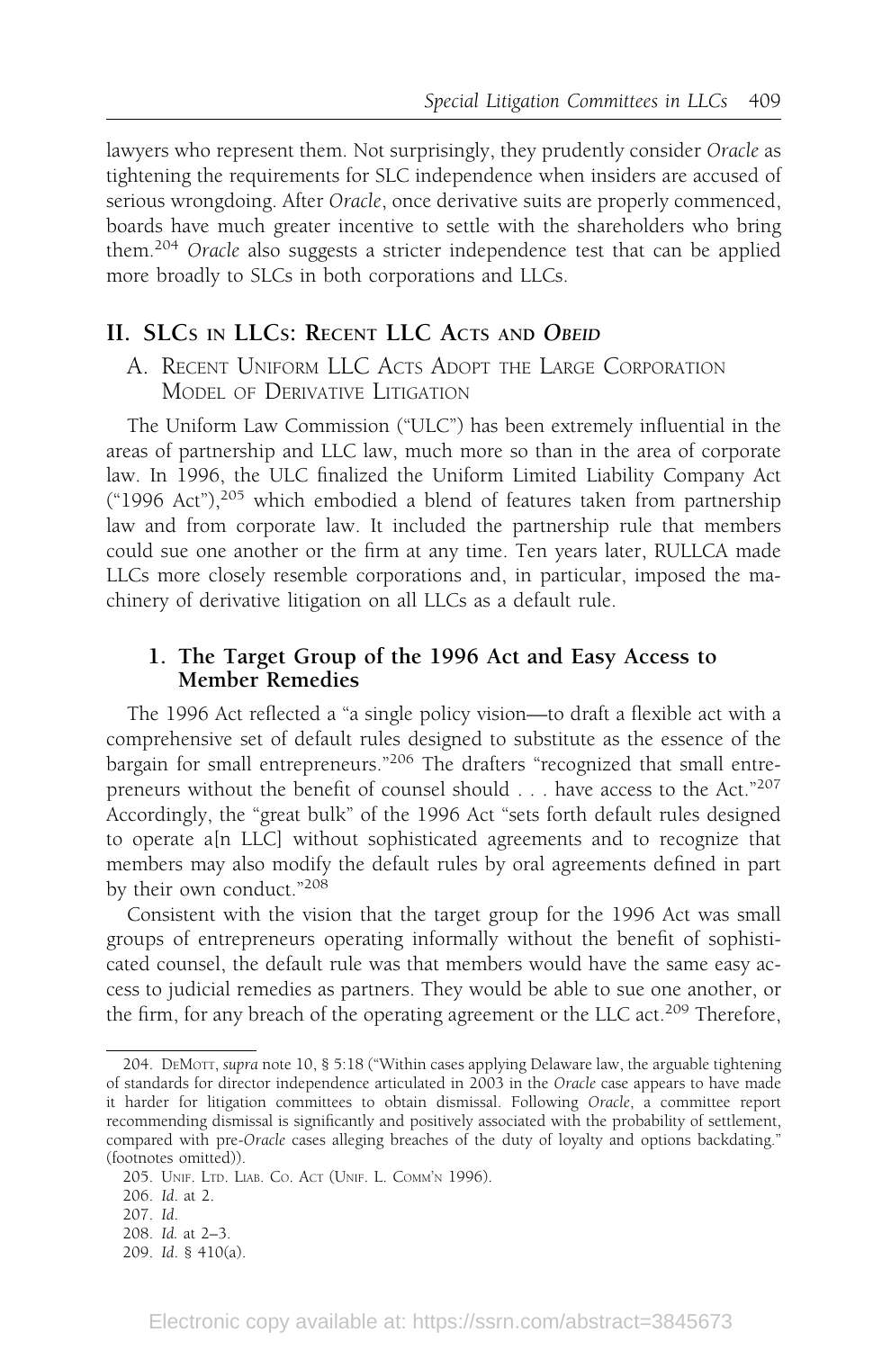lawyers who represent them. Not surprisingly, they prudently consider *Oracle* as tightening the requirements for SLC independence when insiders are accused of serious wrongdoing. After *Oracle*, once derivative suits are properly commenced, boards have much greater incentive to settle with the shareholders who bring them.[204] *Oracle* also suggests a stricter independence test that can be applied more broadly to SLCs in both corporations and LLCs.

## II. SLCs in LLCs: Recent LLC Acts and *Obeid*

### A. Recent Uniform LLC Acts Adopt the Large Corporation Model of Derivative Litigation

The Uniform Law Commission ("ULC") has been extremely influential in the areas of partnership and LLC law, much more so than in the area of corporate law. In 1996, the ULC finalized the Uniform Limited Liability Company Act ("1996 Act"),[205] which embodied a blend of features taken from partnership law and from corporate law. It included the partnership rule that members could sue one another or the firm at any time. Ten years later, RULLCA made LLCs more closely resemble corporations and, in particular, imposed the machinery of derivative litigation on all LLCs as a default rule.

#### 1. The Target Group of the 1996 Act and Easy Access to Member Remedies

The 1996 Act reflected a "a single policy vision—to draft a flexible act with a comprehensive set of default rules designed to substitute as the essence of the bargain for small entrepreneurs."[206] The drafters "recognized that small entrepreneurs without the benefit of counsel should . . . have access to the Act."[207] Accordingly, the "great bulk" of the 1996 Act "sets forth default rules designed to operate a[n LLC] without sophisticated agreements and to recognize that members may also modify the default rules by oral agreements defined in part by their own conduct."[208]

Consistent with the vision that the target group for the 1996 Act was small groups of entrepreneurs operating informally without the benefit of sophisticated counsel, the default rule was that members would have the same easy access to judicial remedies as partners. They would be able to sue one another, or the firm, for any breach of the operating agreement or the LLC act.[209] Therefore,

---

204. DeMott, *supra* note 10, § 5:18 ("Within cases applying Delaware law, the arguable tightening of standards for director independence articulated in 2003 in the *Oracle* case appears to have made it harder for litigation committees to obtain dismissal. Following *Oracle*, a committee report recommending dismissal is significantly and positively associated with the probability of settlement, compared with pre-*Oracle* cases alleging breaches of the duty of loyalty and options backdating." (footnotes omitted)).

205. Unif. Ltd. Liab. Co. Act (Unif. L. Comm'n 1996).

206. *Id.* at 2.

207. *Id.*

208. *Id.* at 2–3.

209. *Id.* § 410(a).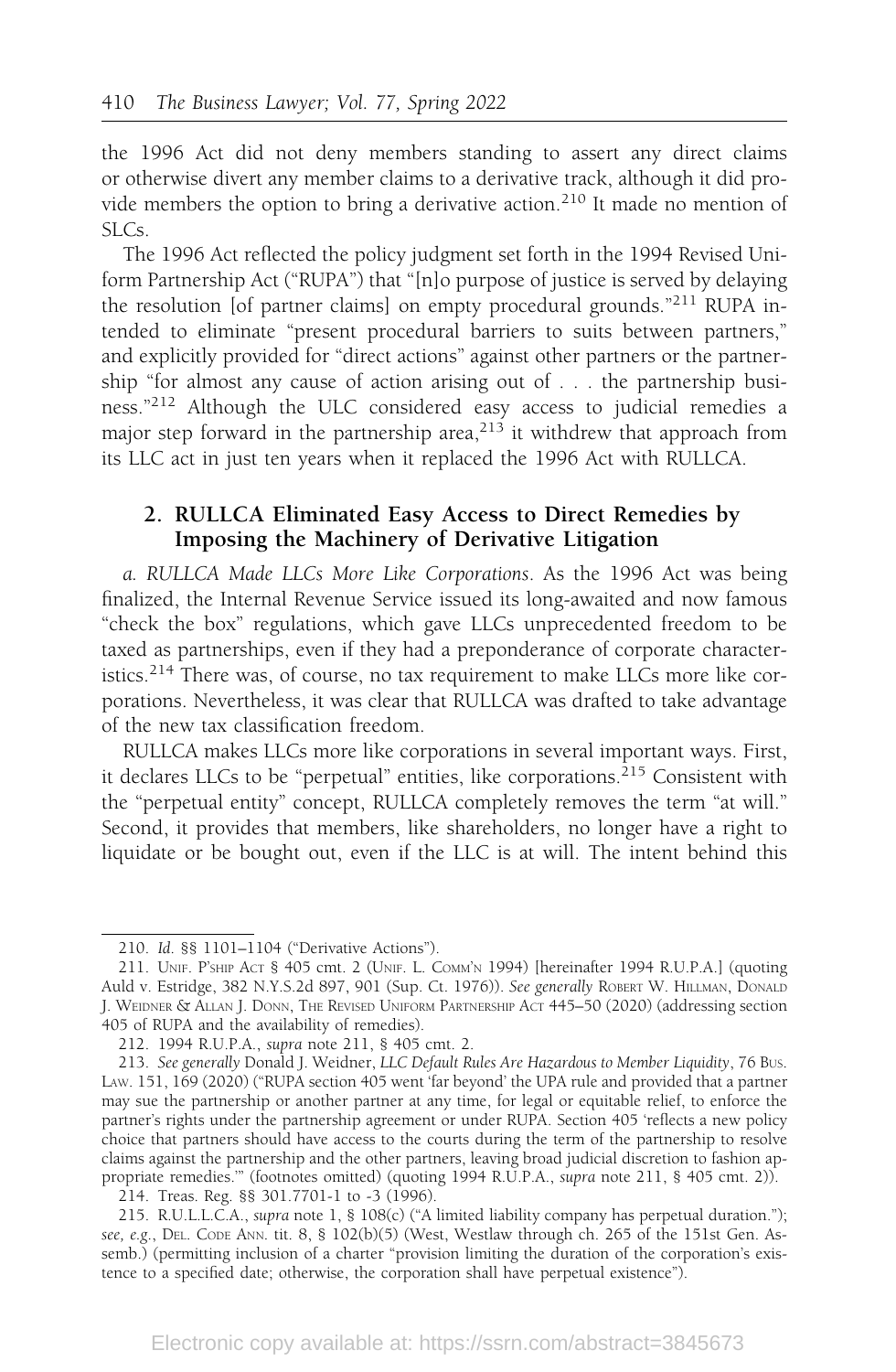the 1996 Act did not deny members standing to assert any direct claims or otherwise divert any member claims to a derivative track, although it did provide members the option to bring a derivative action.[210] It made no mention of SLCs.

The 1996 Act reflected the policy judgment set forth in the 1994 Revised Uniform Partnership Act ("RUPA") that "[n]o purpose of justice is served by delaying the resolution [of partner claims] on empty procedural grounds."[211] RUPA intended to eliminate "present procedural barriers to suits between partners," and explicitly provided for "direct actions" against other partners or the partnership "for almost any cause of action arising out of . . . the partnership business."[212] Although the ULC considered easy access to judicial remedies a major step forward in the partnership area,[213] it withdrew that approach from its LLC act in just ten years when it replaced the 1996 Act with RULLCA.

### 2. RULLCA Eliminated Easy Access to Direct Remedies by Imposing the Machinery of Derivative Litigation

*a. RULLCA Made LLCs More Like Corporations*. As the 1996 Act was being finalized, the Internal Revenue Service issued its long-awaited and now famous "check the box" regulations, which gave LLCs unprecedented freedom to be taxed as partnerships, even if they had a preponderance of corporate characteristics.[214] There was, of course, no tax requirement to make LLCs more like corporations. Nevertheless, it was clear that RULLCA was drafted to take advantage of the new tax classification freedom.

RULLCA makes LLCs more like corporations in several important ways. First, it declares LLCs to be "perpetual" entities, like corporations.[215] Consistent with the "perpetual entity" concept, RULLCA completely removes the term "at will." Second, it provides that members, like shareholders, no longer have a right to liquidate or be bought out, even if the LLC is at will. The intent behind this

---

210. *Id.* §§ 1101–1104 ("Derivative Actions").

211. UNIF. P'SHIP ACT § 405 cmt. 2 (UNIF. L. COMM'N 1994) [hereinafter 1994 R.U.P.A.] (quoting Auld v. Estridge, 382 N.Y.S.2d 897, 901 (Sup. Ct. 1976)). *See generally* ROBERT W. HILLMAN, DONALD J. WEIDNER & ALLAN J. DONN, THE REVISED UNIFORM PARTNERSHIP ACT 445–50 (2020) (addressing section 405 of RUPA and the availability of remedies).

212. 1994 R.U.P.A., *supra* note 211, § 405 cmt. 2.

213. *See generally* Donald J. Weidner, *LLC Default Rules Are Hazardous to Member Liquidity*, 76 BUS. LAW. 151, 169 (2020) ("RUPA section 405 went 'far beyond' the UPA rule and provided that a partner may sue the partnership or another partner at any time, for legal or equitable relief, to enforce the partner's rights under the partnership agreement or under RUPA. Section 405 'reflects a new policy choice that partners should have access to the courts during the term of the partnership to resolve claims against the partnership and the other partners, leaving broad judicial discretion to fashion appropriate remedies.'" (footnotes omitted) (quoting 1994 R.U.P.A., *supra* note 211, § 405 cmt. 2)).

214. Treas. Reg. §§ 301.7701-1 to -3 (1996).

215. R.U.L.L.C.A., *supra* note 1, § 108(c) ("A limited liability company has perpetual duration."); *see, e.g.*, DEL. CODE ANN. tit. 8, § 102(b)(5) (West, Westlaw through ch. 265 of the 151st Gen. Assemb.) (permitting inclusion of a charter "provision limiting the duration of the corporation's existence to a specified date; otherwise, the corporation shall have perpetual existence").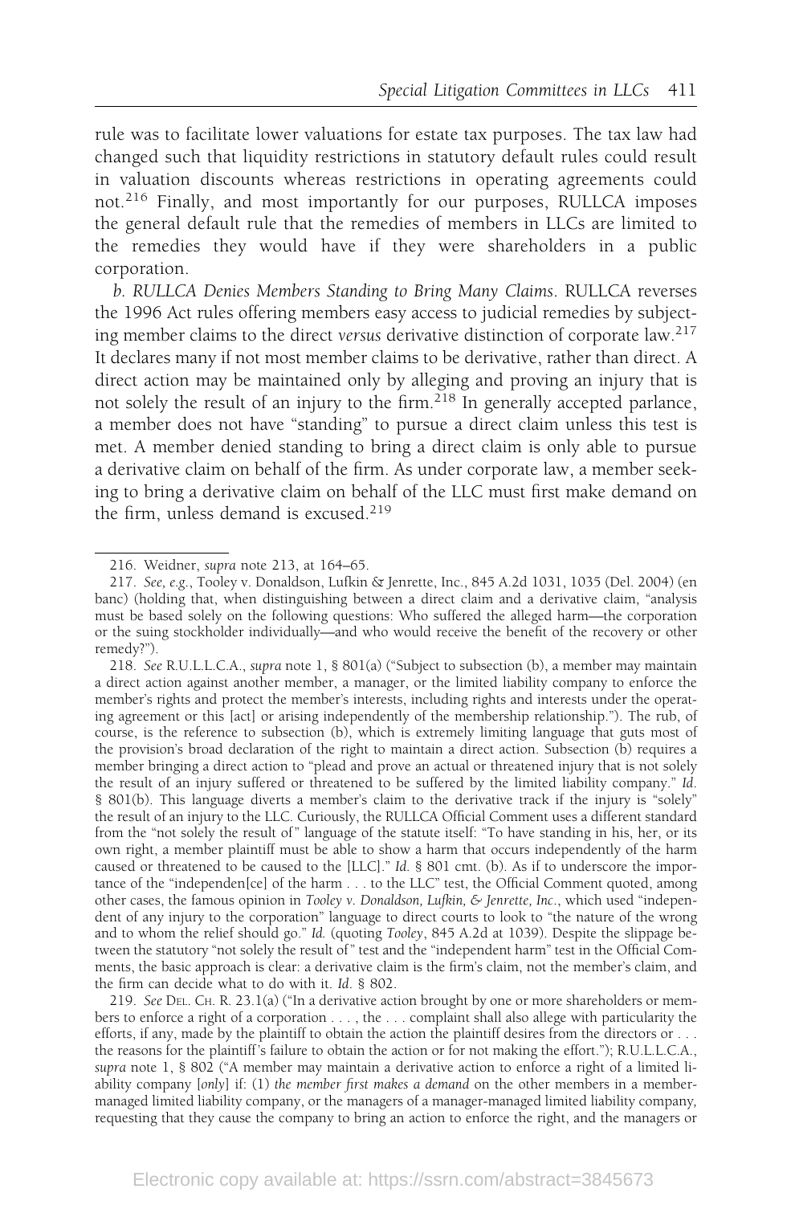rule was to facilitate lower valuations for estate tax purposes. The tax law had changed such that liquidity restrictions in statutory default rules could result in valuation discounts whereas restrictions in operating agreements could not.[216] Finally, and most importantly for our purposes, RULLCA imposes the general default rule that the remedies of members in LLCs are limited to the remedies they would have if they were shareholders in a public corporation.

*b. RULLCA Denies Members Standing to Bring Many Claims*. RULLCA reverses the 1996 Act rules offering members easy access to judicial remedies by subjecting member claims to the direct *versus* derivative distinction of corporate law.[217] It declares many if not most member claims to be derivative, rather than direct. A direct action may be maintained only by alleging and proving an injury that is not solely the result of an injury to the firm.[218] In generally accepted parlance, a member does not have "standing" to pursue a direct claim unless this test is met. A member denied standing to bring a direct claim is only able to pursue a derivative claim on behalf of the firm. As under corporate law, a member seeking to bring a derivative claim on behalf of the LLC must first make demand on the firm, unless demand is excused.[219]

---

216. Weidner, *supra* note 213, at 164–65.

217. *See, e.g.*, Tooley v. Donaldson, Lufkin & Jenrette, Inc., 845 A.2d 1031, 1035 (Del. 2004) (en banc) (holding that, when distinguishing between a direct claim and a derivative claim, "analysis must be based solely on the following questions: Who suffered the alleged harm—the corporation or the suing stockholder individually—and who would receive the benefit of the recovery or other remedy?").

218. *See* R.U.L.L.C.A., *supra* note 1, § 801(a) ("Subject to subsection (b), a member may maintain a direct action against another member, a manager, or the limited liability company to enforce the member's rights and protect the member's interests, including rights and interests under the operating agreement or this [act] or arising independently of the membership relationship."). The rub, of course, is the reference to subsection (b), which is extremely limiting language that guts most of the provision's broad declaration of the right to maintain a direct action. Subsection (b) requires a member bringing a direct action to "plead and prove an actual or threatened injury that is not solely the result of an injury suffered or threatened to be suffered by the limited liability company." *Id.* § 801(b). This language diverts a member's claim to the derivative track if the injury is "solely" the result of an injury to the LLC. Curiously, the RULLCA Official Comment uses a different standard from the "not solely the result of" language of the statute itself: "To have standing in his, her, or its own right, a member plaintiff must be able to show a harm that occurs independently of the harm caused or threatened to be caused to the [LLC]." *Id.* § 801 cmt. (b). As if to underscore the importance of the "independen[ce] of the harm . . . to the LLC" test, the Official Comment quoted, among other cases, the famous opinion in *Tooley v. Donaldson, Lufkin, & Jenrette, Inc.*, which used "independent of any injury to the corporation" language to direct courts to look to "the nature of the wrong and to whom the relief should go." *Id.* (quoting *Tooley*, 845 A.2d at 1039). Despite the slippage between the statutory "not solely the result of" test and the "independent harm" test in the Official Comments, the basic approach is clear: a derivative claim is the firm's claim, not the member's claim, and the firm can decide what to do with it. *Id.* § 802.

219. *See* DEL. CH. R. 23.1(a) ("In a derivative action brought by one or more shareholders or members to enforce a right of a corporation . . . , the . . . complaint shall also allege with particularity the efforts, if any, made by the plaintiff to obtain the action the plaintiff desires from the directors or . . . the reasons for the plaintiff's failure to obtain the action or for not making the effort."); R.U.L.L.C.A., *supra* note 1, § 802 ("A member may maintain a derivative action to enforce a right of a limited liability company [*only*] if: (1) *the member first makes a demand* on the other members in a member-managed limited liability company, or the managers of a manager-managed limited liability company, requesting that they cause the company to bring an action to enforce the right, and the managers or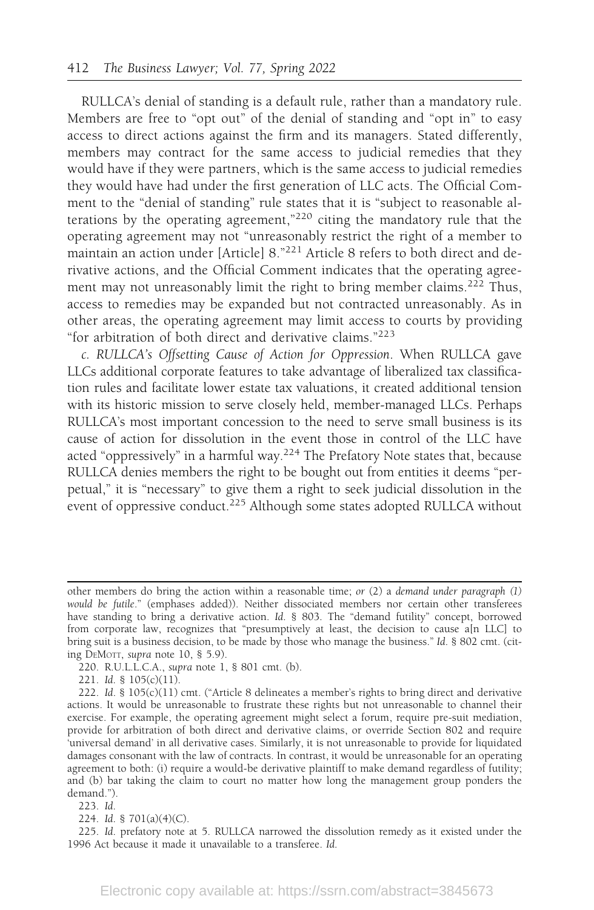RULLCA's denial of standing is a default rule, rather than a mandatory rule. Members are free to "opt out" of the denial of standing and "opt in" to easy access to direct actions against the firm and its managers. Stated differently, members may contract for the same access to judicial remedies that they would have if they were partners, which is the same access to judicial remedies they would have had under the first generation of LLC acts. The Official Comment to the "denial of standing" rule states that it is "subject to reasonable alterations by the operating agreement,"[220] citing the mandatory rule that the operating agreement may not "unreasonably restrict the right of a member to maintain an action under [Article] 8."[221] Article 8 refers to both direct and derivative actions, and the Official Comment indicates that the operating agreement may not unreasonably limit the right to bring member claims.[222] Thus, access to remedies may be expanded but not contracted unreasonably. As in other areas, the operating agreement may limit access to courts by providing "for arbitration of both direct and derivative claims."[223]

*c. RULLCA's Offsetting Cause of Action for Oppression*. When RULLCA gave LLCs additional corporate features to take advantage of liberalized tax classification rules and facilitate lower estate tax valuations, it created additional tension with its historic mission to serve closely held, member-managed LLCs. Perhaps RULLCA's most important concession to the need to serve small business is its cause of action for dissolution in the event those in control of the LLC have acted "oppressively" in a harmful way.[224] The Prefatory Note states that, because RULLCA denies members the right to be bought out from entities it deems "perpetual," it is "necessary" to give them a right to seek judicial dissolution in the event of oppressive conduct.[225] Although some states adopted RULLCA without

---

other members do bring the action within a reasonable time; *or* (2) a *demand under paragraph (1) would be futile*." (emphases added)). Neither dissociated members nor certain other transferees have standing to bring a derivative action. *Id.* § 803. The "demand futility" concept, borrowed from corporate law, recognizes that "presumptively at least, the decision to cause a[n LLC] to bring suit is a business decision, to be made by those who manage the business." *Id.* § 802 cmt. (citing DeMott, *supra* note 10, § 5.9).

220. R.U.L.L.C.A., *supra* note 1, § 801 cmt. (b).

221. *Id.* § 105(c)(11).

222. *Id.* § 105(c)(11) cmt. ("Article 8 delineates a member's rights to bring direct and derivative actions. It would be unreasonable to frustrate these rights but not unreasonable to channel their exercise. For example, the operating agreement might select a forum, require pre-suit mediation, provide for arbitration of both direct and derivative claims, or override Section 802 and require 'universal demand' in all derivative cases. Similarly, it is not unreasonable to provide for liquidated damages consonant with the law of contracts. In contrast, it would be unreasonable for an operating agreement to both: (i) require a would-be derivative plaintiff to make demand regardless of futility; and (b) bar taking the claim to court no matter how long the management group ponders the demand.").

223. *Id.*

224. *Id.* § 701(a)(4)(C).

225. *Id.* prefatory note at 5. RULLCA narrowed the dissolution remedy as it existed under the 1996 Act because it made it unavailable to a transferee. *Id.*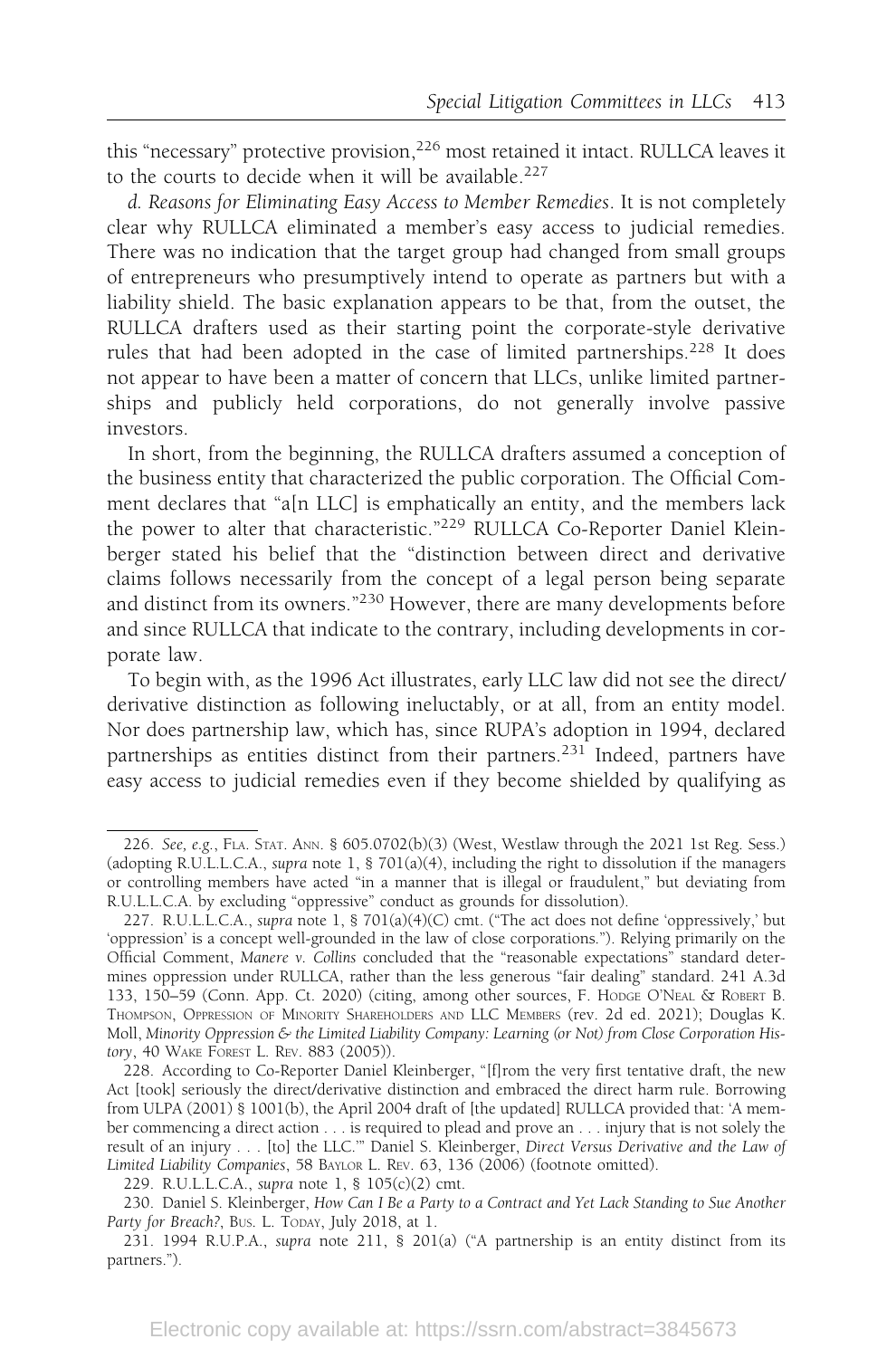this "necessary" protective provision,[226] most retained it intact. RULLCA leaves it to the courts to decide when it will be available.[227]

*d. Reasons for Eliminating Easy Access to Member Remedies*. It is not completely clear why RULLCA eliminated a member's easy access to judicial remedies. There was no indication that the target group had changed from small groups of entrepreneurs who presumptively intend to operate as partners but with a liability shield. The basic explanation appears to be that, from the outset, the RULLCA drafters used as their starting point the corporate-style derivative rules that had been adopted in the case of limited partnerships.[228] It does not appear to have been a matter of concern that LLCs, unlike limited partnerships and publicly held corporations, do not generally involve passive investors.

In short, from the beginning, the RULLCA drafters assumed a conception of the business entity that characterized the public corporation. The Official Comment declares that "a[n LLC] is emphatically an entity, and the members lack the power to alter that characteristic."[229] RULLCA Co-Reporter Daniel Kleinberger stated his belief that the "distinction between direct and derivative claims follows necessarily from the concept of a legal person being separate and distinct from its owners."[230] However, there are many developments before and since RULLCA that indicate to the contrary, including developments in corporate law.

To begin with, as the 1996 Act illustrates, early LLC law did not see the direct/derivative distinction as following ineluctably, or at all, from an entity model. Nor does partnership law, which has, since RUPA's adoption in 1994, declared partnerships as entities distinct from their partners.[231] Indeed, partners have easy access to judicial remedies even if they become shielded by qualifying as

---

226. *See, e.g.*, FLA. STAT. ANN. § 605.0702(b)(3) (West, Westlaw through the 2021 1st Reg. Sess.) (adopting R.U.L.L.C.A., *supra* note 1, § 701(a)(4), including the right to dissolution if the managers or controlling members have acted "in a manner that is illegal or fraudulent," but deviating from R.U.L.L.C.A. by excluding "oppressive" conduct as grounds for dissolution).

227. R.U.L.L.C.A., *supra* note 1, § 701(a)(4)(C) cmt. ("The act does not define 'oppressively,' but 'oppression' is a concept well-grounded in the law of close corporations."). Relying primarily on the Official Comment, *Manere v. Collins* concluded that the "reasonable expectations" standard determines oppression under RULLCA, rather than the less generous "fair dealing" standard. 241 A.3d 133, 150–59 (Conn. App. Ct. 2020) (citing, among other sources, F. HODGE O'NEAL & ROBERT B. THOMPSON, OPPRESSION OF MINORITY SHAREHOLDERS AND LLC MEMBERS (rev. 2d ed. 2021); Douglas K. Moll, *Minority Oppression & the Limited Liability Company: Learning (or Not) from Close Corporation History*, 40 WAKE FOREST L. REV. 883 (2005)).

228. According to Co-Reporter Daniel Kleinberger, "[f]rom the very first tentative draft, the new Act [took] seriously the direct/derivative distinction and embraced the direct harm rule. Borrowing from ULPA (2001) § 1001(b), the April 2004 draft of [the updated] RULLCA provided that: 'A member commencing a direct action . . . is required to plead and prove an . . . injury that is not solely the result of an injury . . . [to] the LLC.'" Daniel S. Kleinberger, *Direct Versus Derivative and the Law of Limited Liability Companies*, 58 BAYLOR L. REV. 63, 136 (2006) (footnote omitted).

229. R.U.L.L.C.A., *supra* note 1, § 105(c)(2) cmt.

230. Daniel S. Kleinberger, *How Can I Be a Party to a Contract and Yet Lack Standing to Sue Another Party for Breach?*, BUS. L. TODAY, July 2018, at 1.

231. 1994 R.U.P.A., *supra* note 211, § 201(a) ("A partnership is an entity distinct from its partners.").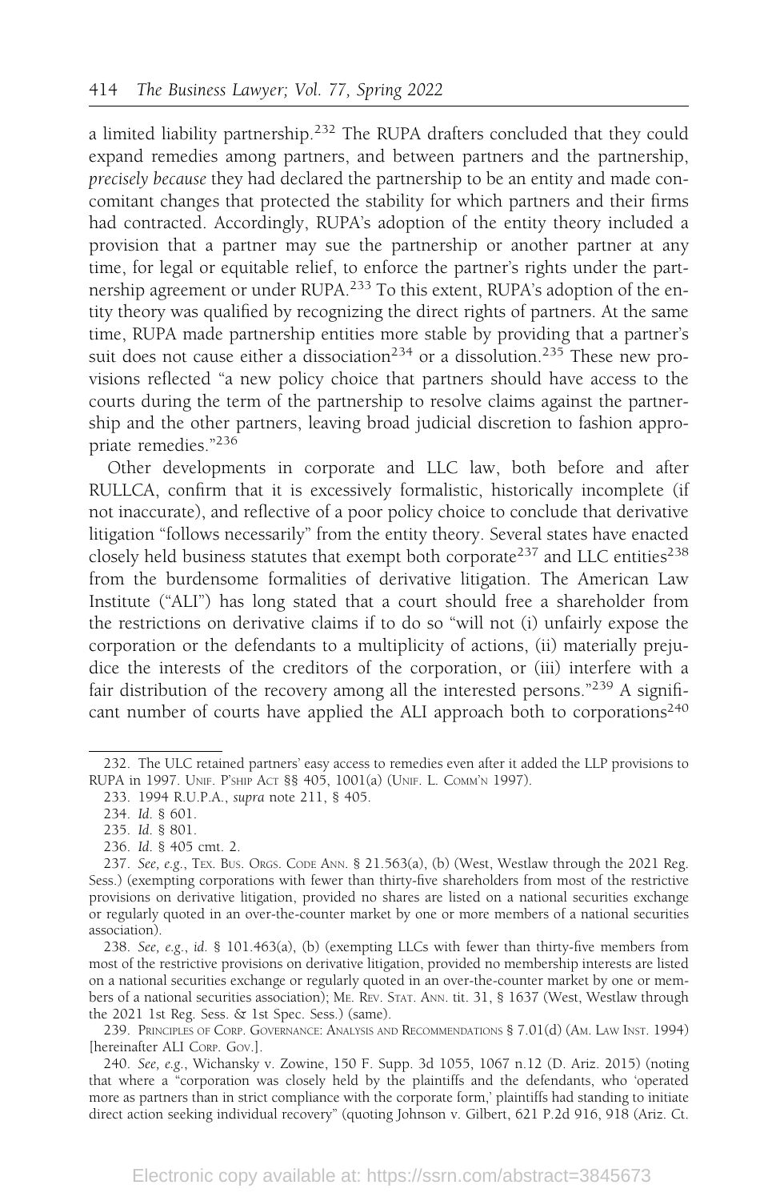a limited liability partnership.[232] The RUPA drafters concluded that they could expand remedies among partners, and between partners and the partnership, *precisely because* they had declared the partnership to be an entity and made concomitant changes that protected the stability for which partners and their firms had contracted. Accordingly, RUPA's adoption of the entity theory included a provision that a partner may sue the partnership or another partner at any time, for legal or equitable relief, to enforce the partner's rights under the partnership agreement or under RUPA.[233] To this extent, RUPA's adoption of the entity theory was qualified by recognizing the direct rights of partners. At the same time, RUPA made partnership entities more stable by providing that a partner's suit does not cause either a dissociation[234] or a dissolution.[235] These new provisions reflected "a new policy choice that partners should have access to the courts during the term of the partnership to resolve claims against the partnership and the other partners, leaving broad judicial discretion to fashion appropriate remedies."[236]

Other developments in corporate and LLC law, both before and after RULLCA, confirm that it is excessively formalistic, historically incomplete (if not inaccurate), and reflective of a poor policy choice to conclude that derivative litigation "follows necessarily" from the entity theory. Several states have enacted closely held business statutes that exempt both corporate[237] and LLC entities[238] from the burdensome formalities of derivative litigation. The American Law Institute ("ALI") has long stated that a court should free a shareholder from the restrictions on derivative claims if to do so "will not (i) unfairly expose the corporation or the defendants to a multiplicity of actions, (ii) materially prejudice the interests of the creditors of the corporation, or (iii) interfere with a fair distribution of the recovery among all the interested persons."[239] A significant number of courts have applied the ALI approach both to corporations[240]

---

232. The ULC retained partners' easy access to remedies even after it added the LLP provisions to RUPA in 1997. UNIF. P'SHIP ACT §§ 405, 1001(a) (UNIF. L. COMM'N 1997).

233. 1994 R.U.P.A., *supra* note 211, § 405.

234. *Id.* § 601.

235. *Id.* § 801.

236. *Id.* § 405 cmt. 2.

237. *See, e.g.*, TEX. BUS. ORGS. CODE ANN. § 21.563(a), (b) (West, Westlaw through the 2021 Reg. Sess.) (exempting corporations with fewer than thirty-five shareholders from most of the restrictive provisions on derivative litigation, provided no shares are listed on a national securities exchange or regularly quoted in an over-the-counter market by one or more members of a national securities association).

238. *See, e.g.*, *id.* § 101.463(a), (b) (exempting LLCs with fewer than thirty-five members from most of the restrictive provisions on derivative litigation, provided no membership interests are listed on a national securities exchange or regularly quoted in an over-the-counter market by one or members of a national securities association); ME. REV. STAT. ANN. tit. 31, § 1637 (West, Westlaw through the 2021 1st Reg. Sess. & 1st Spec. Sess.) (same).

239. PRINCIPLES OF CORP. GOVERNANCE: ANALYSIS AND RECOMMENDATIONS § 7.01(d) (AM. LAW INST. 1994) [hereinafter ALI CORP. GOV.].

240. *See, e.g.*, Wichansky v. Zowine, 150 F. Supp. 3d 1055, 1067 n.12 (D. Ariz. 2015) (noting that where a "corporation was closely held by the plaintiffs and the defendants, who 'operated more as partners than in strict compliance with the corporate form,' plaintiffs had standing to initiate direct action seeking individual recovery" (quoting Johnson v. Gilbert, 621 P.2d 916, 918 (Ariz. Ct.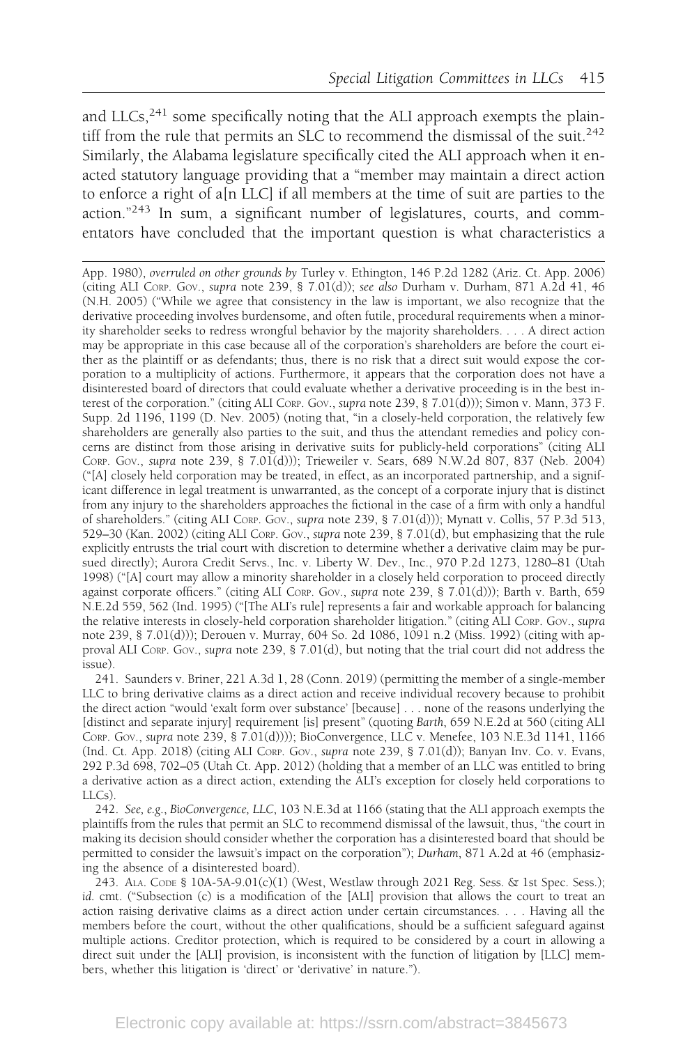and LLCs,[241] some specifically noting that the ALI approach exempts the plaintiff from the rule that permits an SLC to recommend the dismissal of the suit.[242] Similarly, the Alabama legislature specifically cited the ALI approach when it enacted statutory language providing that a "member may maintain a direct action to enforce a right of a[n LLC] if all members at the time of suit are parties to the action."[243] In sum, a significant number of legislatures, courts, and commentators have concluded that the important question is what characteristics a

---

App. 1980), *overruled on other grounds by* Turley v. Ethington, 146 P.2d 1282 (Ariz. Ct. App. 2006) (citing ALI Corp. Gov., *supra* note 239, § 7.01(d)); *see also* Durham v. Durham, 871 A.2d 41, 46 (N.H. 2005) ("While we agree that consistency in the law is important, we also recognize that the derivative proceeding involves burdensome, and often futile, procedural requirements when a minority shareholder seeks to redress wrongful behavior by the majority shareholders. . . . A direct action may be appropriate in this case because all of the corporation's shareholders are before the court either as the plaintiff or as defendants; thus, there is no risk that a direct suit would expose the corporation to a multiplicity of actions. Furthermore, it appears that the corporation does not have a disinterested board of directors that could evaluate whether a derivative proceeding is in the best interest of the corporation." (citing ALI Corp. Gov., *supra* note 239, § 7.01(d))); Simon v. Mann, 373 F. Supp. 2d 1196, 1199 (D. Nev. 2005) (noting that, "in a closely-held corporation, the relatively few shareholders are generally also parties to the suit, and thus the attendant remedies and policy concerns are distinct from those arising in derivative suits for publicly-held corporations" (citing ALI Corp. Gov., *supra* note 239, § 7.01(d))); Trieweiler v. Sears, 689 N.W.2d 807, 837 (Neb. 2004) ("[A] closely held corporation may be treated, in effect, as an incorporated partnership, and a significant difference in legal treatment is unwarranted, as the concept of a corporate injury that is distinct from any injury to the shareholders approaches the fictional in the case of a firm with only a handful of shareholders." (citing ALI Corp. Gov., *supra* note 239, § 7.01(d))); Mynatt v. Collis, 57 P.3d 513, 529–30 (Kan. 2002) (citing ALI Corp. Gov., *supra* note 239, § 7.01(d), but emphasizing that the rule explicitly entrusts the trial court with discretion to determine whether a derivative claim may be pursued directly); Aurora Credit Servs., Inc. v. Liberty W. Dev., Inc., 970 P.2d 1273, 1280–81 (Utah 1998) ("[A] court may allow a minority shareholder in a closely held corporation to proceed directly against corporate officers." (citing ALI Corp. Gov., *supra* note 239, § 7.01(d))); Barth v. Barth, 659 N.E.2d 559, 562 (Ind. 1995) ("[The ALI's rule] represents a fair and workable approach for balancing the relative interests in closely-held corporation shareholder litigation." (citing ALI Corp. Gov., *supra* note 239, § 7.01(d))); Derouen v. Murray, 604 So. 2d 1086, 1091 n.2 (Miss. 1992) (citing with approval ALI Corp. Gov., *supra* note 239, § 7.01(d), but noting that the trial court did not address the issue).

241. Saunders v. Briner, 221 A.3d 1, 28 (Conn. 2019) (permitting the member of a single-member LLC to bring derivative claims as a direct action and receive individual recovery because to prohibit the direct action "would 'exalt form over substance' [because] . . . none of the reasons underlying the [distinct and separate injury] requirement [is] present" (quoting *Barth*, 659 N.E.2d at 560 (citing ALI Corp. Gov., *supra* note 239, § 7.01(d)))); BioConvergence, LLC v. Menefee, 103 N.E.3d 1141, 1166 (Ind. Ct. App. 2018) (citing ALI Corp. Gov., *supra* note 239, § 7.01(d)); Banyan Inv. Co. v. Evans, 292 P.3d 698, 702–05 (Utah Ct. App. 2012) (holding that a member of an LLC was entitled to bring a derivative action as a direct action, extending the ALI's exception for closely held corporations to LLCs).

242. *See, e.g.*, *BioConvergence, LLC*, 103 N.E.3d at 1166 (stating that the ALI approach exempts the plaintiffs from the rules that permit an SLC to recommend dismissal of the lawsuit, thus, "the court in making its decision should consider whether the corporation has a disinterested board that should be permitted to consider the lawsuit's impact on the corporation"); *Durham*, 871 A.2d at 46 (emphasizing the absence of a disinterested board).

243. Ala. Code § 10A-5A-9.01(c)(1) (West, Westlaw through 2021 Reg. Sess. & 1st Spec. Sess.); *id.* cmt. ("Subsection (c) is a modification of the [ALI] provision that allows the court to treat an action raising derivative claims as a direct action under certain circumstances. . . . Having all the members before the court, without the other qualifications, should be a sufficient safeguard against multiple actions. Creditor protection, which is required to be considered by a court in allowing a direct suit under the [ALI] provision, is inconsistent with the function of litigation by [LLC] members, whether this litigation is 'direct' or 'derivative' in nature.").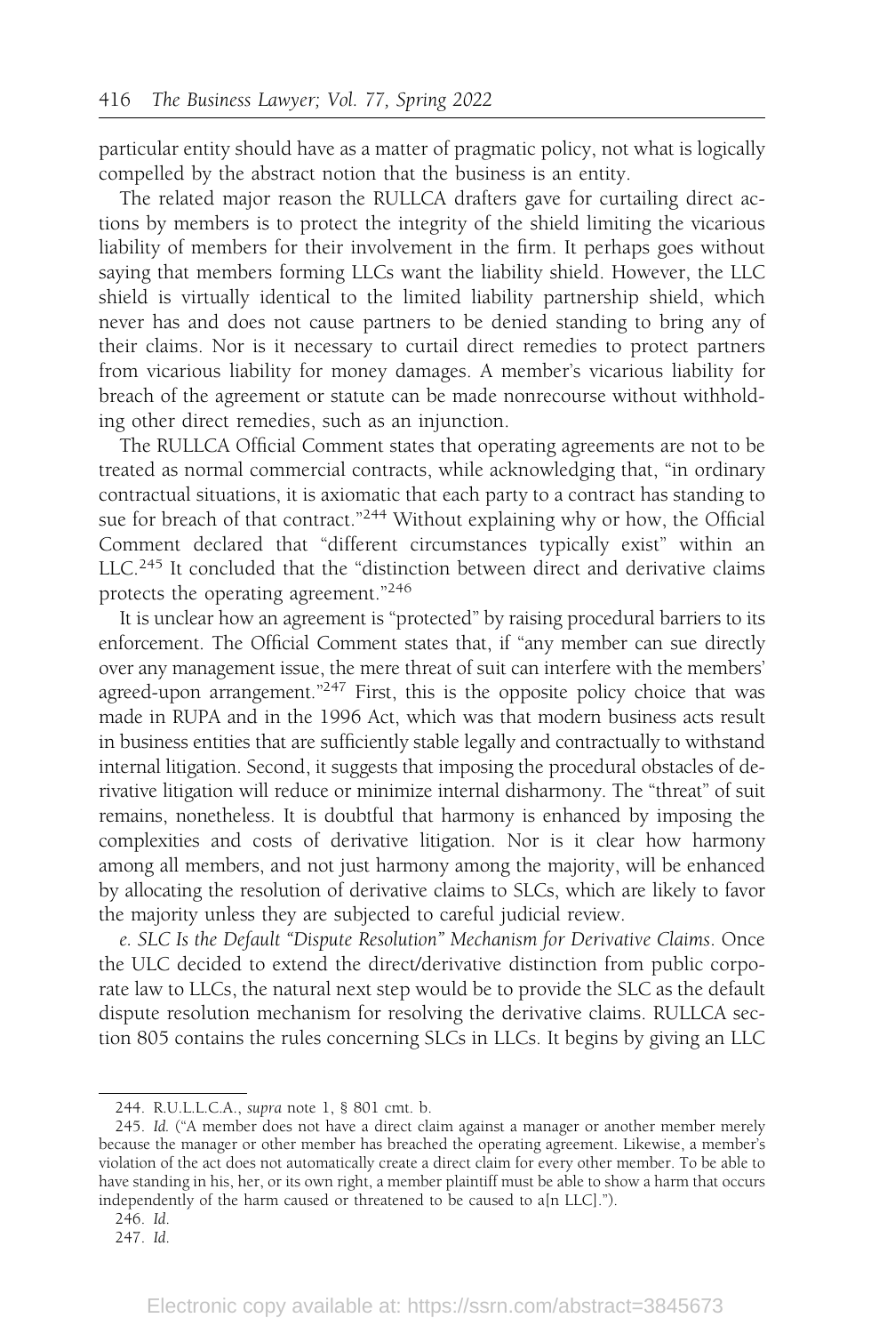particular entity should have as a matter of pragmatic policy, not what is logically compelled by the abstract notion that the business is an entity.

The related major reason the RULLCA drafters gave for curtailing direct actions by members is to protect the integrity of the shield limiting the vicarious liability of members for their involvement in the firm. It perhaps goes without saying that members forming LLCs want the liability shield. However, the LLC shield is virtually identical to the limited liability partnership shield, which never has and does not cause partners to be denied standing to bring any of their claims. Nor is it necessary to curtail direct remedies to protect partners from vicarious liability for money damages. A member's vicarious liability for breach of the agreement or statute can be made nonrecourse without withholding other direct remedies, such as an injunction.

The RULLCA Official Comment states that operating agreements are not to be treated as normal commercial contracts, while acknowledging that, "in ordinary contractual situations, it is axiomatic that each party to a contract has standing to sue for breach of that contract."[244] Without explaining why or how, the Official Comment declared that "different circumstances typically exist" within an LLC.[245] It concluded that the "distinction between direct and derivative claims protects the operating agreement."[246]

It is unclear how an agreement is "protected" by raising procedural barriers to its enforcement. The Official Comment states that, if "any member can sue directly over any management issue, the mere threat of suit can interfere with the members' agreed-upon arrangement."[247] First, this is the opposite policy choice that was made in RUPA and in the 1996 Act, which was that modern business acts result in business entities that are sufficiently stable legally and contractually to withstand internal litigation. Second, it suggests that imposing the procedural obstacles of derivative litigation will reduce or minimize internal disharmony. The "threat" of suit remains, nonetheless. It is doubtful that harmony is enhanced by imposing the complexities and costs of derivative litigation. Nor is it clear how harmony among all members, and not just harmony among the majority, will be enhanced by allocating the resolution of derivative claims to SLCs, which are likely to favor the majority unless they are subjected to careful judicial review.

*e. SLC Is the Default "Dispute Resolution" Mechanism for Derivative Claims*. Once the ULC decided to extend the direct/derivative distinction from public corporate law to LLCs, the natural next step would be to provide the SLC as the default dispute resolution mechanism for resolving the derivative claims. RULLCA section 805 contains the rules concerning SLCs in LLCs. It begins by giving an LLC

---

244. R.U.L.L.C.A., *supra* note 1, § 801 cmt. b.

245. *Id.* ("A member does not have a direct claim against a manager or another member merely because the manager or other member has breached the operating agreement. Likewise, a member's violation of the act does not automatically create a direct claim for every other member. To be able to have standing in his, her, or its own right, a member plaintiff must be able to show a harm that occurs independently of the harm caused or threatened to be caused to a[n LLC].").

246. *Id.*

247. *Id.*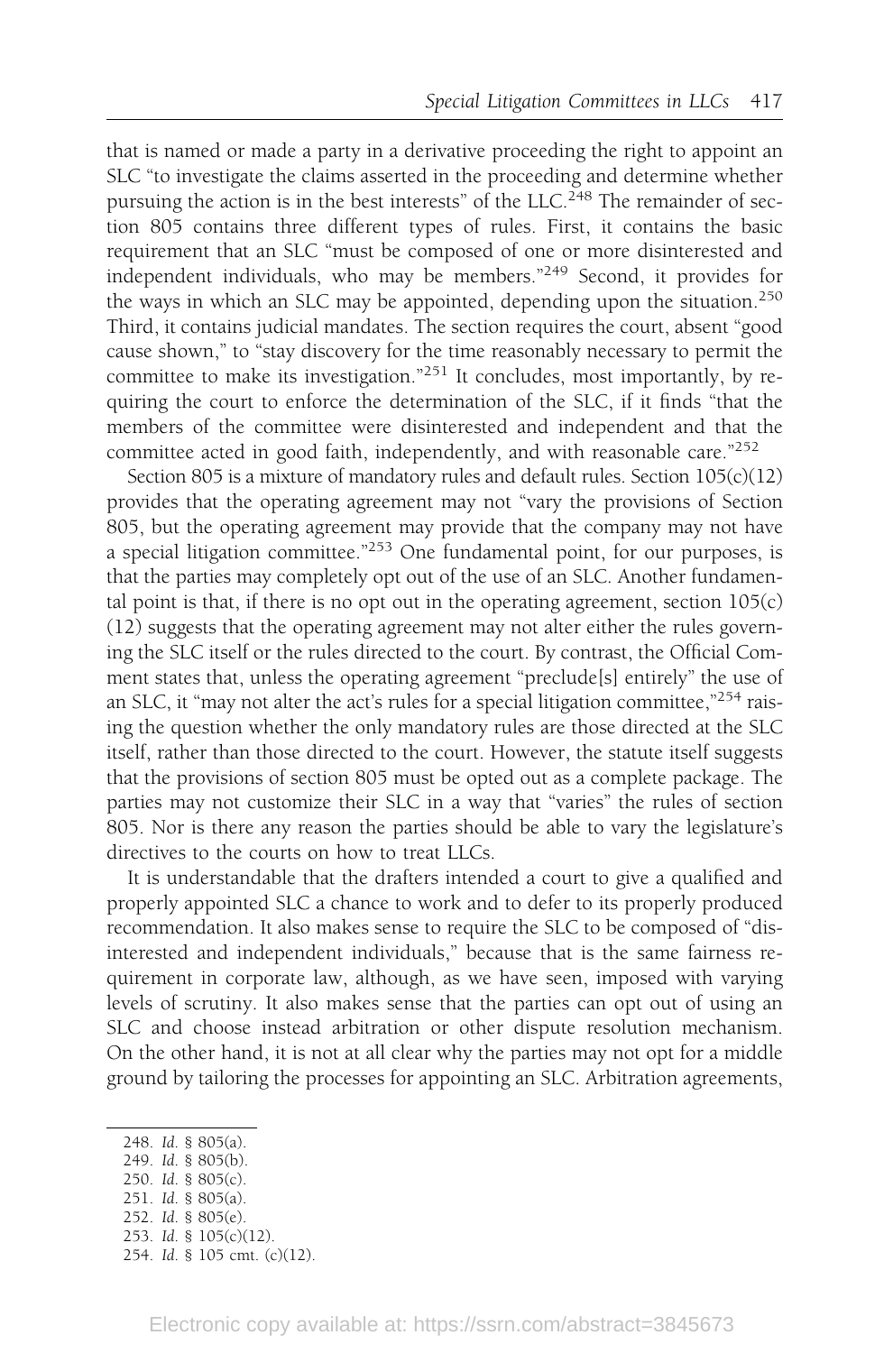that is named or made a party in a derivative proceeding the right to appoint an SLC "to investigate the claims asserted in the proceeding and determine whether pursuing the action is in the best interests" of the LLC.[248] The remainder of section 805 contains three different types of rules. First, it contains the basic requirement that an SLC "must be composed of one or more disinterested and independent individuals, who may be members."[249] Second, it provides for the ways in which an SLC may be appointed, depending upon the situation.[250] Third, it contains judicial mandates. The section requires the court, absent "good cause shown," to "stay discovery for the time reasonably necessary to permit the committee to make its investigation."[251] It concludes, most importantly, by requiring the court to enforce the determination of the SLC, if it finds "that the members of the committee were disinterested and independent and that the committee acted in good faith, independently, and with reasonable care."[252]

Section 805 is a mixture of mandatory rules and default rules. Section 105(c)(12) provides that the operating agreement may not "vary the provisions of Section 805, but the operating agreement may provide that the company may not have a special litigation committee."[253] One fundamental point, for our purposes, is that the parties may completely opt out of the use of an SLC. Another fundamental point is that, if there is no opt out in the operating agreement, section 105(c)(12) suggests that the operating agreement may not alter either the rules governing the SLC itself or the rules directed to the court. By contrast, the Official Comment states that, unless the operating agreement "preclude[s] entirely" the use of an SLC, it "may not alter the act's rules for a special litigation committee,"[254] raising the question whether the only mandatory rules are those directed at the SLC itself, rather than those directed to the court. However, the statute itself suggests that the provisions of section 805 must be opted out as a complete package. The parties may not customize their SLC in a way that "varies" the rules of section 805. Nor is there any reason the parties should be able to vary the legislature's directives to the courts on how to treat LLCs.

It is understandable that the drafters intended a court to give a qualified and properly appointed SLC a chance to work and to defer to its properly produced recommendation. It also makes sense to require the SLC to be composed of "disinterested and independent individuals," because that is the same fairness requirement in corporate law, although, as we have seen, imposed with varying levels of scrutiny. It also makes sense that the parties can opt out of using an SLC and choose instead arbitration or other dispute resolution mechanism. On the other hand, it is not at all clear why the parties may not opt for a middle ground by tailoring the processes for appointing an SLC. Arbitration agreements,

248. *Id.* § 805(a).
249. *Id.* § 805(b).
250. *Id.* § 805(c).
251. *Id.* § 805(a).
252. *Id.* § 805(e).
253. *Id.* § 105(c)(12).
254. *Id.* § 105 cmt. (c)(12).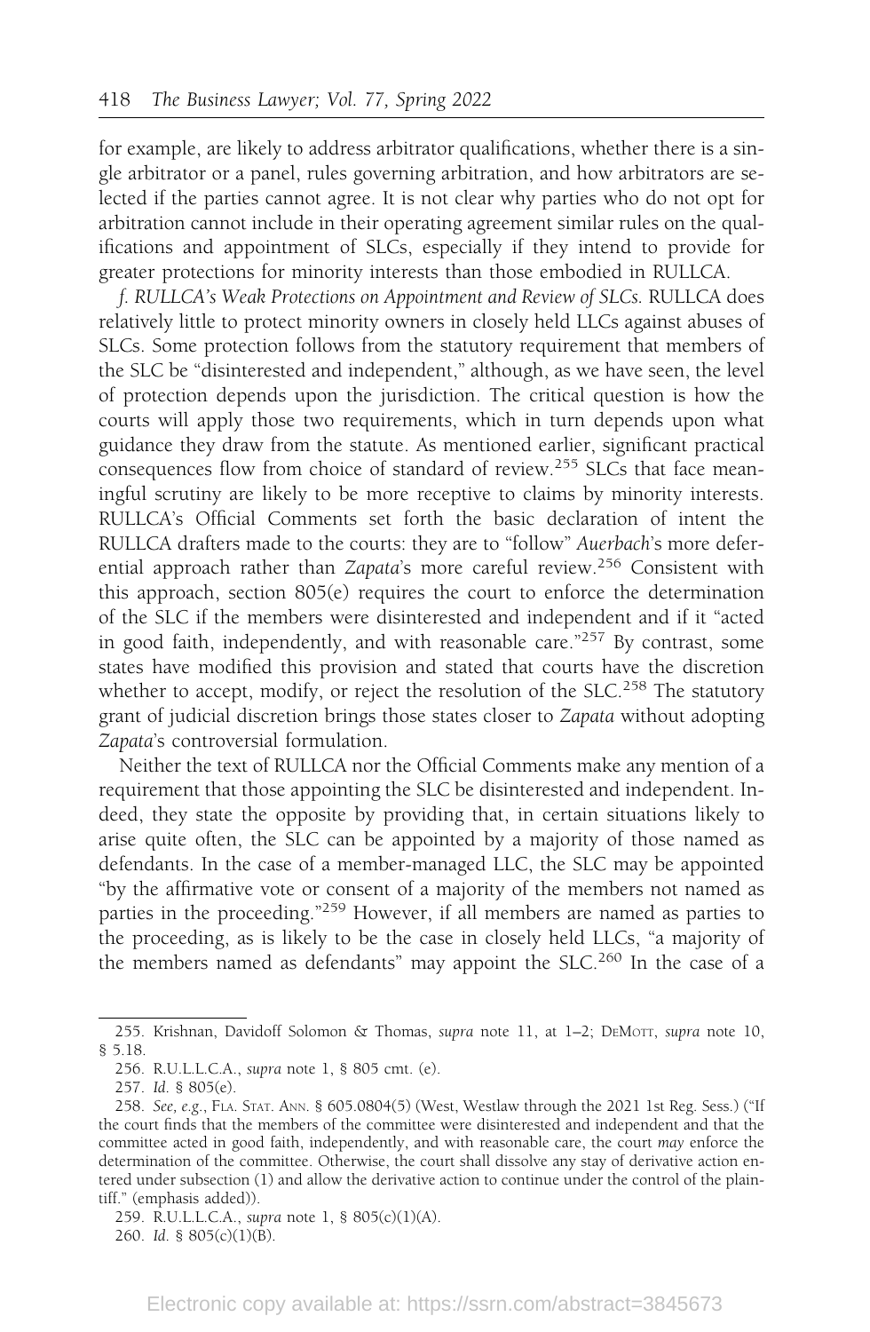for example, are likely to address arbitrator qualifications, whether there is a single arbitrator or a panel, rules governing arbitration, and how arbitrators are selected if the parties cannot agree. It is not clear why parties who do not opt for arbitration cannot include in their operating agreement similar rules on the qualifications and appointment of SLCs, especially if they intend to provide for greater protections for minority interests than those embodied in RULLCA.

*f. RULLCA's Weak Protections on Appointment and Review of SLCs.* RULLCA does relatively little to protect minority owners in closely held LLCs against abuses of SLCs. Some protection follows from the statutory requirement that members of the SLC be "disinterested and independent," although, as we have seen, the level of protection depends upon the jurisdiction. The critical question is how the courts will apply those two requirements, which in turn depends upon what guidance they draw from the statute. As mentioned earlier, significant practical consequences flow from choice of standard of review.[255] SLCs that face meaningful scrutiny are likely to be more receptive to claims by minority interests. RULLCA's Official Comments set forth the basic declaration of intent the RULLCA drafters made to the courts: they are to "follow" *Auerbach*'s more deferential approach rather than *Zapata*'s more careful review.[256] Consistent with this approach, section 805(e) requires the court to enforce the determination of the SLC if the members were disinterested and independent and if it "acted in good faith, independently, and with reasonable care."[257] By contrast, some states have modified this provision and stated that courts have the discretion whether to accept, modify, or reject the resolution of the SLC.[258] The statutory grant of judicial discretion brings those states closer to *Zapata* without adopting *Zapata*'s controversial formulation.

Neither the text of RULLCA nor the Official Comments make any mention of a requirement that those appointing the SLC be disinterested and independent. Indeed, they state the opposite by providing that, in certain situations likely to arise quite often, the SLC can be appointed by a majority of those named as defendants. In the case of a member-managed LLC, the SLC may be appointed "by the affirmative vote or consent of a majority of the members not named as parties in the proceeding."[259] However, if all members are named as parties to the proceeding, as is likely to be the case in closely held LLCs, "a majority of the members named as defendants" may appoint the SLC.[260] In the case of a

---

255. Krishnan, Davidoff Solomon & Thomas, *supra* note 11, at 1–2; DEMOTT, *supra* note 10, § 5.18.

256. R.U.L.L.C.A., *supra* note 1, § 805 cmt. (e).

257. *Id.* § 805(e).

258. *See, e.g.*, FLA. STAT. ANN. § 605.0804(5) (West, Westlaw through the 2021 1st Reg. Sess.) ("If the court finds that the members of the committee were disinterested and independent and that the committee acted in good faith, independently, and with reasonable care, the court *may* enforce the determination of the committee. Otherwise, the court shall dissolve any stay of derivative action entered under subsection (1) and allow the derivative action to continue under the control of the plaintiff." (emphasis added)).

259. R.U.L.L.C.A., *supra* note 1, § 805(c)(1)(A).

260. *Id.* § 805(c)(1)(B).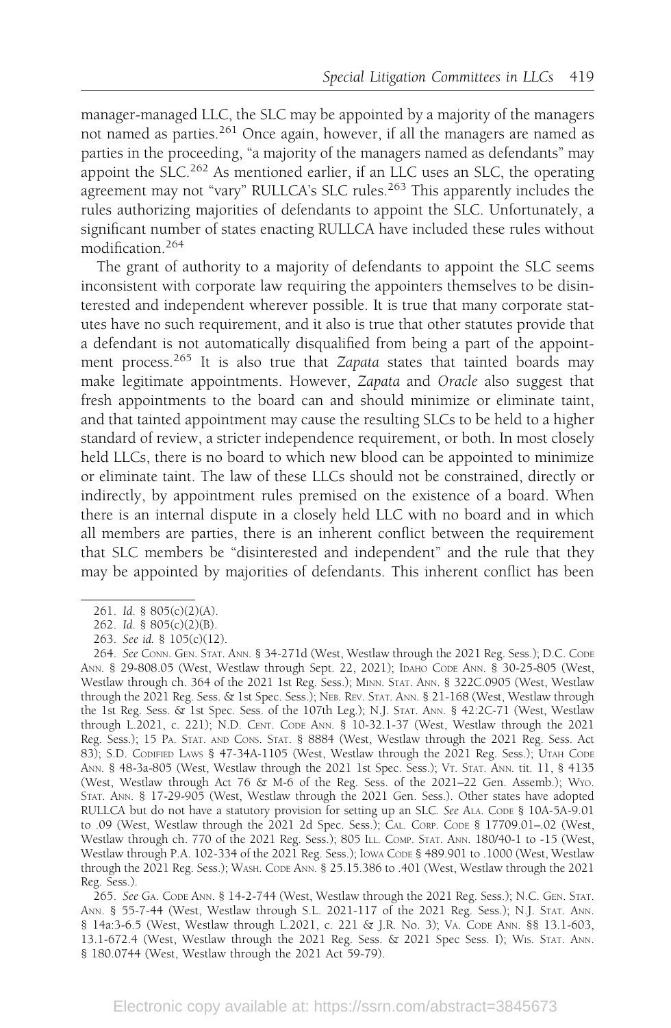manager-managed LLC, the SLC may be appointed by a majority of the managers not named as parties.[261] Once again, however, if all the managers are named as parties in the proceeding, "a majority of the managers named as defendants" may appoint the SLC.[262] As mentioned earlier, if an LLC uses an SLC, the operating agreement may not "vary" RULLCA's SLC rules.[263] This apparently includes the rules authorizing majorities of defendants to appoint the SLC. Unfortunately, a significant number of states enacting RULLCA have included these rules without modification.[264]

The grant of authority to a majority of defendants to appoint the SLC seems inconsistent with corporate law requiring the appointers themselves to be disinterested and independent wherever possible. It is true that many corporate statutes have no such requirement, and it also is true that other statutes provide that a defendant is not automatically disqualified from being a part of the appointment process.[265] It is also true that *Zapata* states that tainted boards may make legitimate appointments. However, *Zapata* and *Oracle* also suggest that fresh appointments to the board can and should minimize or eliminate taint, and that tainted appointment may cause the resulting SLCs to be held to a higher standard of review, a stricter independence requirement, or both. In most closely held LLCs, there is no board to which new blood can be appointed to minimize or eliminate taint. The law of these LLCs should not be constrained, directly or indirectly, by appointment rules premised on the existence of a board. When there is an internal dispute in a closely held LLC with no board and in which all members are parties, there is an inherent conflict between the requirement that SLC members be "disinterested and independent" and the rule that they may be appointed by majorities of defendants. This inherent conflict has been

---

261. *Id.* § 805(c)(2)(A).

262. *Id.* § 805(c)(2)(B).

263. *See id.* § 105(c)(12).

264. *See* CONN. GEN. STAT. ANN. § 34-271d (West, Westlaw through the 2021 Reg. Sess.); D.C. CODE ANN. § 29-808.05 (West, Westlaw through Sept. 22, 2021); IDAHO CODE ANN. § 30-25-805 (West, Westlaw through ch. 364 of the 2021 1st Reg. Sess.); MINN. STAT. ANN. § 322C.0905 (West, Westlaw through the 2021 Reg. Sess. & 1st Spec. Sess.); NEB. REV. STAT. ANN. § 21-168 (West, Westlaw through the 1st Reg. Sess. & 1st Spec. Sess. of the 107th Leg.); N.J. STAT. ANN. § 42:2C-71 (West, Westlaw through L.2021, c. 221); N.D. CENT. CODE ANN. § 10-32.1-37 (West, Westlaw through the 2021 Reg. Sess.); 15 PA. STAT. AND CONS. STAT. § 8884 (West, Westlaw through the 2021 Reg. Sess. Act 83); S.D. CODIFIED LAWS § 47-34A-1105 (West, Westlaw through the 2021 Reg. Sess.); UTAH CODE ANN. § 48-3a-805 (West, Westlaw through the 2021 1st Spec. Sess.); VT. STAT. ANN. tit. 11, § 4135 (West, Westlaw through Act 76 & M-6 of the Reg. Sess. of the 2021–22 Gen. Assemb.); WYO. STAT. ANN. § 17-29-905 (West, Westlaw through the 2021 Gen. Sess.). Other states have adopted RULLCA but do not have a statutory provision for setting up an SLC. *See* ALA. CODE § 10A-5A-9.01 to .09 (West, Westlaw through the 2021 2d Spec. Sess.); CAL. CORP. CODE § 17709.01–.02 (West, Westlaw through ch. 770 of the 2021 Reg. Sess.); 805 ILL. COMP. STAT. ANN. 180/40-1 to -15 (West, Westlaw through P.A. 102-334 of the 2021 Reg. Sess.); IOWA CODE § 489.901 to .1000 (West, Westlaw through the 2021 Reg. Sess.); WASH. CODE ANN. § 25.15.386 to .401 (West, Westlaw through the 2021 Reg. Sess.).

265. *See* GA. CODE ANN. § 14-2-744 (West, Westlaw through the 2021 Reg. Sess.); N.C. GEN. STAT. ANN. § 55-7-44 (West, Westlaw through S.L. 2021-117 of the 2021 Reg. Sess.); N.J. STAT. ANN. § 14a:3-6.5 (West, Westlaw through L.2021, c. 221 & J.R. No. 3); VA. CODE ANN. §§ 13.1-603, 13.1-672.4 (West, Westlaw through the 2021 Reg. Sess. & 2021 Spec Sess. I); WIS. STAT. ANN. § 180.0744 (West, Westlaw through the 2021 Act 59-79).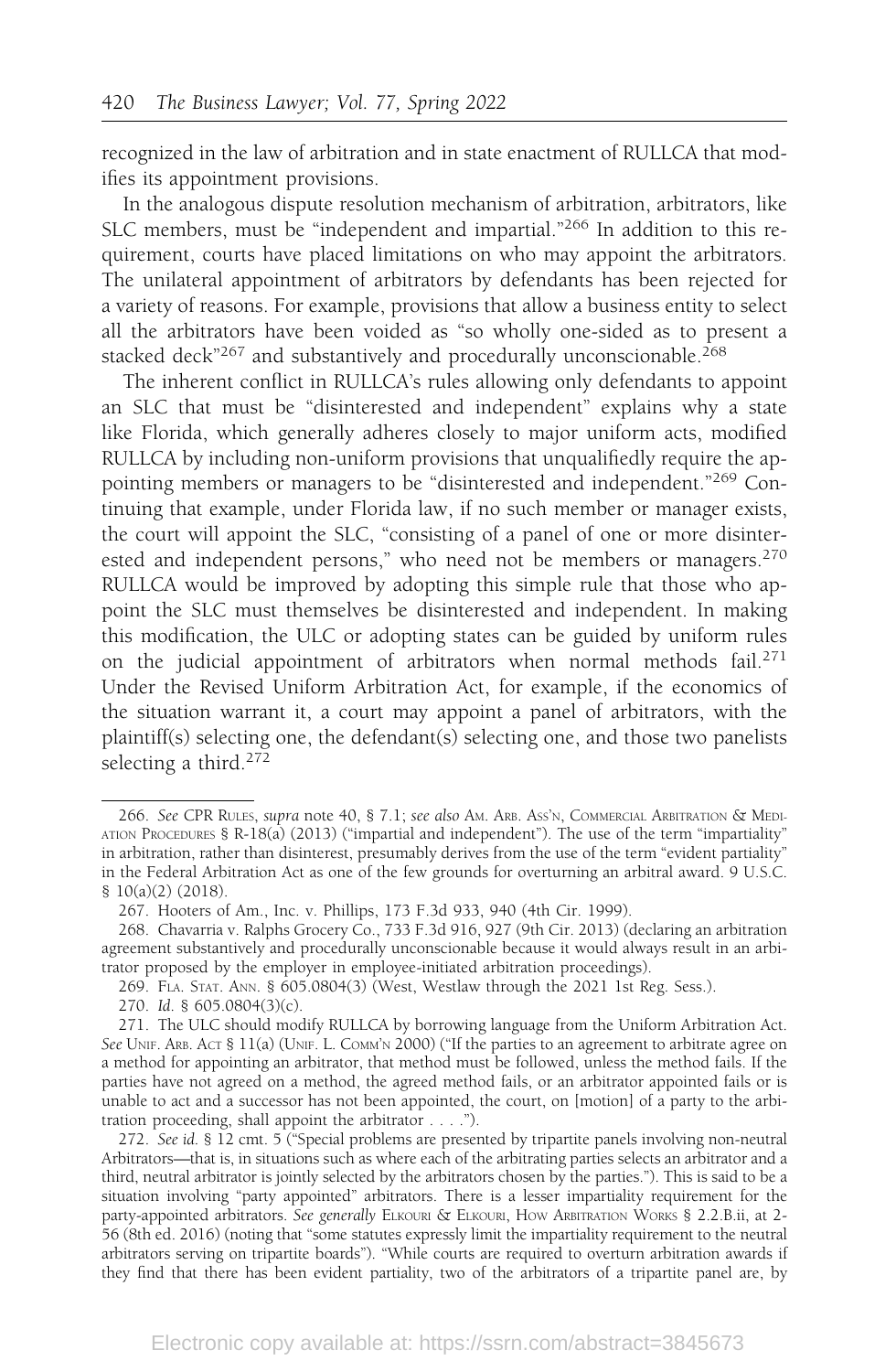recognized in the law of arbitration and in state enactment of RULLCA that modifies its appointment provisions.

In the analogous dispute resolution mechanism of arbitration, arbitrators, like SLC members, must be "independent and impartial."[266] In addition to this requirement, courts have placed limitations on who may appoint the arbitrators. The unilateral appointment of arbitrators by defendants has been rejected for a variety of reasons. For example, provisions that allow a business entity to select all the arbitrators have been voided as "so wholly one-sided as to present a stacked deck"[267] and substantively and procedurally unconscionable.[268]

The inherent conflict in RULLCA's rules allowing only defendants to appoint an SLC that must be "disinterested and independent" explains why a state like Florida, which generally adheres closely to major uniform acts, modified RULLCA by including non-uniform provisions that unqualifiedly require the appointing members or managers to be "disinterested and independent."[269] Continuing that example, under Florida law, if no such member or manager exists, the court will appoint the SLC, "consisting of a panel of one or more disinterested and independent persons," who need not be members or managers.[270] RULLCA would be improved by adopting this simple rule that those who appoint the SLC must themselves be disinterested and independent. In making this modification, the ULC or adopting states can be guided by uniform rules on the judicial appointment of arbitrators when normal methods fail.[271] Under the Revised Uniform Arbitration Act, for example, if the economics of the situation warrant it, a court may appoint a panel of arbitrators, with the plaintiff(s) selecting one, the defendant(s) selecting one, and those two panelists selecting a third.[272]

---

266. *See* CPR Rules, *supra* note 40, § 7.1; *see also* Am. Arb. Ass'n, Commercial Arbitration & Mediation Procedures § R-18(a) (2013) ("impartial and independent"). The use of the term "impartiality" in arbitration, rather than disinterest, presumably derives from the use of the term "evident partiality" in the Federal Arbitration Act as one of the few grounds for overturning an arbitral award. 9 U.S.C. § 10(a)(2) (2018).

267. Hooters of Am., Inc. v. Phillips, 173 F.3d 933, 940 (4th Cir. 1999).

268. Chavarria v. Ralphs Grocery Co., 733 F.3d 916, 927 (9th Cir. 2013) (declaring an arbitration agreement substantively and procedurally unconscionable because it would always result in an arbitrator proposed by the employer in employee-initiated arbitration proceedings).

269. Fla. Stat. Ann. § 605.0804(3) (West, Westlaw through the 2021 1st Reg. Sess.).

270. *Id.* § 605.0804(3)(c).

271. The ULC should modify RULLCA by borrowing language from the Uniform Arbitration Act. *See* Unif. Arb. Act § 11(a) (Unif. L. Comm'n 2000) ("If the parties to an agreement to arbitrate agree on a method for appointing an arbitrator, that method must be followed, unless the method fails. If the parties have not agreed on a method, the agreed method fails, or an arbitrator appointed fails or is unable to act and a successor has not been appointed, the court, on [motion] of a party to the arbitration proceeding, shall appoint the arbitrator . . . .").

272. *See id.* § 12 cmt. 5 ("Special problems are presented by tripartite panels involving non-neutral Arbitrators—that is, in situations such as where each of the arbitrating parties selects an arbitrator and a third, neutral arbitrator is jointly selected by the arbitrators chosen by the parties."). This is said to be a situation involving "party appointed" arbitrators. There is a lesser impartiality requirement for the party-appointed arbitrators. *See generally* Elkouri & Elkouri, How Arbitration Works § 2.2.B.ii, at 2-56 (8th ed. 2016) (noting that "some statutes expressly limit the impartiality requirement to the neutral arbitrators serving on tripartite boards"). "While courts are required to overturn arbitration awards if they find that there has been evident partiality, two of the arbitrators of a tripartite panel are, by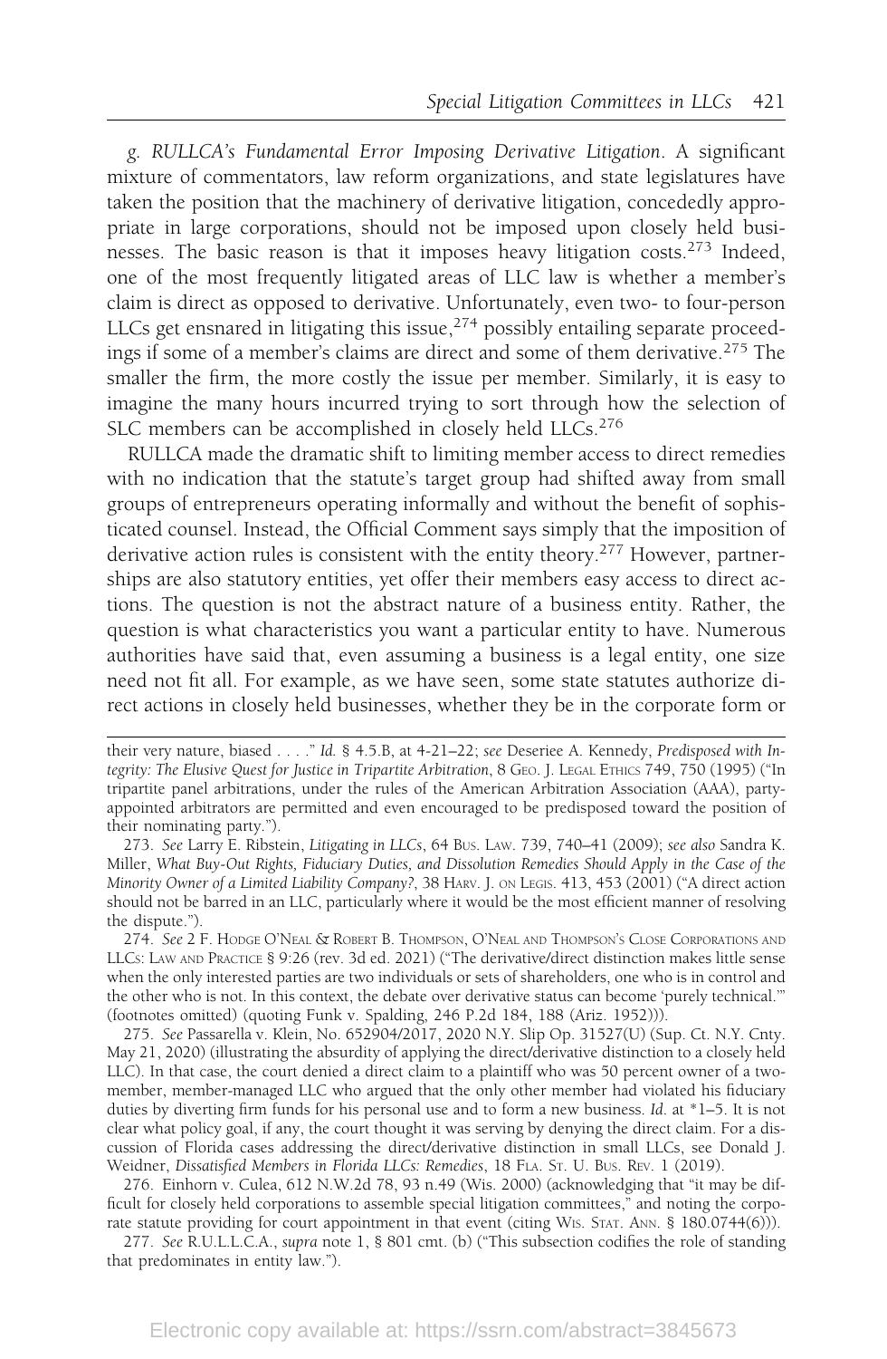*g. RULLCA's Fundamental Error Imposing Derivative Litigation*. A significant mixture of commentators, law reform organizations, and state legislatures have taken the position that the machinery of derivative litigation, concededly appropriate in large corporations, should not be imposed upon closely held businesses. The basic reason is that it imposes heavy litigation costs.[273] Indeed, one of the most frequently litigated areas of LLC law is whether a member's claim is direct as opposed to derivative. Unfortunately, even two- to four-person LLCs get ensnared in litigating this issue,[274] possibly entailing separate proceedings if some of a member's claims are direct and some of them derivative.[275] The smaller the firm, the more costly the issue per member. Similarly, it is easy to imagine the many hours incurred trying to sort through how the selection of SLC members can be accomplished in closely held LLCs.[276]

RULLCA made the dramatic shift to limiting member access to direct remedies with no indication that the statute's target group had shifted away from small groups of entrepreneurs operating informally and without the benefit of sophisticated counsel. Instead, the Official Comment says simply that the imposition of derivative action rules is consistent with the entity theory.[277] However, partnerships are also statutory entities, yet offer their members easy access to direct actions. The question is not the abstract nature of a business entity. Rather, the question is what characteristics you want a particular entity to have. Numerous authorities have said that, even assuming a business is a legal entity, one size need not fit all. For example, as we have seen, some state statutes authorize direct actions in closely held businesses, whether they be in the corporate form or

---

their very nature, biased . . . ." *Id.* § 4.5.B, at 4-21–22; *see* Deseriee A. Kennedy, *Predisposed with Integrity: The Elusive Quest for Justice in Tripartite Arbitration*, 8 GEO. J. LEGAL ETHICS 749, 750 (1995) ("In tripartite panel arbitrations, under the rules of the American Arbitration Association (AAA), party-appointed arbitrators are permitted and even encouraged to be predisposed toward the position of their nominating party.").

273. *See* Larry E. Ribstein, *Litigating in LLCs*, 64 BUS. LAW. 739, 740–41 (2009); *see also* Sandra K. Miller, *What Buy-Out Rights, Fiduciary Duties, and Dissolution Remedies Should Apply in the Case of the Minority Owner of a Limited Liability Company?*, 38 HARV. J. ON LEGIS. 413, 453 (2001) ("A direct action should not be barred in an LLC, particularly where it would be the most efficient manner of resolving the dispute.").

274. *See* 2 F. HODGE O'NEAL & ROBERT B. THOMPSON, O'NEAL AND THOMPSON'S CLOSE CORPORATIONS AND LLCS: LAW AND PRACTICE § 9:26 (rev. 3d ed. 2021) ("The derivative/direct distinction makes little sense when the only interested parties are two individuals or sets of shareholders, one who is in control and the other who is not. In this context, the debate over derivative status can become 'purely technical.'" (footnotes omitted) (quoting Funk v. Spalding, 246 P.2d 184, 188 (Ariz. 1952))).

275. *See* Passarella v. Klein, No. 652904/2017, 2020 N.Y. Slip Op. 31527(U) (Sup. Ct. N.Y. Cnty. May 21, 2020) (illustrating the absurdity of applying the direct/derivative distinction to a closely held LLC). In that case, the court denied a direct claim to a plaintiff who was 50 percent owner of a two-member, member-managed LLC who argued that the only other member had violated his fiduciary duties by diverting firm funds for his personal use and to form a new business. *Id.* at *1–5. It is not clear what policy goal, if any, the court thought it was serving by denying the direct claim. For a discussion of Florida cases addressing the direct/derivative distinction in small LLCs, see Donald J. Weidner, *Dissatisfied Members in Florida LLCs: Remedies*, 18 FLA. ST. U. BUS. REV. 1 (2019).

276. Einhorn v. Culea, 612 N.W.2d 78, 93 n.49 (Wis. 2000) (acknowledging that "it may be difficult for closely held corporations to assemble special litigation committees," and noting the corporate statute providing for court appointment in that event (citing WIS. STAT. ANN. § 180.0744(6))).

277. *See* R.U.L.L.C.A., *supra* note 1, § 801 cmt. (b) ("This subsection codifies the role of standing that predominates in entity law.").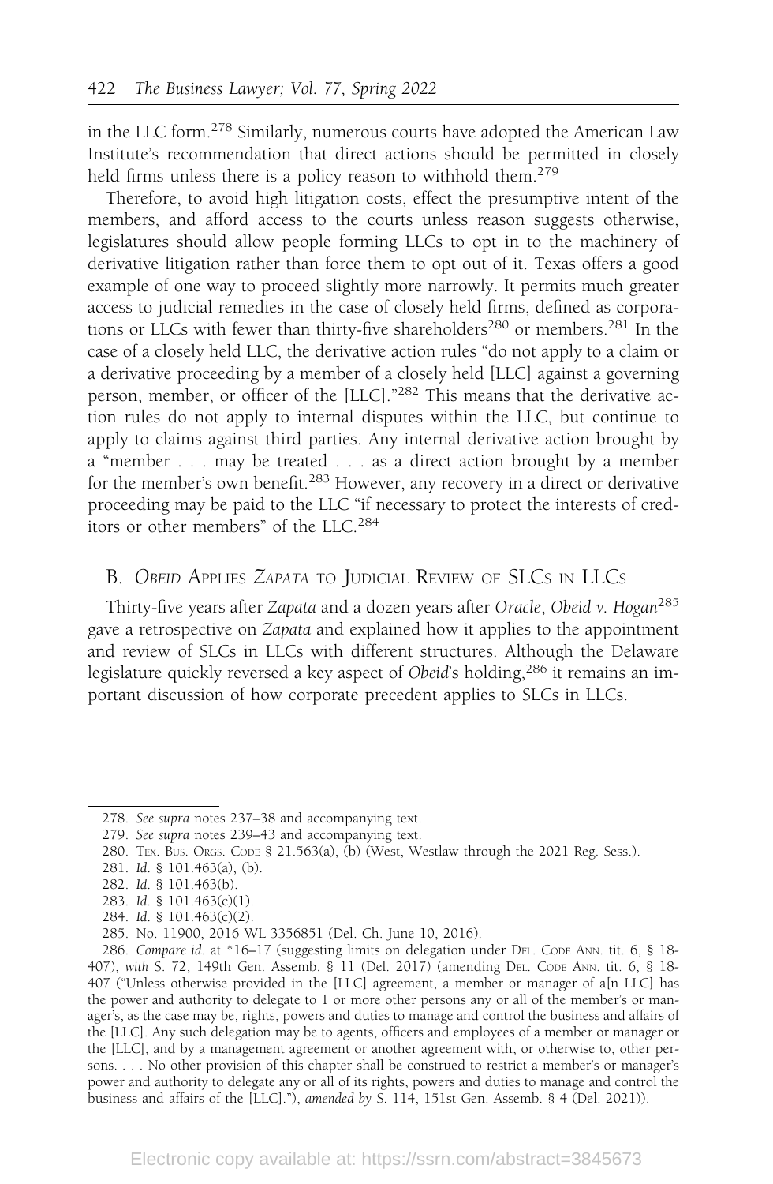in the LLC form.[278] Similarly, numerous courts have adopted the American Law Institute's recommendation that direct actions should be permitted in closely held firms unless there is a policy reason to withhold them.[279]

Therefore, to avoid high litigation costs, effect the presumptive intent of the members, and afford access to the courts unless reason suggests otherwise, legislatures should allow people forming LLCs to opt in to the machinery of derivative litigation rather than force them to opt out of it. Texas offers a good example of one way to proceed slightly more narrowly. It permits much greater access to judicial remedies in the case of closely held firms, defined as corporations or LLCs with fewer than thirty-five shareholders[280] or members.[281] In the case of a closely held LLC, the derivative action rules "do not apply to a claim or a derivative proceeding by a member of a closely held [LLC] against a governing person, member, or officer of the [LLC]."[282] This means that the derivative action rules do not apply to internal disputes within the LLC, but continue to apply to claims against third parties. Any internal derivative action brought by a "member . . . may be treated . . . as a direct action brought by a member for the member's own benefit.[283] However, any recovery in a direct or derivative proceeding may be paid to the LLC "if necessary to protect the interests of creditors or other members" of the LLC.[284]

## B. *Obeid* Applies *Zapata* to Judicial Review of SLCs in LLCs

Thirty-five years after *Zapata* and a dozen years after *Oracle*, *Obeid v. Hogan*[285] gave a retrospective on *Zapata* and explained how it applies to the appointment and review of SLCs in LLCs with different structures. Although the Delaware legislature quickly reversed a key aspect of *Obeid*'s holding,[286] it remains an important discussion of how corporate precedent applies to SLCs in LLCs.

---

278. *See supra* notes 237–38 and accompanying text.

279. *See supra* notes 239–43 and accompanying text.

280. Tex. Bus. Orgs. Code § 21.563(a), (b) (West, Westlaw through the 2021 Reg. Sess.).

281. *Id.* § 101.463(a), (b).

282. *Id.* § 101.463(b).

283. *Id.* § 101.463(c)(1).

284. *Id.* § 101.463(c)(2).

285. No. 11900, 2016 WL 3356851 (Del. Ch. June 10, 2016).

286. *Compare id.* at *16–17 (suggesting limits on delegation under Del. Code Ann. tit. 6, § 18-407), *with* S. 72, 149th Gen. Assemb. § 11 (Del. 2017) (amending Del. Code Ann. tit. 6, § 18-407 ("Unless otherwise provided in the [LLC] agreement, a member or manager of a[n LLC] has the power and authority to delegate to 1 or more other persons any or all of the member's or manager's, as the case may be, rights, powers and duties to manage and control the business and affairs of the [LLC]. Any such delegation may be to agents, officers and employees of a member or manager or the [LLC], and by a management agreement or another agreement with, or otherwise to, other persons. . . . No other provision of this chapter shall be construed to restrict a member's or manager's power and authority to delegate any or all of its rights, powers and duties to manage and control the business and affairs of the [LLC]."), *amended by* S. 114, 151st Gen. Assemb. § 4 (Del. 2021)).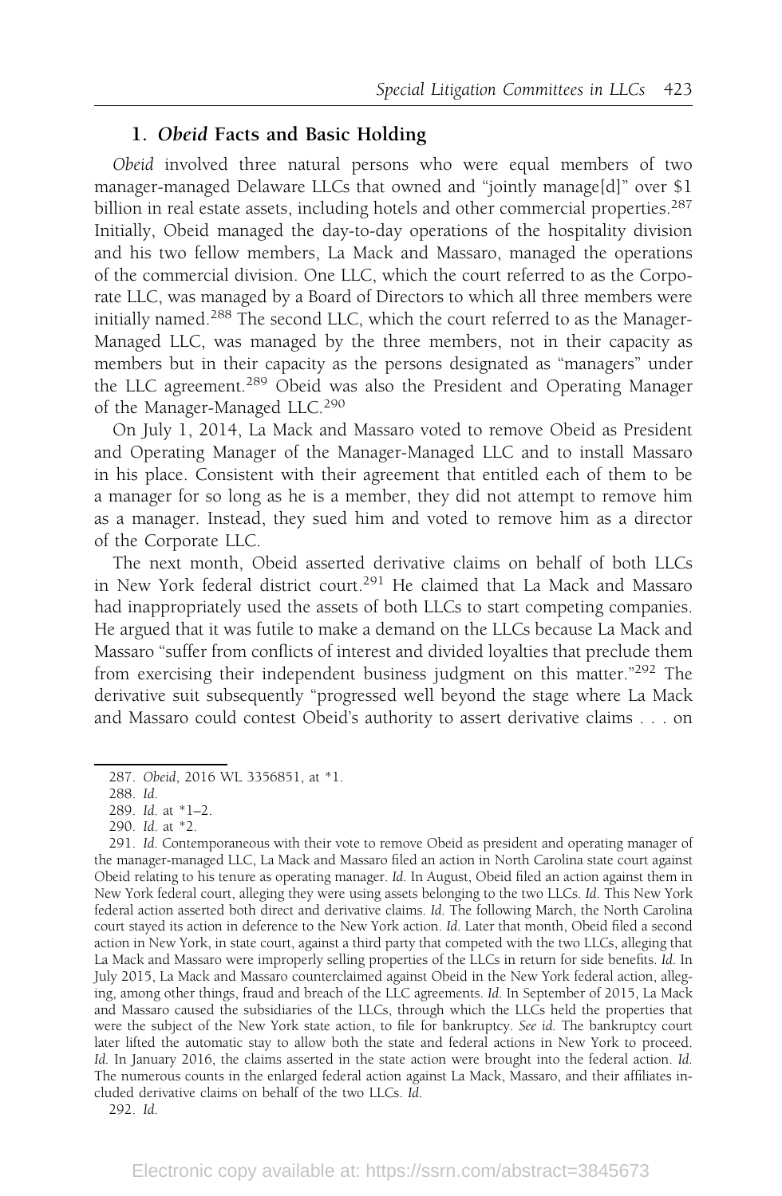### 1. *Obeid* Facts and Basic Holding

*Obeid* involved three natural persons who were equal members of two manager-managed Delaware LLCs that owned and "jointly manage[d]" over $1 billion in real estate assets, including hotels and other commercial properties.[287] Initially, Obeid managed the day-to-day operations of the hospitality division and his two fellow members, La Mack and Massaro, managed the operations of the commercial division. One LLC, which the court referred to as the Corporate LLC, was managed by a Board of Directors to which all three members were initially named.[288] The second LLC, which the court referred to as the Manager-Managed LLC, was managed by the three members, not in their capacity as members but in their capacity as the persons designated as "managers" under the LLC agreement.[289] Obeid was also the President and Operating Manager of the Manager-Managed LLC.[290]

On July 1, 2014, La Mack and Massaro voted to remove Obeid as President and Operating Manager of the Manager-Managed LLC and to install Massaro in his place. Consistent with their agreement that entitled each of them to be a manager for so long as he is a member, they did not attempt to remove him as a manager. Instead, they sued him and voted to remove him as a director of the Corporate LLC.

The next month, Obeid asserted derivative claims on behalf of both LLCs in New York federal district court.[291] He claimed that La Mack and Massaro had inappropriately used the assets of both LLCs to start competing companies. He argued that it was futile to make a demand on the LLCs because La Mack and Massaro "suffer from conflicts of interest and divided loyalties that preclude them from exercising their independent business judgment on this matter."[292] The derivative suit subsequently "progressed well beyond the stage where La Mack and Massaro could contest Obeid's authority to assert derivative claims . . . on

---

287. *Obeid*, 2016 WL 3356851, at *1.

288. *Id.*

289. *Id.* at *1–2.

290. *Id.* at *2.

291. *Id.* Contemporaneous with their vote to remove Obeid as president and operating manager of the manager-managed LLC, La Mack and Massaro filed an action in North Carolina state court against Obeid relating to his tenure as operating manager. *Id.* In August, Obeid filed an action against them in New York federal court, alleging they were using assets belonging to the two LLCs. *Id.* This New York federal action asserted both direct and derivative claims. *Id.* The following March, the North Carolina court stayed its action in deference to the New York action. *Id.* Later that month, Obeid filed a second action in New York, in state court, against a third party that competed with the two LLCs, alleging that La Mack and Massaro were improperly selling properties of the LLCs in return for side benefits. *Id.* In July 2015, La Mack and Massaro counterclaimed against Obeid in the New York federal action, alleging, among other things, fraud and breach of the LLC agreements. *Id.* In September of 2015, La Mack and Massaro caused the subsidiaries of the LLCs, through which the LLCs held the properties that were the subject of the New York state action, to file for bankruptcy. *See id.* The bankruptcy court later lifted the automatic stay to allow both the state and federal actions in New York to proceed. *Id.* In January 2016, the claims asserted in the state action were brought into the federal action. *Id.* The numerous counts in the enlarged federal action against La Mack, Massaro, and their affiliates included derivative claims on behalf of the two LLCs. *Id.*

292. *Id.*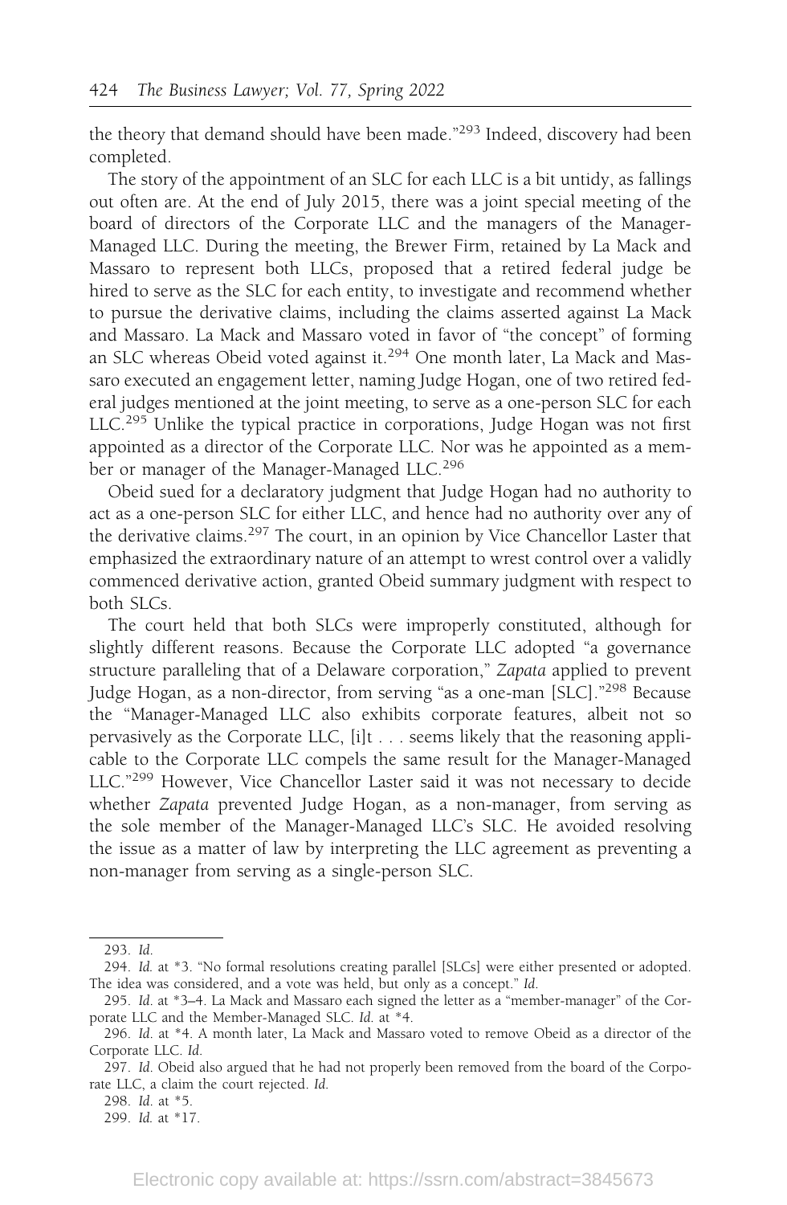the theory that demand should have been made."[293] Indeed, discovery had been completed.

The story of the appointment of an SLC for each LLC is a bit untidy, as fallings out often are. At the end of July 2015, there was a joint special meeting of the board of directors of the Corporate LLC and the managers of the Manager-Managed LLC. During the meeting, the Brewer Firm, retained by La Mack and Massaro to represent both LLCs, proposed that a retired federal judge be hired to serve as the SLC for each entity, to investigate and recommend whether to pursue the derivative claims, including the claims asserted against La Mack and Massaro. La Mack and Massaro voted in favor of "the concept" of forming an SLC whereas Obeid voted against it.[294] One month later, La Mack and Massaro executed an engagement letter, naming Judge Hogan, one of two retired federal judges mentioned at the joint meeting, to serve as a one-person SLC for each LLC.[295] Unlike the typical practice in corporations, Judge Hogan was not first appointed as a director of the Corporate LLC. Nor was he appointed as a member or manager of the Manager-Managed LLC.[296]

Obeid sued for a declaratory judgment that Judge Hogan had no authority to act as a one-person SLC for either LLC, and hence had no authority over any of the derivative claims.[297] The court, in an opinion by Vice Chancellor Laster that emphasized the extraordinary nature of an attempt to wrest control over a validly commenced derivative action, granted Obeid summary judgment with respect to both SLCs.

The court held that both SLCs were improperly constituted, although for slightly different reasons. Because the Corporate LLC adopted "a governance structure paralleling that of a Delaware corporation," *Zapata* applied to prevent Judge Hogan, as a non-director, from serving "as a one-man [SLC]."[298] Because the "Manager-Managed LLC also exhibits corporate features, albeit not so pervasively as the Corporate LLC, [i]t . . . seems likely that the reasoning applicable to the Corporate LLC compels the same result for the Manager-Managed LLC."[299] However, Vice Chancellor Laster said it was not necessary to decide whether *Zapata* prevented Judge Hogan, as a non-manager, from serving as the sole member of the Manager-Managed LLC's SLC. He avoided resolving the issue as a matter of law by interpreting the LLC agreement as preventing a non-manager from serving as a single-person SLC.

---

293. *Id.*

294. *Id.* at *3. "No formal resolutions creating parallel [SLCs] were either presented or adopted. The idea was considered, and a vote was held, but only as a concept." *Id.*

295. *Id.* at *3–4. La Mack and Massaro each signed the letter as a "member-manager" of the Corporate LLC and the Member-Managed SLC. *Id.* at *4.

296. *Id.* at *4. A month later, La Mack and Massaro voted to remove Obeid as a director of the Corporate LLC. *Id.*

297. *Id.* Obeid also argued that he had not properly been removed from the board of the Corporate LLC, a claim the court rejected. *Id.*

298. *Id.* at *5.

299. *Id.* at *17.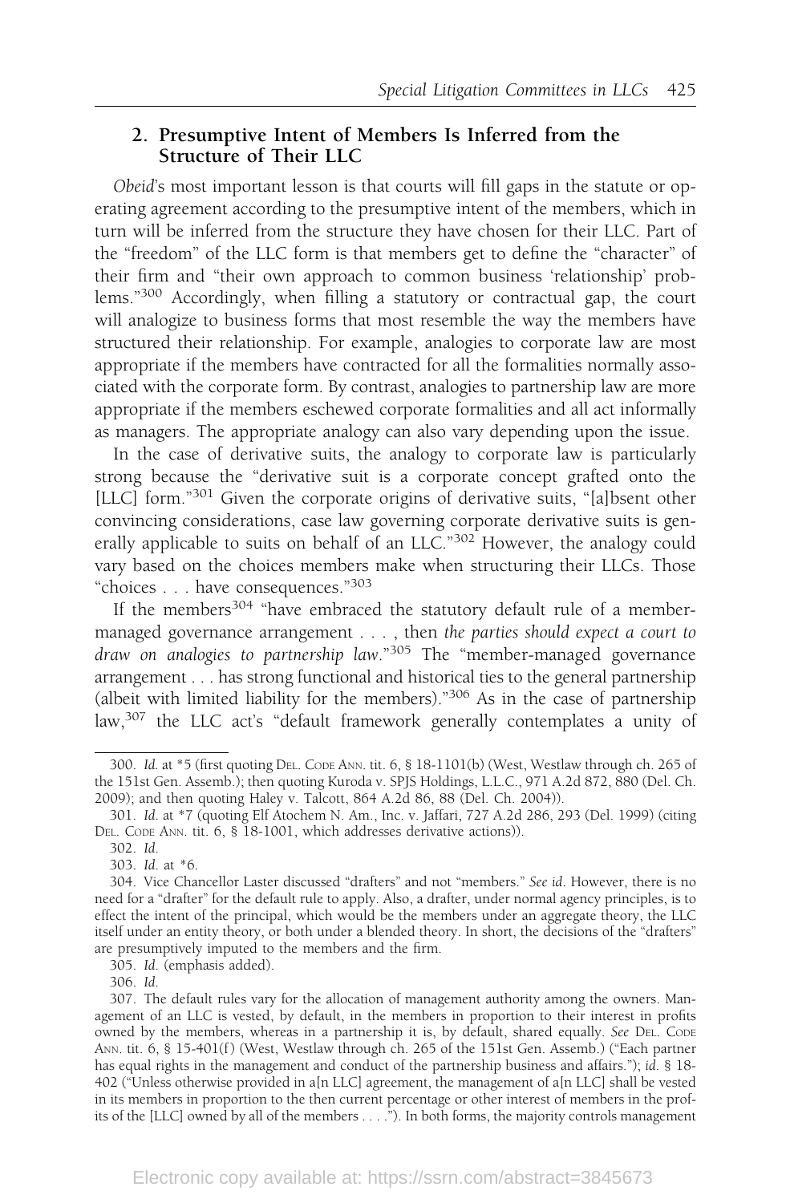### 2. Presumptive Intent of Members Is Inferred from the Structure of Their LLC

*Obeid*'s most important lesson is that courts will fill gaps in the statute or operating agreement according to the presumptive intent of the members, which in turn will be inferred from the structure they have chosen for their LLC. Part of the "freedom" of the LLC form is that members get to define the "character" of their firm and "their own approach to common business 'relationship' problems."[300] Accordingly, when filling a statutory or contractual gap, the court will analogize to business forms that most resemble the way the members have structured their relationship. For example, analogies to corporate law are most appropriate if the members have contracted for all the formalities normally associated with the corporate form. By contrast, analogies to partnership law are more appropriate if the members eschewed corporate formalities and all act informally as managers. The appropriate analogy can also vary depending upon the issue.

In the case of derivative suits, the analogy to corporate law is particularly strong because the "derivative suit is a corporate concept grafted onto the [LLC] form."[301] Given the corporate origins of derivative suits, "[a]bsent other convincing considerations, case law governing corporate derivative suits is generally applicable to suits on behalf of an LLC."[302] However, the analogy could vary based on the choices members make when structuring their LLCs. Those "choices . . . have consequences."[303]

If the members[304] "have embraced the statutory default rule of a member-managed governance arrangement . . . , then *the parties should expect a court to draw on analogies to partnership law*."[305] The "member-managed governance arrangement . . . has strong functional and historical ties to the general partnership (albeit with limited liability for the members)."[306] As in the case of partnership law,[307] the LLC act's "default framework generally contemplates a unity of

---

300. *Id.* at *5 (first quoting DEL. CODE ANN. tit. 6, § 18-1101(b) (West, Westlaw through ch. 265 of the 151st Gen. Assemb.); then quoting Kuroda v. SPJS Holdings, L.L.C., 971 A.2d 872, 880 (Del. Ch. 2009); and then quoting Haley v. Talcott, 864 A.2d 86, 88 (Del. Ch. 2004)).

301. *Id.* at *7 (quoting Elf Atochem N. Am., Inc. v. Jaffari, 727 A.2d 286, 293 (Del. 1999) (citing DEL. CODE ANN. tit. 6, § 18-1001, which addresses derivative actions)).

302. *Id.*

303. *Id.* at *6.

304. Vice Chancellor Laster discussed "drafters" and not "members." *See id.* However, there is no need for a "drafter" for the default rule to apply. Also, a drafter, under normal agency principles, is to effect the intent of the principal, which would be the members under an aggregate theory, the LLC itself under an entity theory, or both under a blended theory. In short, the decisions of the "drafters" are presumptively imputed to the members and the firm.

305. *Id.* (emphasis added).

306. *Id.*

307. The default rules vary for the allocation of management authority among the owners. Management of an LLC is vested, by default, in the members in proportion to their interest in profits owned by the members, whereas in a partnership it is, by default, shared equally. *See* DEL. CODE ANN. tit. 6, § 15-401(f) (West, Westlaw through ch. 265 of the 151st Gen. Assemb.) ("Each partner has equal rights in the management and conduct of the partnership business and affairs."); *id.* § 18-402 ("Unless otherwise provided in a[n LLC] agreement, the management of a[n LLC] shall be vested in its members in proportion to the then current percentage or other interest of members in the profits of the [LLC] owned by all of the members . . . ."). In both forms, the majority controls management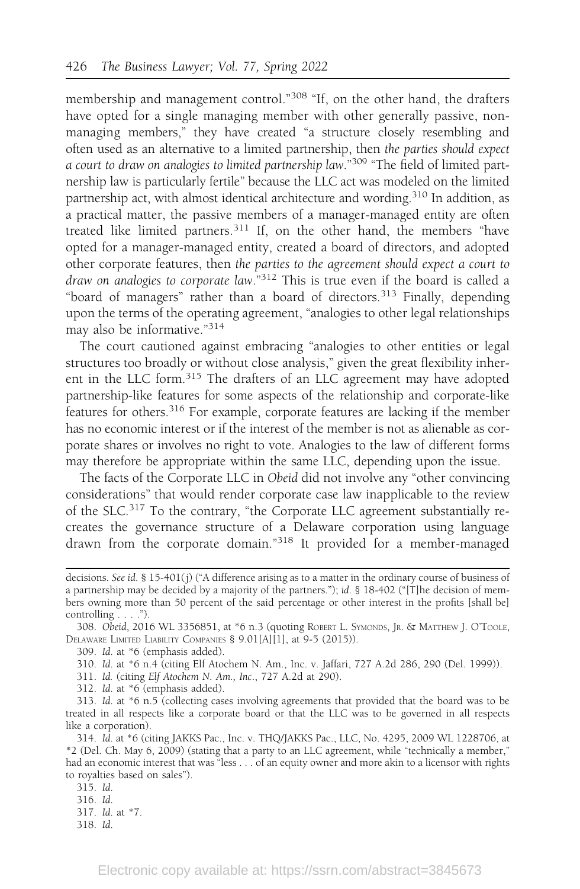membership and management control."[308] "If, on the other hand, the drafters have opted for a single managing member with other generally passive, non-managing members," they have created "a structure closely resembling and often used as an alternative to a limited partnership, then *the parties should expect a court to draw on analogies to limited partnership law*."[309] "The field of limited partnership law is particularly fertile" because the LLC act was modeled on the limited partnership act, with almost identical architecture and wording.[310] In addition, as a practical matter, the passive members of a manager-managed entity are often treated like limited partners.[311] If, on the other hand, the members "have opted for a manager-managed entity, created a board of directors, and adopted other corporate features, then *the parties to the agreement should expect a court to draw on analogies to corporate law*."[312] This is true even if the board is called a "board of managers" rather than a board of directors.[313] Finally, depending upon the terms of the operating agreement, "analogies to other legal relationships may also be informative."[314]

The court cautioned against embracing "analogies to other entities or legal structures too broadly or without close analysis," given the great flexibility inherent in the LLC form.[315] The drafters of an LLC agreement may have adopted partnership-like features for some aspects of the relationship and corporate-like features for others.[316] For example, corporate features are lacking if the member has no economic interest or if the interest of the member is not as alienable as corporate shares or involves no right to vote. Analogies to the law of different forms may therefore be appropriate within the same LLC, depending upon the issue.

The facts of the Corporate LLC in *Obeid* did not involve any "other convincing considerations" that would render corporate case law inapplicable to the review of the SLC.[317] To the contrary, "the Corporate LLC agreement substantially recreates the governance structure of a Delaware corporation using language drawn from the corporate domain."[318] It provided for a member-managed

---

decisions. *See id.* § 15-401(j) ("A difference arising as to a matter in the ordinary course of business of a partnership may be decided by a majority of the partners."); *id.* § 18-402 ("[T]he decision of members owning more than 50 percent of the said percentage or other interest in the profits [shall be] controlling . . . .").

308. *Obeid*, 2016 WL 3356851, at *6 n.3 (quoting ROBERT L. SYMONDS, JR. & MATTHEW J. O'TOOLE, DELAWARE LIMITED LIABILITY COMPANIES § 9.01[A][1], at 9-5 (2015)).

309. *Id.* at *6 (emphasis added).

310. *Id.* at *6 n.4 (citing Elf Atochem N. Am., Inc. v. Jaffari, 727 A.2d 286, 290 (Del. 1999)).

311. *Id.* (citing *Elf Atochem N. Am., Inc.*, 727 A.2d at 290).

312. *Id.* at *6 (emphasis added).

313. *Id.* at *6 n.5 (collecting cases involving agreements that provided that the board was to be treated in all respects like a corporate board or that the LLC was to be governed in all respects like a corporation).

314. *Id.* at *6 (citing JAKKS Pac., Inc. v. THQ/JAKKS Pac., LLC, No. 4295, 2009 WL 1228706, at *2 (Del. Ch. May 6, 2009) (stating that a party to an LLC agreement, while "technically a member," had an economic interest that was "less . . . of an equity owner and more akin to a licensor with rights to royalties based on sales").

315. *Id.*

316. *Id.*

317. *Id.* at *7.

318. *Id.*

Electronic copy available at: https://ssrn.com/abstract=3845673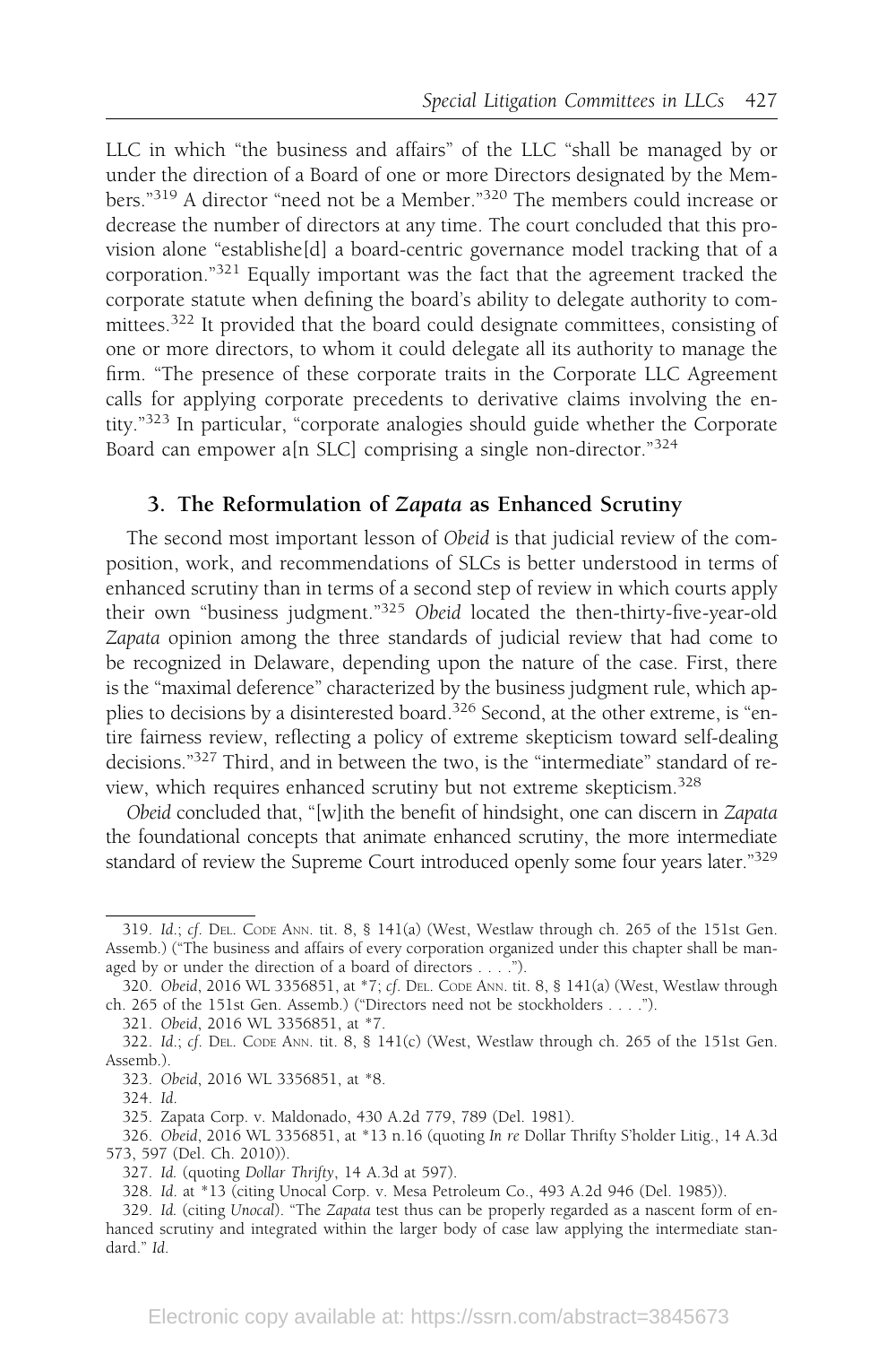LLC in which "the business and affairs" of the LLC "shall be managed by or under the direction of a Board of one or more Directors designated by the Members."[319] A director "need not be a Member."[320] The members could increase or decrease the number of directors at any time. The court concluded that this provision alone "establishe[d] a board-centric governance model tracking that of a corporation."[321] Equally important was the fact that the agreement tracked the corporate statute when defining the board's ability to delegate authority to committees.[322] It provided that the board could designate committees, consisting of one or more directors, to whom it could delegate all its authority to manage the firm. "The presence of these corporate traits in the Corporate LLC Agreement calls for applying corporate precedents to derivative claims involving the entity."[323] In particular, "corporate analogies should guide whether the Corporate Board can empower a[n SLC] comprising a single non-director."[324]

### 3. The Reformulation of *Zapata* as Enhanced Scrutiny

The second most important lesson of *Obeid* is that judicial review of the composition, work, and recommendations of SLCs is better understood in terms of enhanced scrutiny than in terms of a second step of review in which courts apply their own "business judgment."[325] *Obeid* located the then-thirty-five-year-old *Zapata* opinion among the three standards of judicial review that had come to be recognized in Delaware, depending upon the nature of the case. First, there is the "maximal deference" characterized by the business judgment rule, which applies to decisions by a disinterested board.[326] Second, at the other extreme, is "entire fairness review, reflecting a policy of extreme skepticism toward self-dealing decisions."[327] Third, and in between the two, is the "intermediate" standard of review, which requires enhanced scrutiny but not extreme skepticism.[328]

*Obeid* concluded that, "[w]ith the benefit of hindsight, one can discern in *Zapata* the foundational concepts that animate enhanced scrutiny, the more intermediate standard of review the Supreme Court introduced openly some four years later."[329]

---

319. *Id.*; *cf.* DEL. CODE ANN. tit. 8, § 141(a) (West, Westlaw through ch. 265 of the 151st Gen. Assemb.) ("The business and affairs of every corporation organized under this chapter shall be managed by or under the direction of a board of directors . . . .").

320. *Obeid*, 2016 WL 3356851, at *7; *cf.* DEL. CODE ANN. tit. 8, § 141(a) (West, Westlaw through ch. 265 of the 151st Gen. Assemb.) ("Directors need not be stockholders . . . .").

321. *Obeid*, 2016 WL 3356851, at *7.

322. *Id.*; *cf.* DEL. CODE ANN. tit. 8, § 141(c) (West, Westlaw through ch. 265 of the 151st Gen. Assemb.).

323. *Obeid*, 2016 WL 3356851, at *8.

324. *Id.*

325. Zapata Corp. v. Maldonado, 430 A.2d 779, 789 (Del. 1981).

326. *Obeid*, 2016 WL 3356851, at *13 n.16 (quoting *In re* Dollar Thrifty S'holder Litig., 14 A.3d 573, 597 (Del. Ch. 2010)).

327. *Id.* (quoting *Dollar Thrifty*, 14 A.3d at 597).

328. *Id.* at *13 (citing Unocal Corp. v. Mesa Petroleum Co., 493 A.2d 946 (Del. 1985)).

329. *Id.* (citing *Unocal*). "The *Zapata* test thus can be properly regarded as a nascent form of enhanced scrutiny and integrated within the larger body of case law applying the intermediate standard." *Id.*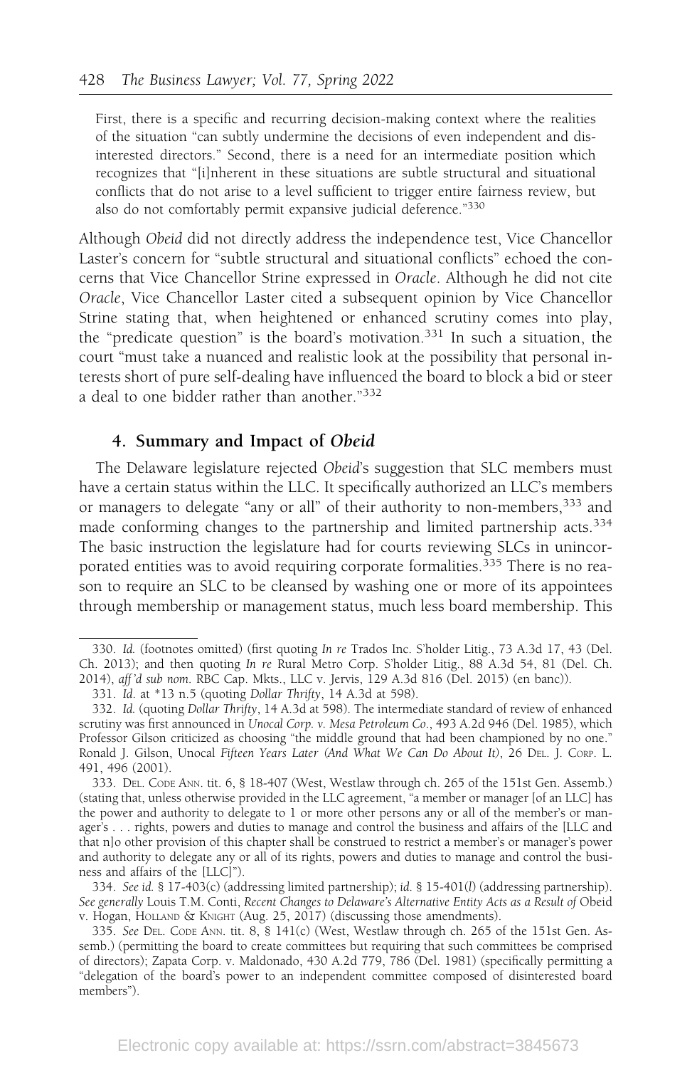> First, there is a specific and recurring decision-making context where the realities of the situation "can subtly undermine the decisions of even independent and disinterested directors." Second, there is a need for an intermediate position which recognizes that "[i]nherent in these situations are subtle structural and situational conflicts that do not arise to a level sufficient to trigger entire fairness review, but also do not comfortably permit expansive judicial deference."[330]

Although *Obeid* did not directly address the independence test, Vice Chancellor Laster's concern for "subtle structural and situational conflicts" echoed the concerns that Vice Chancellor Strine expressed in *Oracle*. Although he did not cite *Oracle*, Vice Chancellor Laster cited a subsequent opinion by Vice Chancellor Strine stating that, when heightened or enhanced scrutiny comes into play, the "predicate question" is the board's motivation.[331] In such a situation, the court "must take a nuanced and realistic look at the possibility that personal interests short of pure self-dealing have influenced the board to block a bid or steer a deal to one bidder rather than another."[332]

### 4. Summary and Impact of *Obeid*

The Delaware legislature rejected *Obeid*'s suggestion that SLC members must have a certain status within the LLC. It specifically authorized an LLC's members or managers to delegate "any or all" of their authority to non-members,[333] and made conforming changes to the partnership and limited partnership acts.[334] The basic instruction the legislature had for courts reviewing SLCs in unincorporated entities was to avoid requiring corporate formalities.[335] There is no reason to require an SLC to be cleansed by washing one or more of its appointees through membership or management status, much less board membership. This

---

330. *Id.* (footnotes omitted) (first quoting *In re* Trados Inc. S'holder Litig., 73 A.3d 17, 43 (Del. Ch. 2013); and then quoting *In re* Rural Metro Corp. S'holder Litig., 88 A.3d 54, 81 (Del. Ch. 2014), *aff'd sub nom.* RBC Cap. Mkts., LLC v. Jervis, 129 A.3d 816 (Del. 2015) (en banc)).

331. *Id.* at *13 n.5 (quoting *Dollar Thrifty*, 14 A.3d at 598).

332. *Id.* (quoting *Dollar Thrifty*, 14 A.3d at 598). The intermediate standard of review of enhanced scrutiny was first announced in *Unocal Corp. v. Mesa Petroleum Co.*, 493 A.2d 946 (Del. 1985), which Professor Gilson criticized as choosing "the middle ground that had been championed by no one." Ronald J. Gilson, Unocal *Fifteen Years Later (And What We Can Do About It)*, 26 DEL. J. CORP. L. 491, 496 (2001).

333. DEL. CODE ANN. tit. 6, § 18-407 (West, Westlaw through ch. 265 of the 151st Gen. Assemb.) (stating that, unless otherwise provided in the LLC agreement, "a member or manager [of an LLC] has the power and authority to delegate to 1 or more other persons any or all of the member's or manager's . . . rights, powers and duties to manage and control the business and affairs of the [LLC and that n]o other provision of this chapter shall be construed to restrict a member's or manager's power and authority to delegate any or all of its rights, powers and duties to manage and control the business and affairs of the [LLC]").

334. *See id.* § 17-403(c) (addressing limited partnership); *id.* § 15-401(*l*) (addressing partnership). *See generally* Louis T.M. Conti, *Recent Changes to Delaware's Alternative Entity Acts as a Result of* Obeid v. Hogan, HOLLAND & KNIGHT (Aug. 25, 2017) (discussing those amendments).

335. *See* DEL. CODE ANN. tit. 8, § 141(c) (West, Westlaw through ch. 265 of the 151st Gen. Assemb.) (permitting the board to create committees but requiring that such committees be comprised of directors); Zapata Corp. v. Maldonado, 430 A.2d 779, 786 (Del. 1981) (specifically permitting a "delegation of the board's power to an independent committee composed of disinterested board members").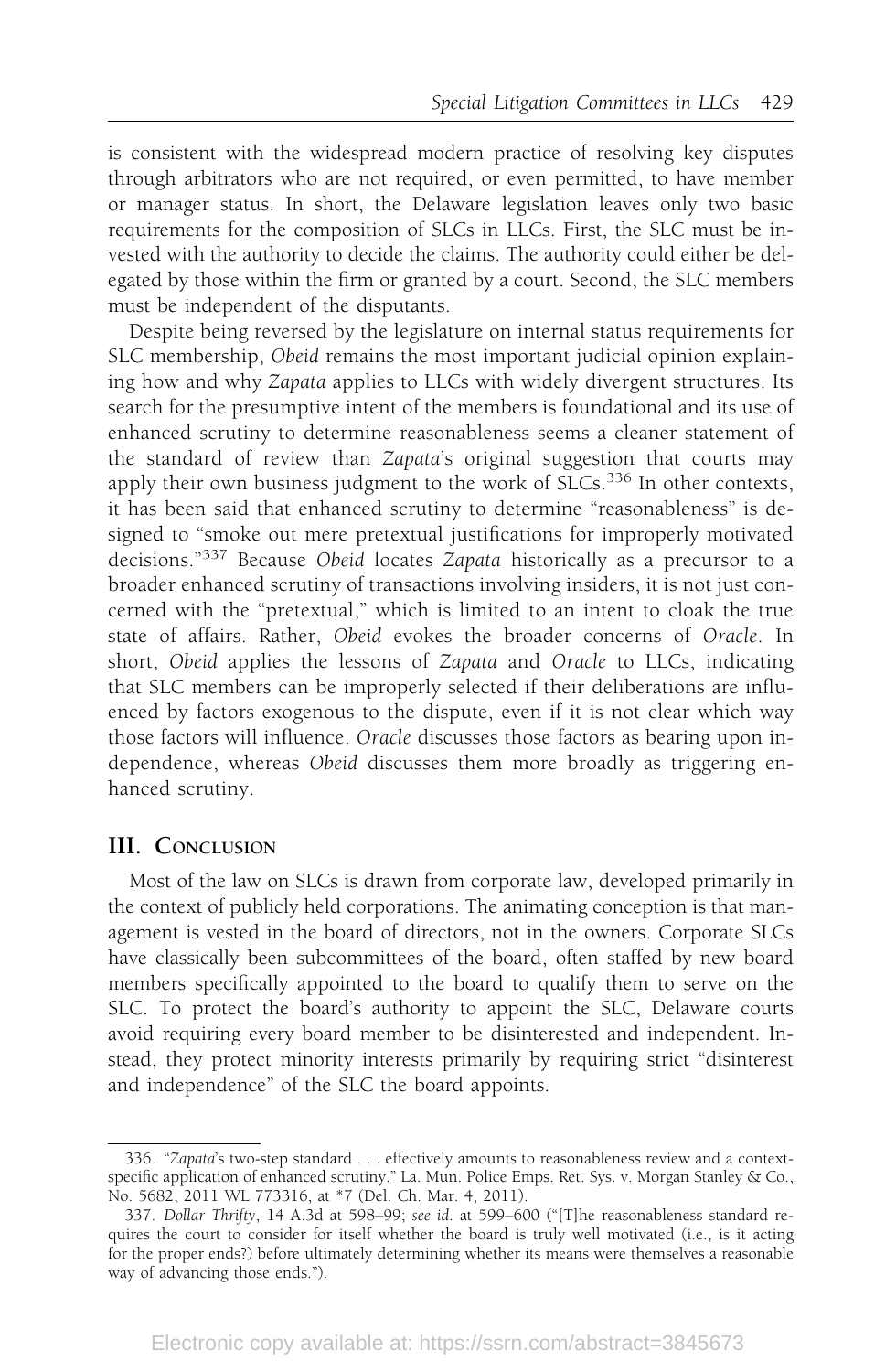is consistent with the widespread modern practice of resolving key disputes through arbitrators who are not required, or even permitted, to have member or manager status. In short, the Delaware legislation leaves only two basic requirements for the composition of SLCs in LLCs. First, the SLC must be invested with the authority to decide the claims. The authority could either be delegated by those within the firm or granted by a court. Second, the SLC members must be independent of the disputants.

Despite being reversed by the legislature on internal status requirements for SLC membership, *Obeid* remains the most important judicial opinion explaining how and why *Zapata* applies to LLCs with widely divergent structures. Its search for the presumptive intent of the members is foundational and its use of enhanced scrutiny to determine reasonableness seems a cleaner statement of the standard of review than *Zapata*'s original suggestion that courts may apply their own business judgment to the work of SLCs.[336] In other contexts, it has been said that enhanced scrutiny to determine "reasonableness" is designed to "smoke out mere pretextual justifications for improperly motivated decisions."[337] Because *Obeid* locates *Zapata* historically as a precursor to a broader enhanced scrutiny of transactions involving insiders, it is not just concerned with the "pretextual," which is limited to an intent to cloak the true state of affairs. Rather, *Obeid* evokes the broader concerns of *Oracle*. In short, *Obeid* applies the lessons of *Zapata* and *Oracle* to LLCs, indicating that SLC members can be improperly selected if their deliberations are influenced by factors exogenous to the dispute, even if it is not clear which way those factors will influence. *Oracle* discusses those factors as bearing upon independence, whereas *Obeid* discusses them more broadly as triggering enhanced scrutiny.

## III. Conclusion

Most of the law on SLCs is drawn from corporate law, developed primarily in the context of publicly held corporations. The animating conception is that management is vested in the board of directors, not in the owners. Corporate SLCs have classically been subcommittees of the board, often staffed by new board members specifically appointed to the board to qualify them to serve on the SLC. To protect the board's authority to appoint the SLC, Delaware courts avoid requiring every board member to be disinterested and independent. Instead, they protect minority interests primarily by requiring strict "disinterest and independence" of the SLC the board appoints.

---

336. "*Zapata*'s two-step standard . . . effectively amounts to reasonableness review and a context-specific application of enhanced scrutiny." La. Mun. Police Emps. Ret. Sys. v. Morgan Stanley & Co., No. 5682, 2011 WL 773316, at *7 (Del. Ch. Mar. 4, 2011).

337. *Dollar Thrifty*, 14 A.3d at 598–99; *see id.* at 599–600 ("[T]he reasonableness standard requires the court to consider for itself whether the board is truly well motivated (i.e., is it acting for the proper ends?) before ultimately determining whether its means were themselves a reasonable way of advancing those ends.").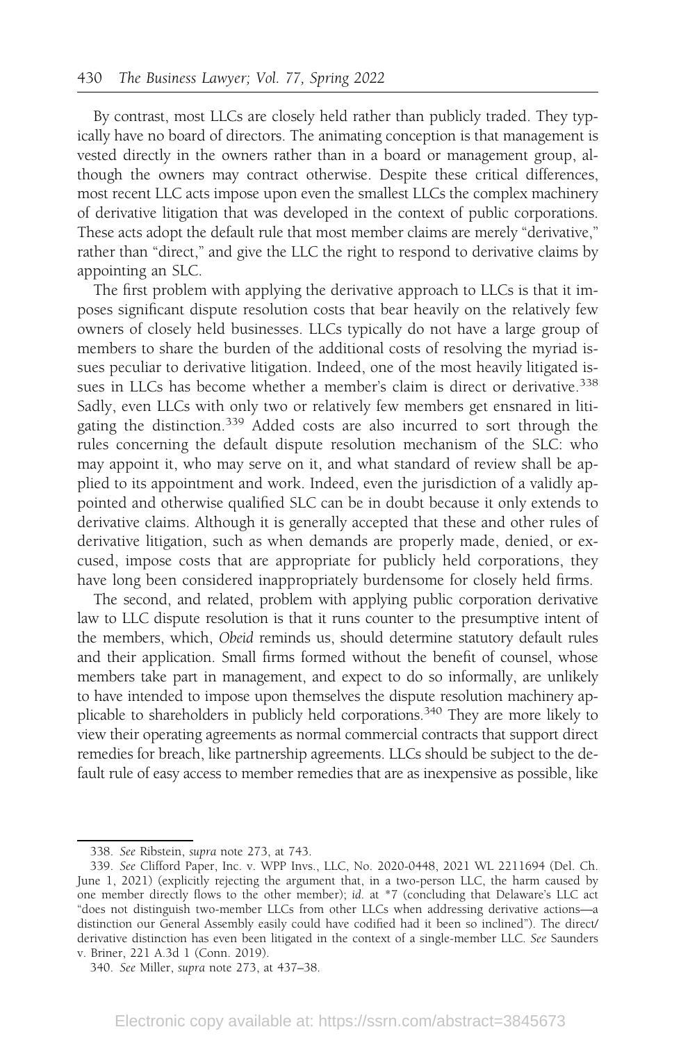By contrast, most LLCs are closely held rather than publicly traded. They typically have no board of directors. The animating conception is that management is vested directly in the owners rather than in a board or management group, although the owners may contract otherwise. Despite these critical differences, most recent LLC acts impose upon even the smallest LLCs the complex machinery of derivative litigation that was developed in the context of public corporations. These acts adopt the default rule that most member claims are merely "derivative," rather than "direct," and give the LLC the right to respond to derivative claims by appointing an SLC.

The first problem with applying the derivative approach to LLCs is that it imposes significant dispute resolution costs that bear heavily on the relatively few owners of closely held businesses. LLCs typically do not have a large group of members to share the burden of the additional costs of resolving the myriad issues peculiar to derivative litigation. Indeed, one of the most heavily litigated issues in LLCs has become whether a member's claim is direct or derivative.[338] Sadly, even LLCs with only two or relatively few members get ensnared in litigating the distinction.[339] Added costs are also incurred to sort through the rules concerning the default dispute resolution mechanism of the SLC: who may appoint it, who may serve on it, and what standard of review shall be applied to its appointment and work. Indeed, even the jurisdiction of a validly appointed and otherwise qualified SLC can be in doubt because it only extends to derivative claims. Although it is generally accepted that these and other rules of derivative litigation, such as when demands are properly made, denied, or excused, impose costs that are appropriate for publicly held corporations, they have long been considered inappropriately burdensome for closely held firms.

The second, and related, problem with applying public corporation derivative law to LLC dispute resolution is that it runs counter to the presumptive intent of the members, which, *Obeid* reminds us, should determine statutory default rules and their application. Small firms formed without the benefit of counsel, whose members take part in management, and expect to do so informally, are unlikely to have intended to impose upon themselves the dispute resolution machinery applicable to shareholders in publicly held corporations.[340] They are more likely to view their operating agreements as normal commercial contracts that support direct remedies for breach, like partnership agreements. LLCs should be subject to the default rule of easy access to member remedies that are as inexpensive as possible, like

---

338. *See* Ribstein, *supra* note 273, at 743.

339. *See* Clifford Paper, Inc. v. WPP Invs., LLC, No. 2020-0448, 2021 WL 2211694 (Del. Ch. June 1, 2021) (explicitly rejecting the argument that, in a two-person LLC, the harm caused by one member directly flows to the other member); *id.* at *7 (concluding that Delaware's LLC act "does not distinguish two-member LLCs from other LLCs when addressing derivative actions—a distinction our General Assembly easily could have codified had it been so inclined"). The direct/derivative distinction has even been litigated in the context of a single-member LLC. *See* Saunders v. Briner, 221 A.3d 1 (Conn. 2019).

340. *See* Miller, *supra* note 273, at 437–38.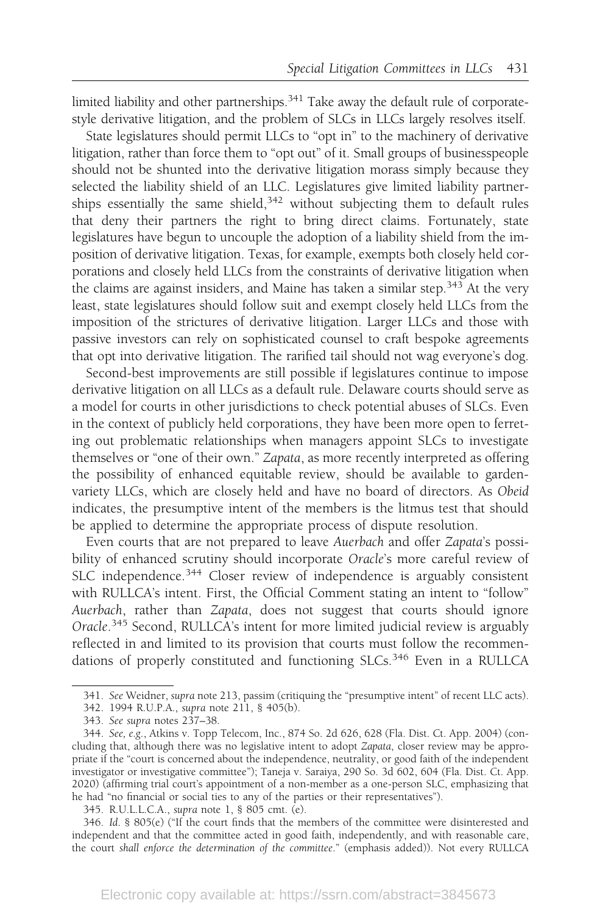limited liability and other partnerships.[341] Take away the default rule of corporate-style derivative litigation, and the problem of SLCs in LLCs largely resolves itself.

State legislatures should permit LLCs to "opt in" to the machinery of derivative litigation, rather than force them to "opt out" of it. Small groups of businesspeople should not be shunted into the derivative litigation morass simply because they selected the liability shield of an LLC. Legislatures give limited liability partnerships essentially the same shield,[342] without subjecting them to default rules that deny their partners the right to bring direct claims. Fortunately, state legislatures have begun to uncouple the adoption of a liability shield from the imposition of derivative litigation. Texas, for example, exempts both closely held corporations and closely held LLCs from the constraints of derivative litigation when the claims are against insiders, and Maine has taken a similar step.[343] At the very least, state legislatures should follow suit and exempt closely held LLCs from the imposition of the strictures of derivative litigation. Larger LLCs and those with passive investors can rely on sophisticated counsel to craft bespoke agreements that opt into derivative litigation. The rarified tail should not wag everyone's dog.

Second-best improvements are still possible if legislatures continue to impose derivative litigation on all LLCs as a default rule. Delaware courts should serve as a model for courts in other jurisdictions to check potential abuses of SLCs. Even in the context of publicly held corporations, they have been more open to ferreting out problematic relationships when managers appoint SLCs to investigate themselves or "one of their own." *Zapata*, as more recently interpreted as offering the possibility of enhanced equitable review, should be available to garden-variety LLCs, which are closely held and have no board of directors. As *Obeid* indicates, the presumptive intent of the members is the litmus test that should be applied to determine the appropriate process of dispute resolution.

Even courts that are not prepared to leave *Auerbach* and offer *Zapata*'s possibility of enhanced scrutiny should incorporate *Oracle*'s more careful review of SLC independence.[344] Closer review of independence is arguably consistent with RULLCA's intent. First, the Official Comment stating an intent to "follow" *Auerbach*, rather than *Zapata*, does not suggest that courts should ignore *Oracle*.[345] Second, RULLCA's intent for more limited judicial review is arguably reflected in and limited to its provision that courts must follow the recommendations of properly constituted and functioning SLCs.[346] Even in a RULLCA

---

341. *See* Weidner, *supra* note 213, passim (critiquing the "presumptive intent" of recent LLC acts).

342. 1994 R.U.P.A., *supra* note 211, § 405(b).

343. *See supra* notes 237–38.

344. *See, e.g.*, Atkins v. Topp Telecom, Inc., 874 So. 2d 626, 628 (Fla. Dist. Ct. App. 2004) (concluding that, although there was no legislative intent to adopt *Zapata*, closer review may be appropriate if the "court is concerned about the independence, neutrality, or good faith of the independent investigator or investigative committee"); Taneja v. Saraiya, 290 So. 3d 602, 604 (Fla. Dist. Ct. App. 2020) (affirming trial court's appointment of a non-member as a one-person SLC, emphasizing that he had "no financial or social ties to any of the parties or their representatives").

345. R.U.L.L.C.A., *supra* note 1, § 805 cmt. (e).

346. *Id.* § 805(e) ("If the court finds that the members of the committee were disinterested and independent and that the committee acted in good faith, independently, and with reasonable care, the court *shall enforce the determination of the committee*." (emphasis added)). Not every RULLCA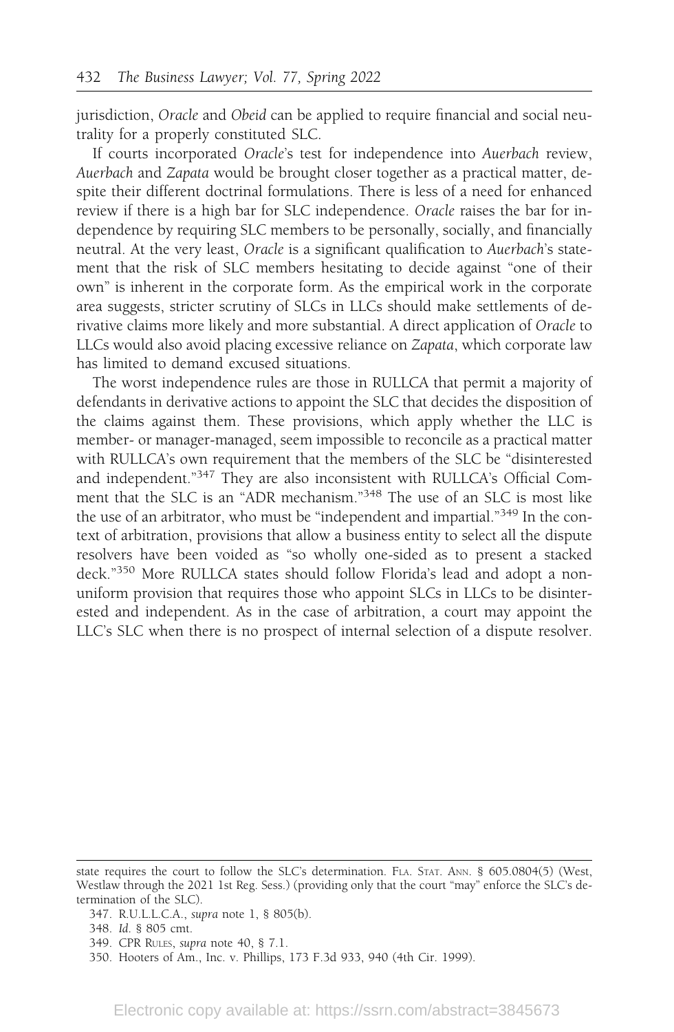jurisdiction, *Oracle* and *Obeid* can be applied to require financial and social neutrality for a properly constituted SLC.

If courts incorporated *Oracle*'s test for independence into *Auerbach* review, *Auerbach* and *Zapata* would be brought closer together as a practical matter, despite their different doctrinal formulations. There is less of a need for enhanced review if there is a high bar for SLC independence. *Oracle* raises the bar for independence by requiring SLC members to be personally, socially, and financially neutral. At the very least, *Oracle* is a significant qualification to *Auerbach*'s statement that the risk of SLC members hesitating to decide against "one of their own" is inherent in the corporate form. As the empirical work in the corporate area suggests, stricter scrutiny of SLCs in LLCs should make settlements of derivative claims more likely and more substantial. A direct application of *Oracle* to LLCs would also avoid placing excessive reliance on *Zapata*, which corporate law has limited to demand excused situations.

The worst independence rules are those in RULLCA that permit a majority of defendants in derivative actions to appoint the SLC that decides the disposition of the claims against them. These provisions, which apply whether the LLC is member- or manager-managed, seem impossible to reconcile as a practical matter with RULLCA's own requirement that the members of the SLC be "disinterested and independent."[347] They are also inconsistent with RULLCA's Official Comment that the SLC is an "ADR mechanism."[348] The use of an SLC is most like the use of an arbitrator, who must be "independent and impartial."[349] In the context of arbitration, provisions that allow a business entity to select all the dispute resolvers have been voided as "so wholly one-sided as to present a stacked deck."[350] More RULLCA states should follow Florida's lead and adopt a non-uniform provision that requires those who appoint SLCs in LLCs to be disinterested and independent. As in the case of arbitration, a court may appoint the LLC's SLC when there is no prospect of internal selection of a dispute resolver.

---

state requires the court to follow the SLC's determination. FLA. STAT. ANN. § 605.0804(5) (West, Westlaw through the 2021 1st Reg. Sess.) (providing only that the court "may" enforce the SLC's determination of the SLC).

347. R.U.L.L.C.A., *supra* note 1, § 805(b).

348. *Id.* § 805 cmt.

349. CPR RULES, *supra* note 40, § 7.1.

350. Hooters of Am., Inc. v. Phillips, 173 F.3d 933, 940 (4th Cir. 1999).